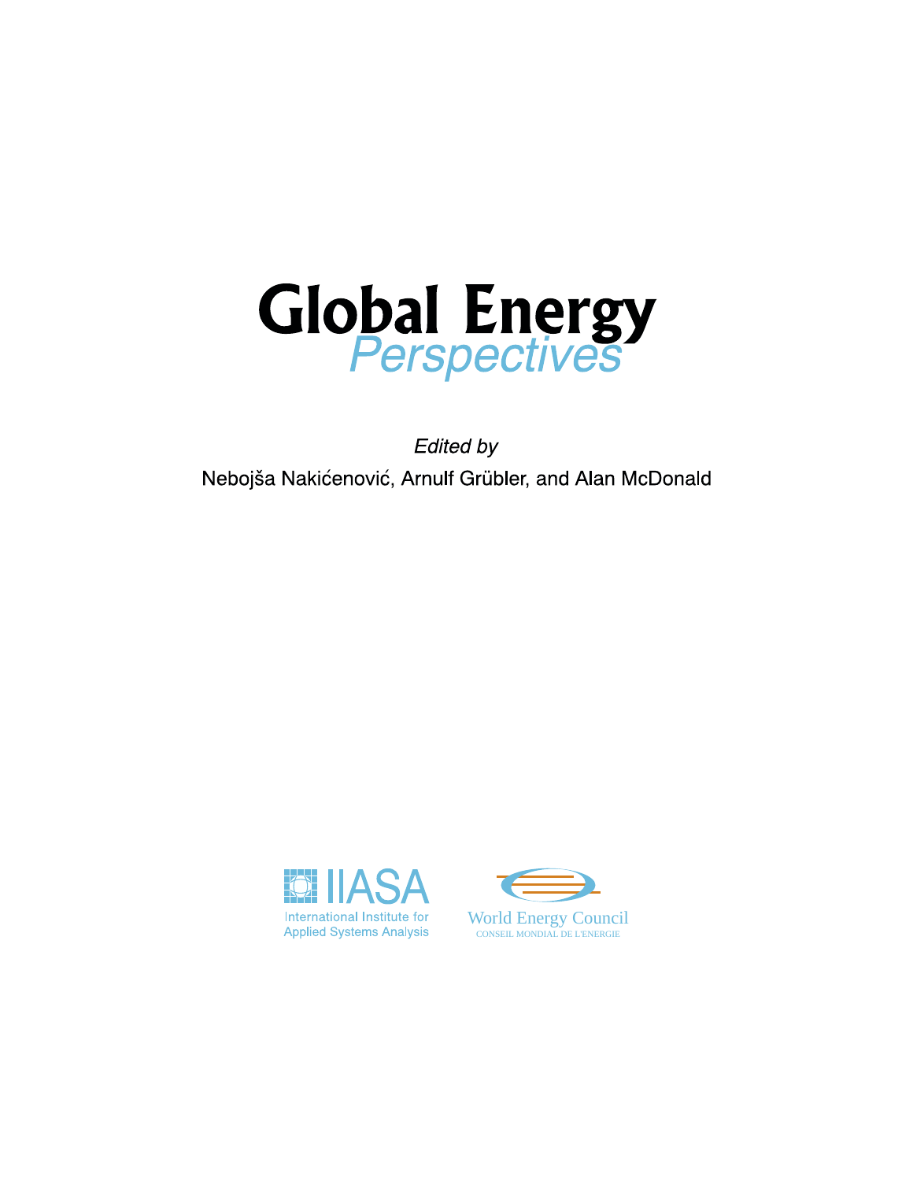# Global Energy *Perspectives*

*Edited by*

Nebojša Nakićenović, Arnulf Grübler, and Alan McDonald

IIASA
International Institute for Applied Systems Analysis

World Energy Council
CONSEIL MONDIAL DE L'ENERGIE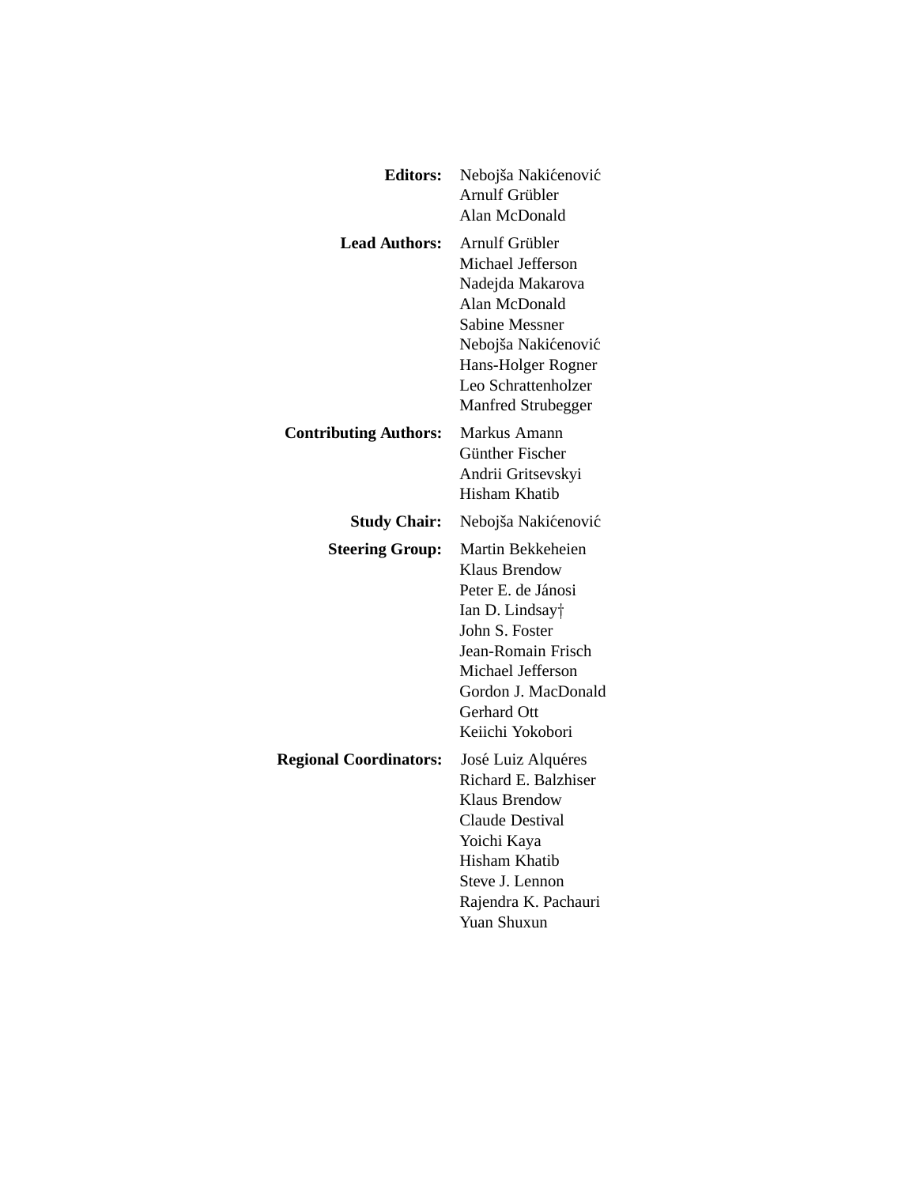**Editors:** Nebojša Nakićenović
Arnulf Grübler
Alan McDonald

**Lead Authors:** Arnulf Grübler
Michael Jefferson
Nadejda Makarova
Alan McDonald
Sabine Messner
Nebojša Nakićenović
Hans-Holger Rogner
Leo Schrattenholzer
Manfred Strubegger

**Contributing Authors:** Markus Amann
Günther Fischer
Andrii Gritsevskyi
Hisham Khatib

**Study Chair:** Nebojša Nakićenović

**Steering Group:** Martin Bekkeheien
Klaus Brendow
Peter E. de Jánosi
Ian D. Lindsay†
John S. Foster
Jean-Romain Frisch
Michael Jefferson
Gordon J. MacDonald
Gerhard Ott
Keiichi Yokobori

**Regional Coordinators:** José Luiz Alquéres
Richard E. Balzhiser
Klaus Brendow
Claude Destival
Yoichi Kaya
Hisham Khatib
Steve J. Lennon
Rajendra K. Pachauri
Yuan Shuxun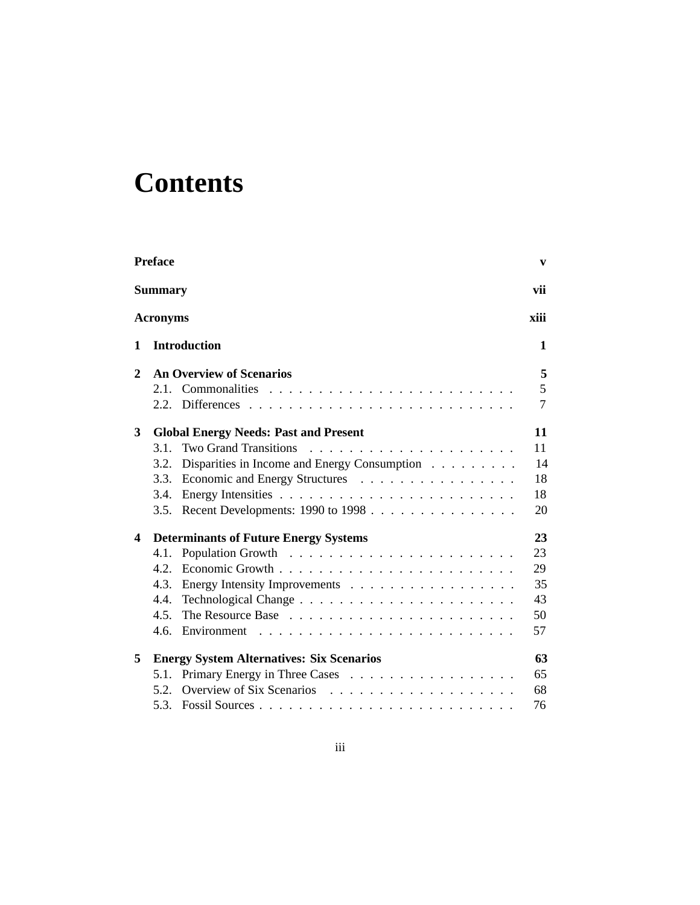# Contents

**Preface** **v**

**Summary** **vii**

**Acronyms** **xiii**

**1 Introduction** **1**

**2 An Overview of Scenarios** **5**

- 2.1. Commonalities . . . . . . . . . . . . . . . . . . . . . . . . . 5
- 2.2. Differences . . . . . . . . . . . . . . . . . . . . . . . . . . . 7

**3 Global Energy Needs: Past and Present** **11**

- 3.1. Two Grand Transitions . . . . . . . . . . . . . . . . . . . . . 11
- 3.2. Disparities in Income and Energy Consumption . . . . . . . . . 14
- 3.3. Economic and Energy Structures . . . . . . . . . . . . . . . . 18
- 3.4. Energy Intensities . . . . . . . . . . . . . . . . . . . . . . . . 18
- 3.5. Recent Developments: 1990 to 1998 . . . . . . . . . . . . . . . 20

**4 Determinants of Future Energy Systems** **23**

- 4.1. Population Growth . . . . . . . . . . . . . . . . . . . . . . . 23
- 4.2. Economic Growth . . . . . . . . . . . . . . . . . . . . . . . . 29
- 4.3. Energy Intensity Improvements . . . . . . . . . . . . . . . . . 35
- 4.4. Technological Change . . . . . . . . . . . . . . . . . . . . . . 43
- 4.5. The Resource Base . . . . . . . . . . . . . . . . . . . . . . . 50
- 4.6. Environment . . . . . . . . . . . . . . . . . . . . . . . . . . 57

**5 Energy System Alternatives: Six Scenarios** **63**

- 5.1. Primary Energy in Three Cases . . . . . . . . . . . . . . . . . 65
- 5.2. Overview of Six Scenarios . . . . . . . . . . . . . . . . . . . 68
- 5.3. Fossil Sources . . . . . . . . . . . . . . . . . . . . . . . . . . 76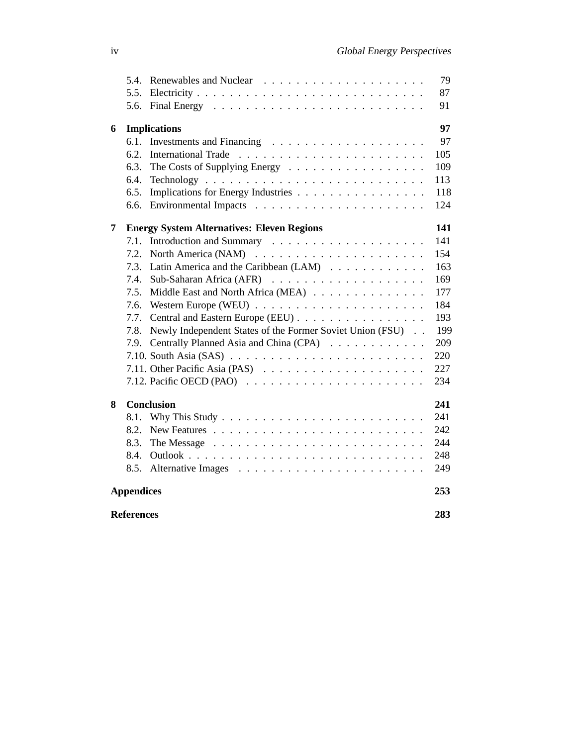| | | |
|---|---|---|
| | 5.4. Renewables and Nuclear | 79 |
| | 5.5. Electricity | 87 |
| | 5.6. Final Energy | 91 |
| **6** | **Implications** | **97** |
| | 6.1. Investments and Financing | 97 |
| | 6.2. International Trade | 105 |
| | 6.3. The Costs of Supplying Energy | 109 |
| | 6.4. Technology | 113 |
| | 6.5. Implications for Energy Industries | 118 |
| | 6.6. Environmental Impacts | 124 |
| **7** | **Energy System Alternatives: Eleven Regions** | **141** |
| | 7.1. Introduction and Summary | 141 |
| | 7.2. North America (NAM) | 154 |
| | 7.3. Latin America and the Caribbean (LAM) | 163 |
| | 7.4. Sub-Saharan Africa (AFR) | 169 |
| | 7.5. Middle East and North Africa (MEA) | 177 |
| | 7.6. Western Europe (WEU) | 184 |
| | 7.7. Central and Eastern Europe (EEU) | 193 |
| | 7.8. Newly Independent States of the Former Soviet Union (FSU) | 199 |
| | 7.9. Centrally Planned Asia and China (CPA) | 209 |
| | 7.10. South Asia (SAS) | 220 |
| | 7.11. Other Pacific Asia (PAS) | 227 |
| | 7.12. Pacific OECD (PAO) | 234 |
| **8** | **Conclusion** | **241** |
| | 8.1. Why This Study | 241 |
| | 8.2. New Features | 242 |
| | 8.3. The Message | 244 |
| | 8.4. Outlook | 248 |
| | 8.5. Alternative Images | 249 |
| **Appendices** | | **253** |
| **References** | | **283** |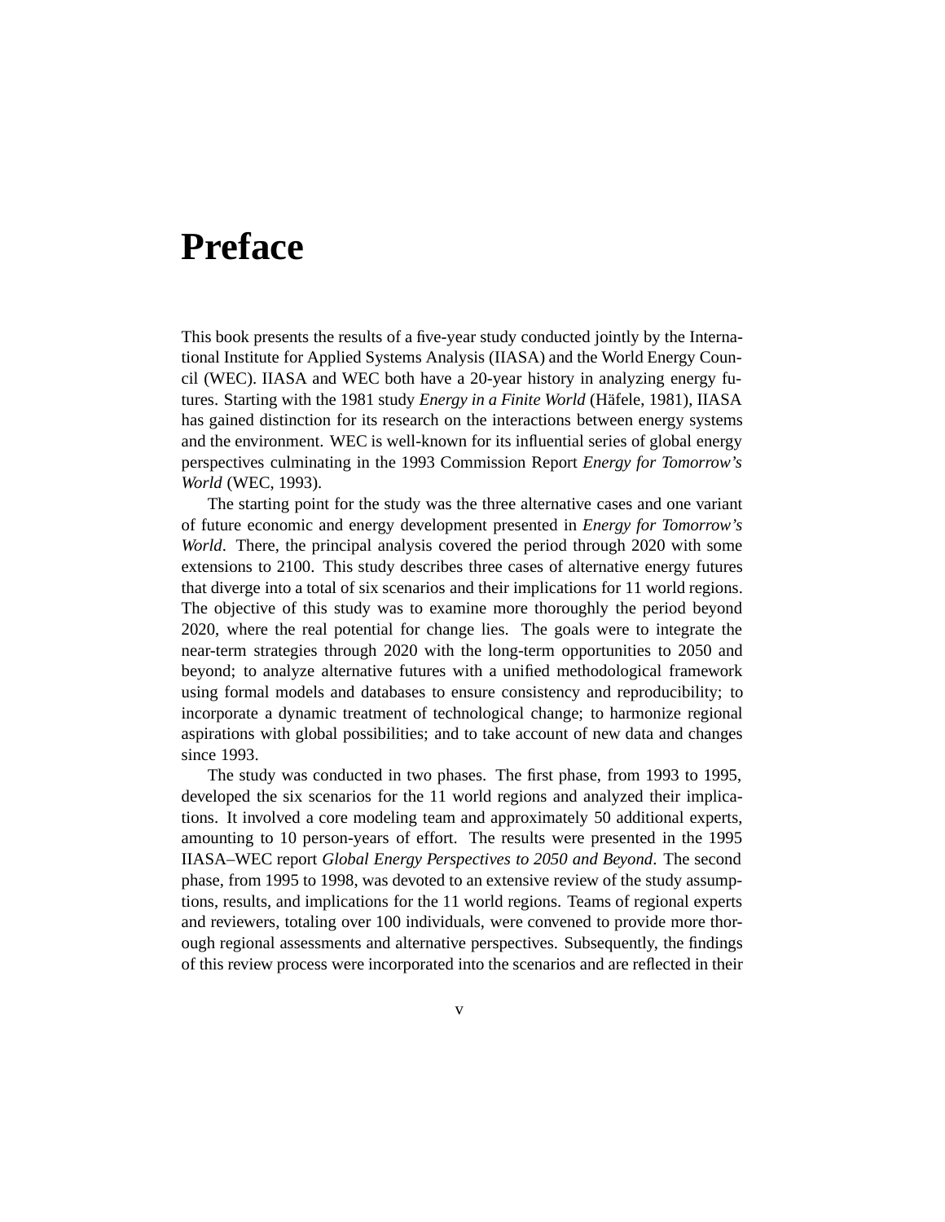# Preface

This book presents the results of a five-year study conducted jointly by the International Institute for Applied Systems Analysis (IIASA) and the World Energy Council (WEC). IIASA and WEC both have a 20-year history in analyzing energy futures. Starting with the 1981 study *Energy in a Finite World* (Häfele, 1981), IIASA has gained distinction for its research on the interactions between energy systems and the environment. WEC is well-known for its influential series of global energy perspectives culminating in the 1993 Commission Report *Energy for Tomorrow's World* (WEC, 1993).

The starting point for the study was the three alternative cases and one variant of future economic and energy development presented in *Energy for Tomorrow's World*. There, the principal analysis covered the period through 2020 with some extensions to 2100. This study describes three cases of alternative energy futures that diverge into a total of six scenarios and their implications for 11 world regions. The objective of this study was to examine more thoroughly the period beyond 2020, where the real potential for change lies. The goals were to integrate the near-term strategies through 2020 with the long-term opportunities to 2050 and beyond; to analyze alternative futures with a unified methodological framework using formal models and databases to ensure consistency and reproducibility; to incorporate a dynamic treatment of technological change; to harmonize regional aspirations with global possibilities; and to take account of new data and changes since 1993.

The study was conducted in two phases. The first phase, from 1993 to 1995, developed the six scenarios for the 11 world regions and analyzed their implications. It involved a core modeling team and approximately 50 additional experts, amounting to 10 person-years of effort. The results were presented in the 1995 IIASA–WEC report *Global Energy Perspectives to 2050 and Beyond*. The second phase, from 1995 to 1998, was devoted to an extensive review of the study assumptions, results, and implications for the 11 world regions. Teams of regional experts and reviewers, totaling over 100 individuals, were convened to provide more thorough regional assessments and alternative perspectives. Subsequently, the findings of this review process were incorporated into the scenarios and are reflected in their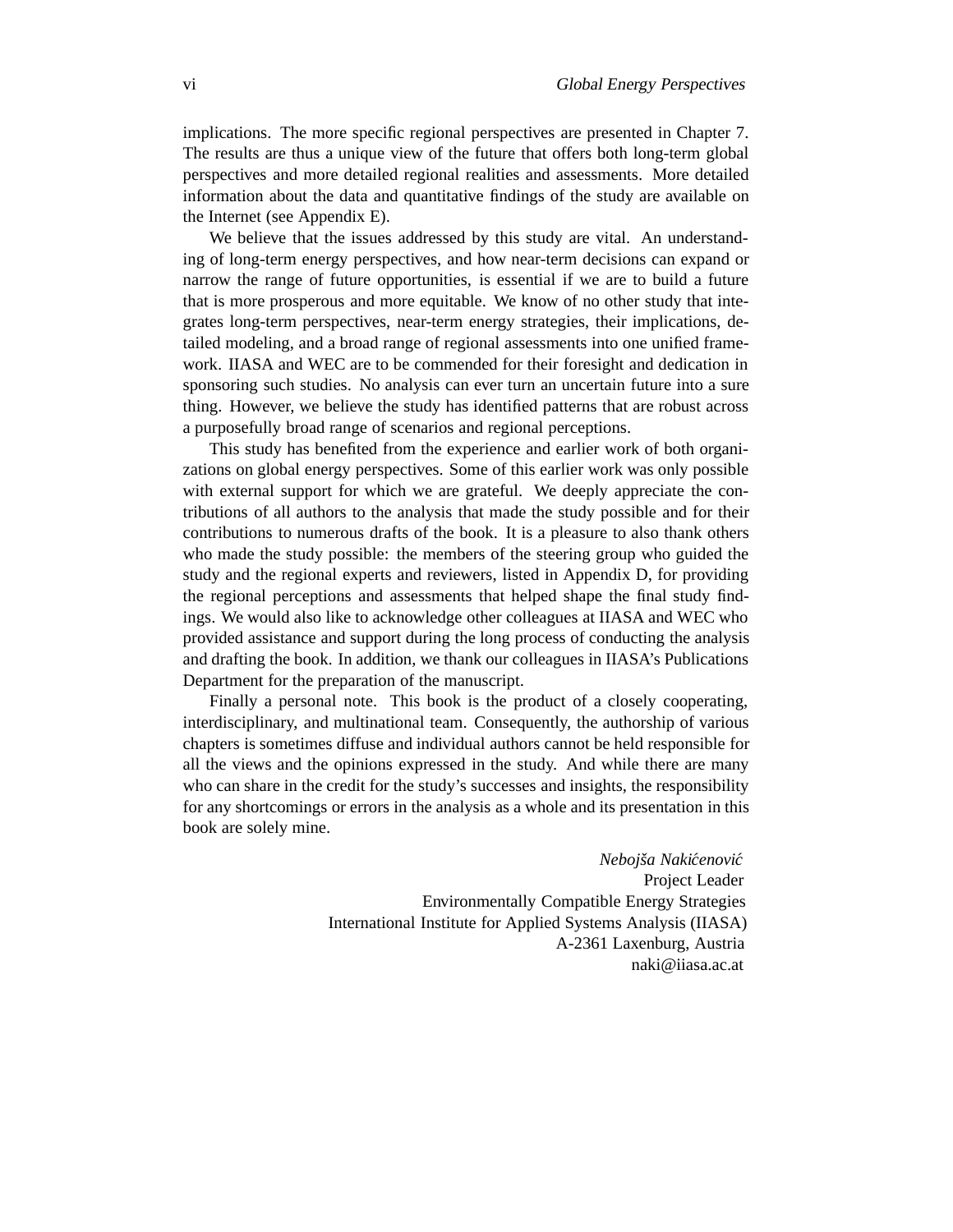implications. The more specific regional perspectives are presented in Chapter 7. The results are thus a unique view of the future that offers both long-term global perspectives and more detailed regional realities and assessments. More detailed information about the data and quantitative findings of the study are available on the Internet (see Appendix E).

We believe that the issues addressed by this study are vital. An understanding of long-term energy perspectives, and how near-term decisions can expand or narrow the range of future opportunities, is essential if we are to build a future that is more prosperous and more equitable. We know of no other study that integrates long-term perspectives, near-term energy strategies, their implications, detailed modeling, and a broad range of regional assessments into one unified framework. IIASA and WEC are to be commended for their foresight and dedication in sponsoring such studies. No analysis can ever turn an uncertain future into a sure thing. However, we believe the study has identified patterns that are robust across a purposefully broad range of scenarios and regional perceptions.

This study has benefited from the experience and earlier work of both organizations on global energy perspectives. Some of this earlier work was only possible with external support for which we are grateful. We deeply appreciate the contributions of all authors to the analysis that made the study possible and for their contributions to numerous drafts of the book. It is a pleasure to also thank others who made the study possible: the members of the steering group who guided the study and the regional experts and reviewers, listed in Appendix D, for providing the regional perceptions and assessments that helped shape the final study findings. We would also like to acknowledge other colleagues at IIASA and WEC who provided assistance and support during the long process of conducting the analysis and drafting the book. In addition, we thank our colleagues in IIASA's Publications Department for the preparation of the manuscript.

Finally a personal note. This book is the product of a closely cooperating, interdisciplinary, and multinational team. Consequently, the authorship of various chapters is sometimes diffuse and individual authors cannot be held responsible for all the views and the opinions expressed in the study. And while there are many who can share in the credit for the study's successes and insights, the responsibility for any shortcomings or errors in the analysis as a whole and its presentation in this book are solely mine.

*Nebojša Nakićenović*
Project Leader
Environmentally Compatible Energy Strategies
International Institute for Applied Systems Analysis (IIASA)
A-2361 Laxenburg, Austria
naki@iiasa.ac.at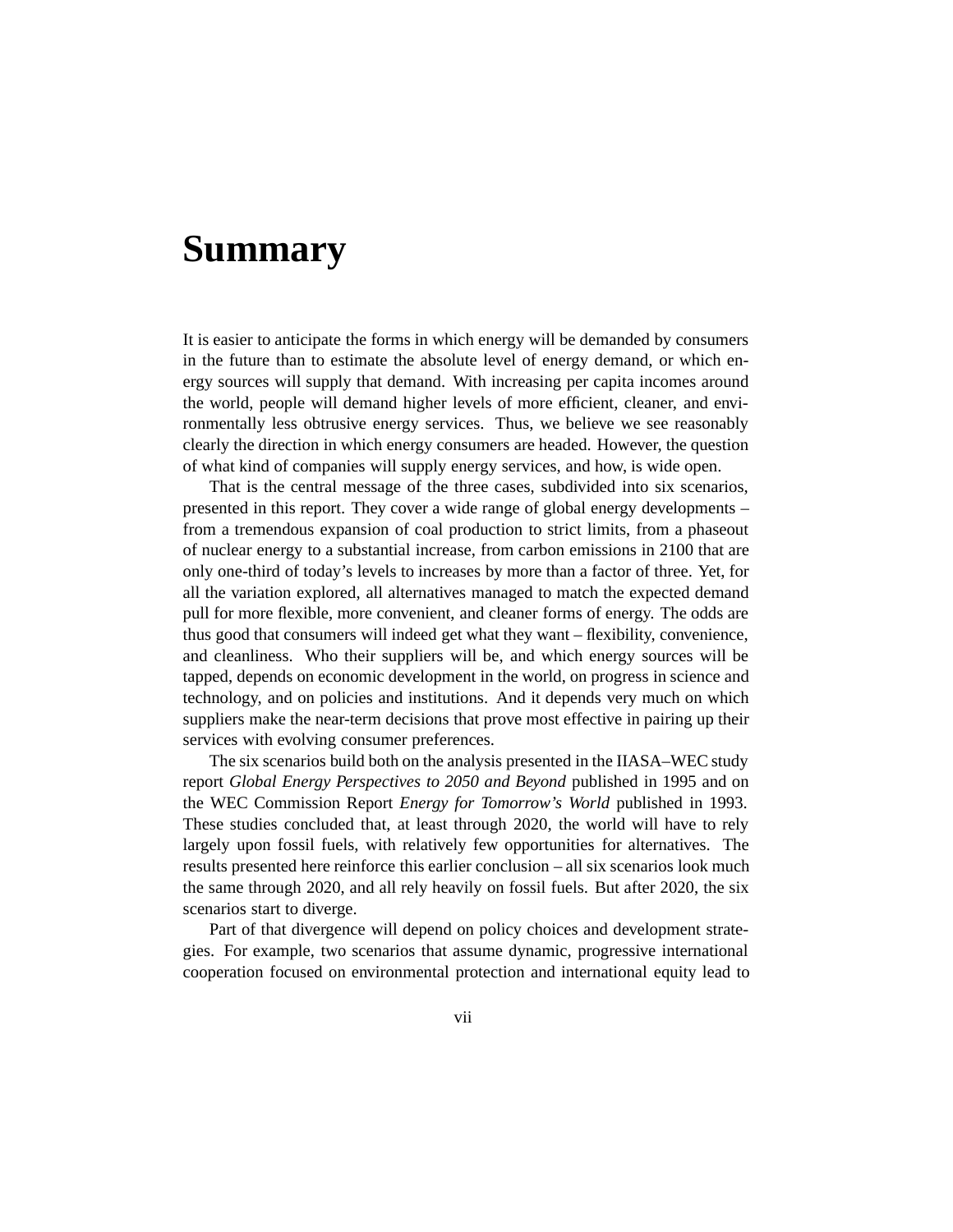# Summary

It is easier to anticipate the forms in which energy will be demanded by consumers in the future than to estimate the absolute level of energy demand, or which energy sources will supply that demand. With increasing per capita incomes around the world, people will demand higher levels of more efficient, cleaner, and environmentally less obtrusive energy services. Thus, we believe we see reasonably clearly the direction in which energy consumers are headed. However, the question of what kind of companies will supply energy services, and how, is wide open.

That is the central message of the three cases, subdivided into six scenarios, presented in this report. They cover a wide range of global energy developments – from a tremendous expansion of coal production to strict limits, from a phaseout of nuclear energy to a substantial increase, from carbon emissions in 2100 that are only one-third of today's levels to increases by more than a factor of three. Yet, for all the variation explored, all alternatives managed to match the expected demand pull for more flexible, more convenient, and cleaner forms of energy. The odds are thus good that consumers will indeed get what they want – flexibility, convenience, and cleanliness. Who their suppliers will be, and which energy sources will be tapped, depends on economic development in the world, on progress in science and technology, and on policies and institutions. And it depends very much on which suppliers make the near-term decisions that prove most effective in pairing up their services with evolving consumer preferences.

The six scenarios build both on the analysis presented in the IIASA–WEC study report *Global Energy Perspectives to 2050 and Beyond* published in 1995 and on the WEC Commission Report *Energy for Tomorrow's World* published in 1993. These studies concluded that, at least through 2020, the world will have to rely largely upon fossil fuels, with relatively few opportunities for alternatives. The results presented here reinforce this earlier conclusion – all six scenarios look much the same through 2020, and all rely heavily on fossil fuels. But after 2020, the six scenarios start to diverge.

Part of that divergence will depend on policy choices and development strategies. For example, two scenarios that assume dynamic, progressive international cooperation focused on environmental protection and international equity lead to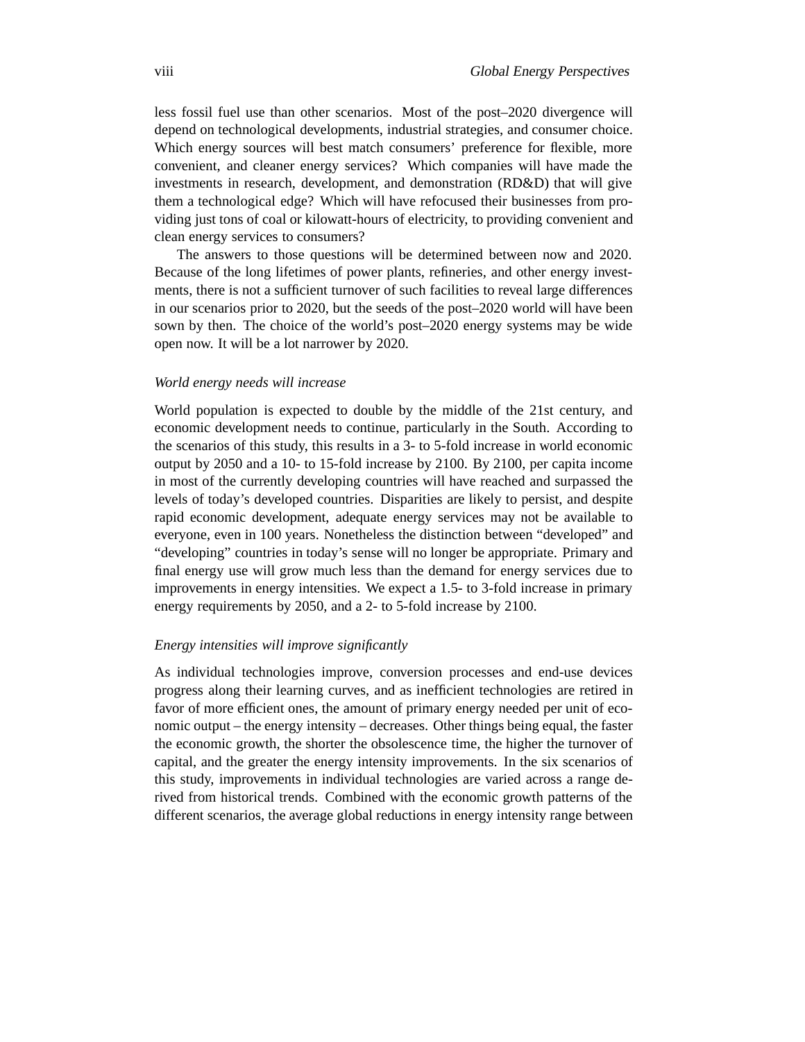less fossil fuel use than other scenarios. Most of the post–2020 divergence will depend on technological developments, industrial strategies, and consumer choice. Which energy sources will best match consumers' preference for flexible, more convenient, and cleaner energy services? Which companies will have made the investments in research, development, and demonstration (RD&D) that will give them a technological edge? Which will have refocused their businesses from providing just tons of coal or kilowatt-hours of electricity, to providing convenient and clean energy services to consumers?

The answers to those questions will be determined between now and 2020. Because of the long lifetimes of power plants, refineries, and other energy investments, there is not a sufficient turnover of such facilities to reveal large differences in our scenarios prior to 2020, but the seeds of the post–2020 world will have been sown by then. The choice of the world's post–2020 energy systems may be wide open now. It will be a lot narrower by 2020.

*World energy needs will increase*

World population is expected to double by the middle of the 21st century, and economic development needs to continue, particularly in the South. According to the scenarios of this study, this results in a 3- to 5-fold increase in world economic output by 2050 and a 10- to 15-fold increase by 2100. By 2100, per capita income in most of the currently developing countries will have reached and surpassed the levels of today's developed countries. Disparities are likely to persist, and despite rapid economic development, adequate energy services may not be available to everyone, even in 100 years. Nonetheless the distinction between "developed" and "developing" countries in today's sense will no longer be appropriate. Primary and final energy use will grow much less than the demand for energy services due to improvements in energy intensities. We expect a 1.5- to 3-fold increase in primary energy requirements by 2050, and a 2- to 5-fold increase by 2100.

*Energy intensities will improve significantly*

As individual technologies improve, conversion processes and end-use devices progress along their learning curves, and as inefficient technologies are retired in favor of more efficient ones, the amount of primary energy needed per unit of economic output – the energy intensity – decreases. Other things being equal, the faster the economic growth, the shorter the obsolescence time, the higher the turnover of capital, and the greater the energy intensity improvements. In the six scenarios of this study, improvements in individual technologies are varied across a range derived from historical trends. Combined with the economic growth patterns of the different scenarios, the average global reductions in energy intensity range between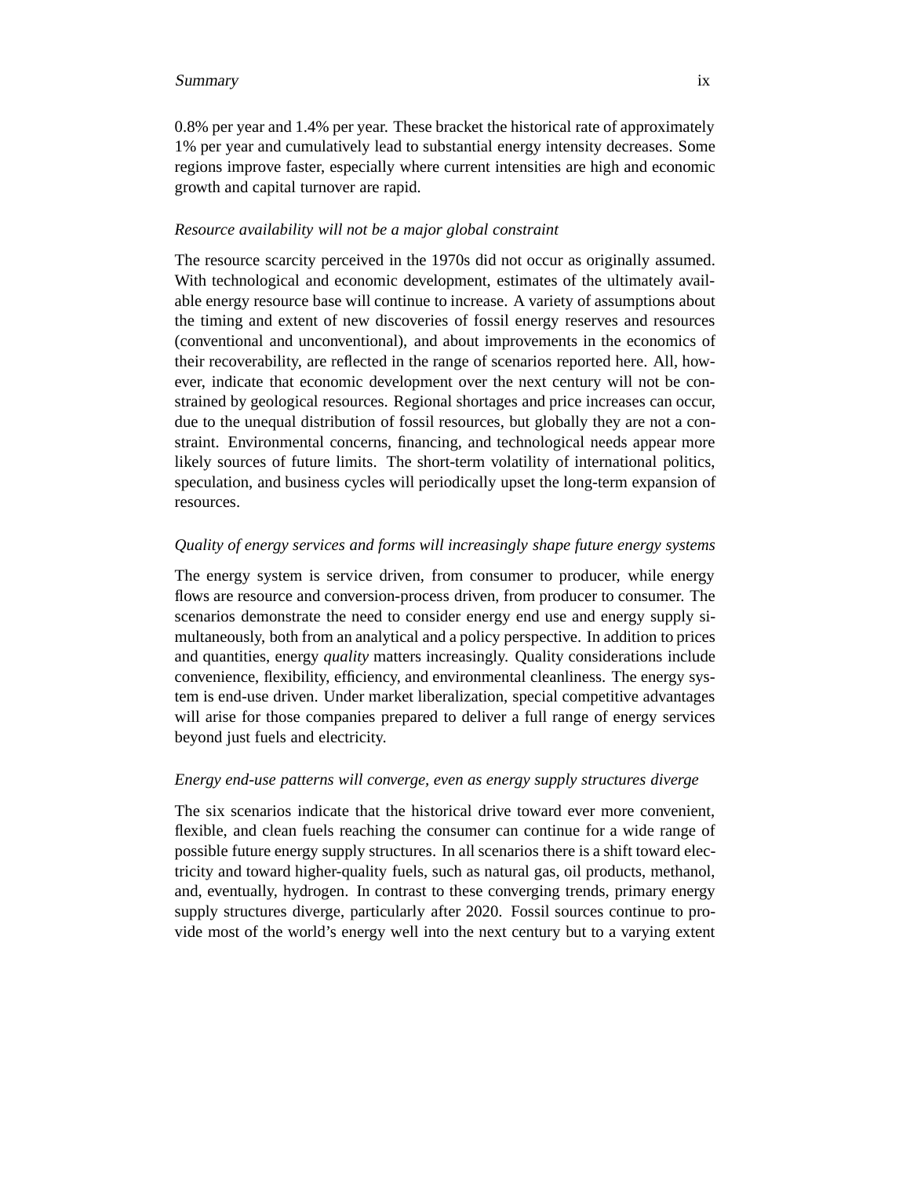0.8% per year and 1.4% per year. These bracket the historical rate of approximately 1% per year and cumulatively lead to substantial energy intensity decreases. Some regions improve faster, especially where current intensities are high and economic growth and capital turnover are rapid.

*Resource availability will not be a major global constraint*

The resource scarcity perceived in the 1970s did not occur as originally assumed. With technological and economic development, estimates of the ultimately available energy resource base will continue to increase. A variety of assumptions about the timing and extent of new discoveries of fossil energy reserves and resources (conventional and unconventional), and about improvements in the economics of their recoverability, are reflected in the range of scenarios reported here. All, however, indicate that economic development over the next century will not be constrained by geological resources. Regional shortages and price increases can occur, due to the unequal distribution of fossil resources, but globally they are not a constraint. Environmental concerns, financing, and technological needs appear more likely sources of future limits. The short-term volatility of international politics, speculation, and business cycles will periodically upset the long-term expansion of resources.

*Quality of energy services and forms will increasingly shape future energy systems*

The energy system is service driven, from consumer to producer, while energy flows are resource and conversion-process driven, from producer to consumer. The scenarios demonstrate the need to consider energy end use and energy supply simultaneously, both from an analytical and a policy perspective. In addition to prices and quantities, energy *quality* matters increasingly. Quality considerations include convenience, flexibility, efficiency, and environmental cleanliness. The energy system is end-use driven. Under market liberalization, special competitive advantages will arise for those companies prepared to deliver a full range of energy services beyond just fuels and electricity.

*Energy end-use patterns will converge, even as energy supply structures diverge*

The six scenarios indicate that the historical drive toward ever more convenient, flexible, and clean fuels reaching the consumer can continue for a wide range of possible future energy supply structures. In all scenarios there is a shift toward electricity and toward higher-quality fuels, such as natural gas, oil products, methanol, and, eventually, hydrogen. In contrast to these converging trends, primary energy supply structures diverge, particularly after 2020. Fossil sources continue to provide most of the world's energy well into the next century but to a varying extent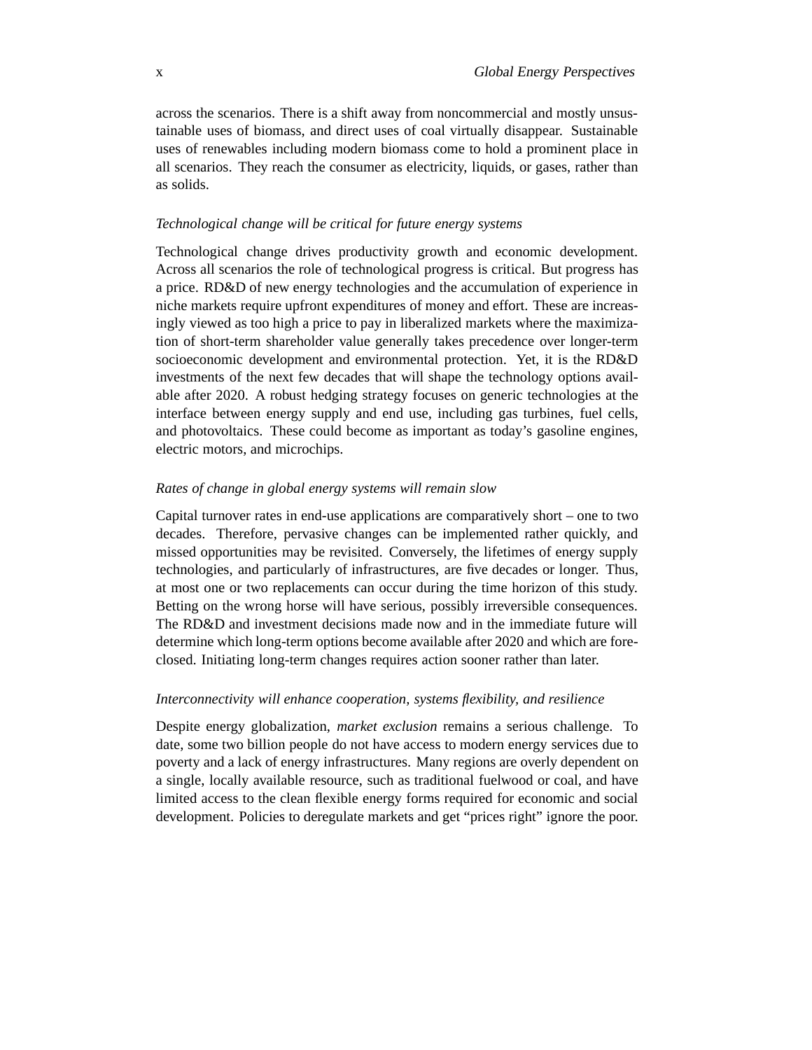across the scenarios. There is a shift away from noncommercial and mostly unsustainable uses of biomass, and direct uses of coal virtually disappear. Sustainable uses of renewables including modern biomass come to hold a prominent place in all scenarios. They reach the consumer as electricity, liquids, or gases, rather than as solids.

*Technological change will be critical for future energy systems*

Technological change drives productivity growth and economic development. Across all scenarios the role of technological progress is critical. But progress has a price. RD&D of new energy technologies and the accumulation of experience in niche markets require upfront expenditures of money and effort. These are increasingly viewed as too high a price to pay in liberalized markets where the maximization of short-term shareholder value generally takes precedence over longer-term socioeconomic development and environmental protection. Yet, it is the RD&D investments of the next few decades that will shape the technology options available after 2020. A robust hedging strategy focuses on generic technologies at the interface between energy supply and end use, including gas turbines, fuel cells, and photovoltaics. These could become as important as today's gasoline engines, electric motors, and microchips.

*Rates of change in global energy systems will remain slow*

Capital turnover rates in end-use applications are comparatively short – one to two decades. Therefore, pervasive changes can be implemented rather quickly, and missed opportunities may be revisited. Conversely, the lifetimes of energy supply technologies, and particularly of infrastructures, are five decades or longer. Thus, at most one or two replacements can occur during the time horizon of this study. Betting on the wrong horse will have serious, possibly irreversible consequences. The RD&D and investment decisions made now and in the immediate future will determine which long-term options become available after 2020 and which are foreclosed. Initiating long-term changes requires action sooner rather than later.

*Interconnectivity will enhance cooperation, systems flexibility, and resilience*

Despite energy globalization, *market exclusion* remains a serious challenge. To date, some two billion people do not have access to modern energy services due to poverty and a lack of energy infrastructures. Many regions are overly dependent on a single, locally available resource, such as traditional fuelwood or coal, and have limited access to the clean flexible energy forms required for economic and social development. Policies to deregulate markets and get "prices right" ignore the poor.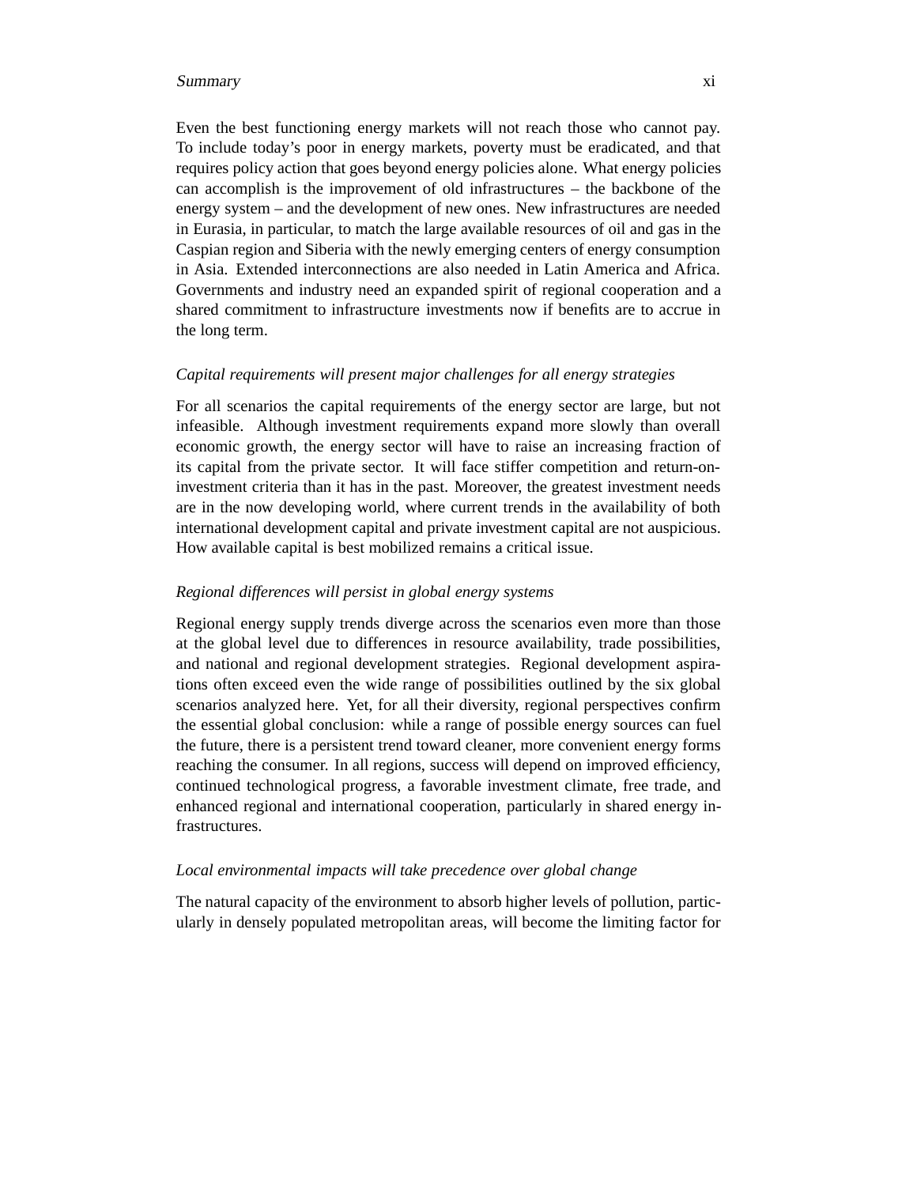Even the best functioning energy markets will not reach those who cannot pay. To include today's poor in energy markets, poverty must be eradicated, and that requires policy action that goes beyond energy policies alone. What energy policies can accomplish is the improvement of old infrastructures – the backbone of the energy system – and the development of new ones. New infrastructures are needed in Eurasia, in particular, to match the large available resources of oil and gas in the Caspian region and Siberia with the newly emerging centers of energy consumption in Asia. Extended interconnections are also needed in Latin America and Africa. Governments and industry need an expanded spirit of regional cooperation and a shared commitment to infrastructure investments now if benefits are to accrue in the long term.

*Capital requirements will present major challenges for all energy strategies*

For all scenarios the capital requirements of the energy sector are large, but not infeasible. Although investment requirements expand more slowly than overall economic growth, the energy sector will have to raise an increasing fraction of its capital from the private sector. It will face stiffer competition and return-on-investment criteria than it has in the past. Moreover, the greatest investment needs are in the now developing world, where current trends in the availability of both international development capital and private investment capital are not auspicious. How available capital is best mobilized remains a critical issue.

*Regional differences will persist in global energy systems*

Regional energy supply trends diverge across the scenarios even more than those at the global level due to differences in resource availability, trade possibilities, and national and regional development strategies. Regional development aspirations often exceed even the wide range of possibilities outlined by the six global scenarios analyzed here. Yet, for all their diversity, regional perspectives confirm the essential global conclusion: while a range of possible energy sources can fuel the future, there is a persistent trend toward cleaner, more convenient energy forms reaching the consumer. In all regions, success will depend on improved efficiency, continued technological progress, a favorable investment climate, free trade, and enhanced regional and international cooperation, particularly in shared energy infrastructures.

*Local environmental impacts will take precedence over global change*

The natural capacity of the environment to absorb higher levels of pollution, particularly in densely populated metropolitan areas, will become the limiting factor for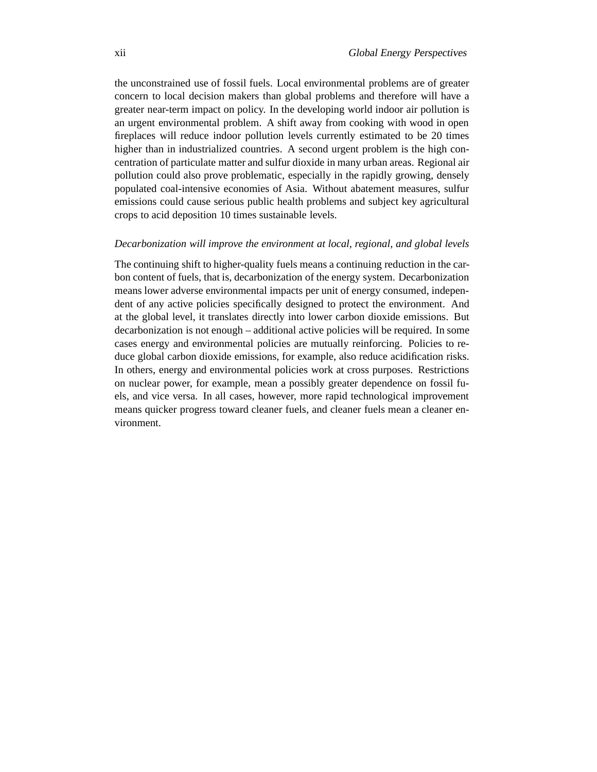the unconstrained use of fossil fuels. Local environmental problems are of greater concern to local decision makers than global problems and therefore will have a greater near-term impact on policy. In the developing world indoor air pollution is an urgent environmental problem. A shift away from cooking with wood in open fireplaces will reduce indoor pollution levels currently estimated to be 20 times higher than in industrialized countries. A second urgent problem is the high concentration of particulate matter and sulfur dioxide in many urban areas. Regional air pollution could also prove problematic, especially in the rapidly growing, densely populated coal-intensive economies of Asia. Without abatement measures, sulfur emissions could cause serious public health problems and subject key agricultural crops to acid deposition 10 times sustainable levels.

*Decarbonization will improve the environment at local, regional, and global levels*

The continuing shift to higher-quality fuels means a continuing reduction in the carbon content of fuels, that is, decarbonization of the energy system. Decarbonization means lower adverse environmental impacts per unit of energy consumed, independent of any active policies specifically designed to protect the environment. And at the global level, it translates directly into lower carbon dioxide emissions. But decarbonization is not enough – additional active policies will be required. In some cases energy and environmental policies are mutually reinforcing. Policies to reduce global carbon dioxide emissions, for example, also reduce acidification risks. In others, energy and environmental policies work at cross purposes. Restrictions on nuclear power, for example, mean a possibly greater dependence on fossil fuels, and vice versa. In all cases, however, more rapid technological improvement means quicker progress toward cleaner fuels, and cleaner fuels mean a cleaner environment.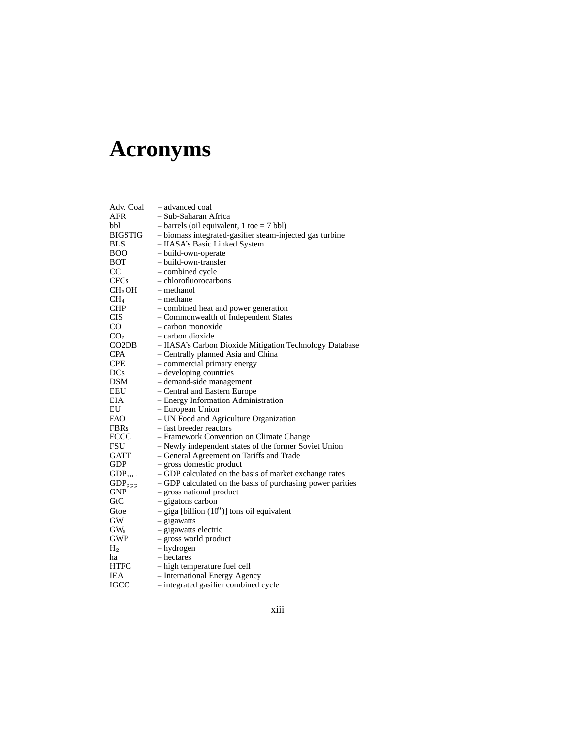# Acronyms

Adv. Coal – advanced coal
AFR – Sub-Saharan Africa
bbl – barrels (oil equivalent, 1 toe = 7 bbl)
BIGSTIG – biomass integrated-gasifier steam-injected gas turbine
BLS – IIASA's Basic Linked System
BOO – build-own-operate
BOT – build-own-transfer
CC – combined cycle
CFCs – chlorofluorocarbons
$CH_3OH$ – methanol
$CH_4$ – methane
CHP – combined heat and power generation
CIS – Commonwealth of Independent States
CO – carbon monoxide
$CO_2$ – carbon dioxide
CO2DB – IIASA's Carbon Dioxide Mitigation Technology Database
CPA – Centrally planned Asia and China
CPE – commercial primary energy
DCs – developing countries
DSM – demand-side management
EEU – Central and Eastern Europe
EIA – Energy Information Administration
EU – European Union
FAO – UN Food and Agriculture Organization
FBRs – fast breeder reactors
FCCC – Framework Convention on Climate Change
FSU – Newly independent states of the former Soviet Union
GATT – General Agreement on Tariffs and Trade
GDP – gross domestic product
$GDP_{mer}$ – GDP calculated on the basis of market exchange rates
$GDP_{ppp}$ – GDP calculated on the basis of purchasing power parities
GNP – gross national product
GtC – gigatons carbon
Gtoe – giga [billion ($10^9$)] tons oil equivalent
GW – gigawatts
$GW_e$ – gigawatts electric
GWP – gross world product
$H_2$ – hydrogen
ha – hectares
HTFC – high temperature fuel cell
IEA – International Energy Agency
IGCC – integrated gasifier combined cycle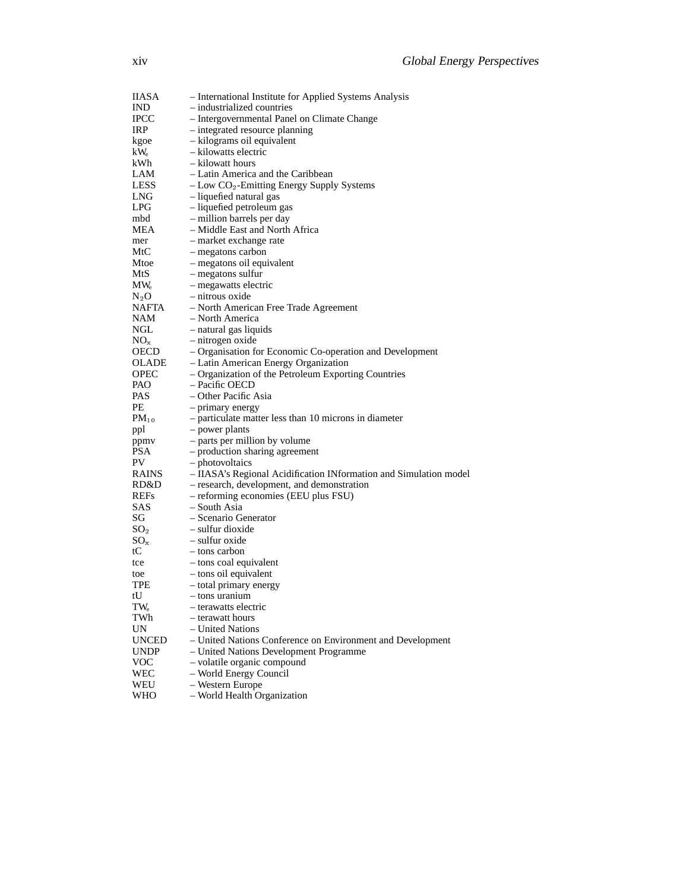| | |
|---|---|
| IIASA | – International Institute for Applied Systems Analysis |
| IND | – industrialized countries |
| IPCC | – Intergovernmental Panel on Climate Change |
| IRP | – integrated resource planning |
| kgoe | – kilograms oil equivalent |
| $kW_e$ | – kilowatts electric |
| kWh | – kilowatt hours |
| LAM | – Latin America and the Caribbean |
| LESS | – Low $CO_2$-Emitting Energy Supply Systems |
| LNG | – liquefied natural gas |
| LPG | – liquefied petroleum gas |
| mbd | – million barrels per day |
| MEA | – Middle East and North Africa |
| mer | – market exchange rate |
| MtC | – megatons carbon |
| Mtoe | – megatons oil equivalent |
| MtS | – megatons sulfur |
| $MW_e$ | – megawatts electric |
| $N_2O$ | – nitrous oxide |
| NAFTA | – North American Free Trade Agreement |
| NAM | – North America |
| NGL | – natural gas liquids |
| $NO_x$ | – nitrogen oxide |
| OECD | – Organisation for Economic Co-operation and Development |
| OLADE | – Latin American Energy Organization |
| OPEC | – Organization of the Petroleum Exporting Countries |
| PAO | – Pacific OECD |
| PAS | – Other Pacific Asia |
| PE | – primary energy |
| $PM_{10}$ | – particulate matter less than 10 microns in diameter |
| ppl | – power plants |
| ppmv | – parts per million by volume |
| PSA | – production sharing agreement |
| PV | – photovoltaics |
| RAINS | – IIASA's Regional Acidification INformation and Simulation model |
| RD&D | – research, development, and demonstration |
| REFs | – reforming economies (EEU plus FSU) |
| SAS | – South Asia |
| SG | – Scenario Generator |
| $SO_2$ | – sulfur dioxide |
| $SO_x$ | – sulfur oxide |
| tC | – tons carbon |
| tce | – tons coal equivalent |
| toe | – tons oil equivalent |
| TPE | – total primary energy |
| tU | – tons uranium |
| $TW_e$ | – terawatts electric |
| TWh | – terawatt hours |
| UN | – United Nations |
| UNCED | – United Nations Conference on Environment and Development |
| UNDP | – United Nations Development Programme |
| VOC | – volatile organic compound |
| WEC | – World Energy Council |
| WEU | – Western Europe |
| WHO | – World Health Organization |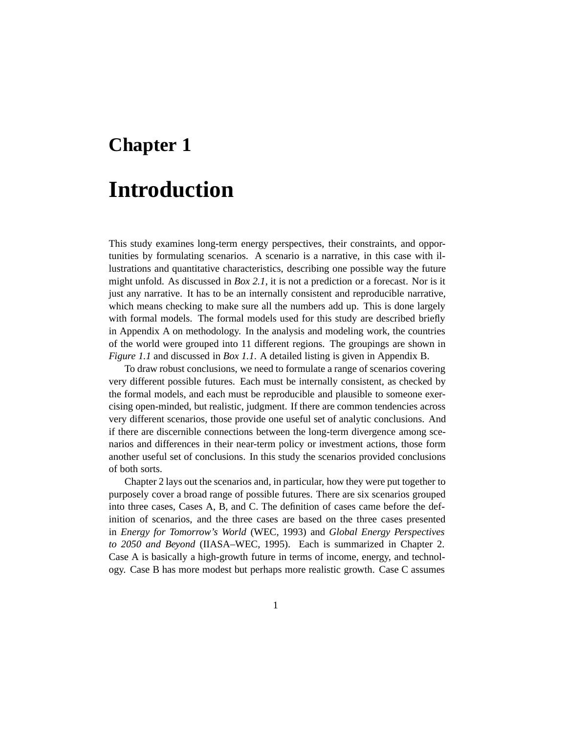# Chapter 1

# Introduction

This study examines long-term energy perspectives, their constraints, and opportunities by formulating scenarios. A scenario is a narrative, in this case with illustrations and quantitative characteristics, describing one possible way the future might unfold. As discussed in *Box 2.1*, it is not a prediction or a forecast. Nor is it just any narrative. It has to be an internally consistent and reproducible narrative, which means checking to make sure all the numbers add up. This is done largely with formal models. The formal models used for this study are described briefly in Appendix A on methodology. In the analysis and modeling work, the countries of the world were grouped into 11 different regions. The groupings are shown in *Figure 1.1* and discussed in *Box 1.1*. A detailed listing is given in Appendix B.

To draw robust conclusions, we need to formulate a range of scenarios covering very different possible futures. Each must be internally consistent, as checked by the formal models, and each must be reproducible and plausible to someone exercising open-minded, but realistic, judgment. If there are common tendencies across very different scenarios, those provide one useful set of analytic conclusions. And if there are discernible connections between the long-term divergence among scenarios and differences in their near-term policy or investment actions, those form another useful set of conclusions. In this study the scenarios provided conclusions of both sorts.

Chapter 2 lays out the scenarios and, in particular, how they were put together to purposely cover a broad range of possible futures. There are six scenarios grouped into three cases, Cases A, B, and C. The definition of cases came before the definition of scenarios, and the three cases are based on the three cases presented in *Energy for Tomorrow's World* (WEC, 1993) and *Global Energy Perspectives to 2050 and Beyond* (IIASA–WEC, 1995). Each is summarized in Chapter 2. Case A is basically a high-growth future in terms of income, energy, and technology. Case B has more modest but perhaps more realistic growth. Case C assumes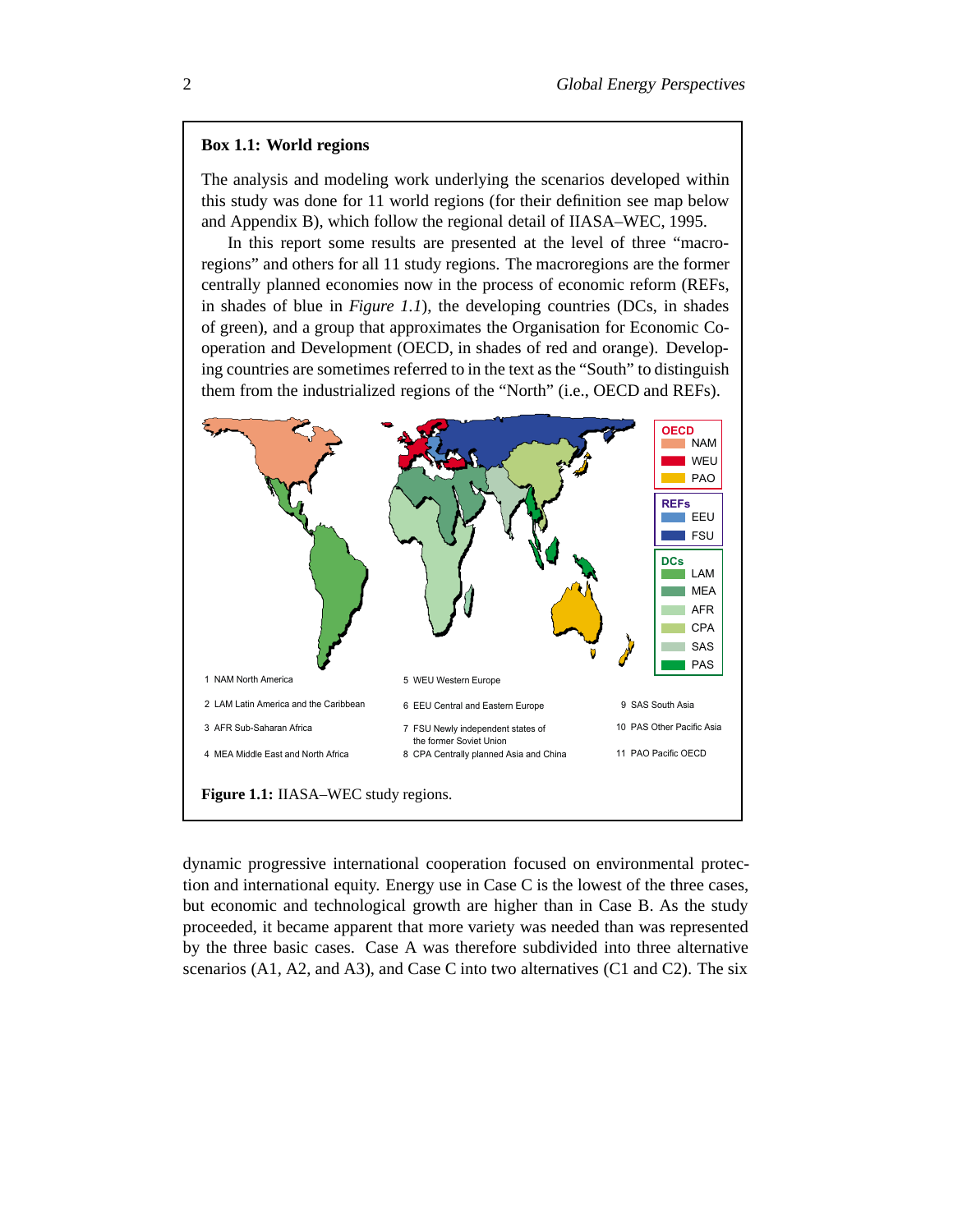**Box 1.1: World regions**

The analysis and modeling work underlying the scenarios developed within this study was done for 11 world regions (for their definition see map below and Appendix B), which follow the regional detail of IIASA–WEC, 1995.

In this report some results are presented at the level of three "macroregions" and others for all 11 study regions. The macroregions are the former centrally planned economies now in the process of economic reform (REFs, in shades of blue in *Figure 1.1*), the developing countries (DCs, in shades of green), and a group that approximates the Organisation for Economic Cooperation and Development (OECD, in shades of red and orange). Developing countries are sometimes referred to in the text as the "South" to distinguish them from the industrialized regions of the "North" (i.e., OECD and REFs).

**OECD**: NAM, WEU, PAO

**REFs**: EEU, FSU

**DCs**: LAM, MEA, AFR, CPA, SAS, PAS

1 NAM North America
2 LAM Latin America and the Caribbean
3 AFR Sub-Saharan Africa
4 MEA Middle East and North Africa
5 WEU Western Europe
6 EEU Central and Eastern Europe
7 FSU Newly independent states of the former Soviet Union
8 CPA Centrally planned Asia and China
9 SAS South Asia
10 PAS Other Pacific Asia
11 PAO Pacific OECD

**Figure 1.1:** IIASA–WEC study regions.

dynamic progressive international cooperation focused on environmental protection and international equity. Energy use in Case C is the lowest of the three cases, but economic and technological growth are higher than in Case B. As the study proceeded, it became apparent that more variety was needed than was represented by the three basic cases. Case A was therefore subdivided into three alternative scenarios (A1, A2, and A3), and Case C into two alternatives (C1 and C2). The six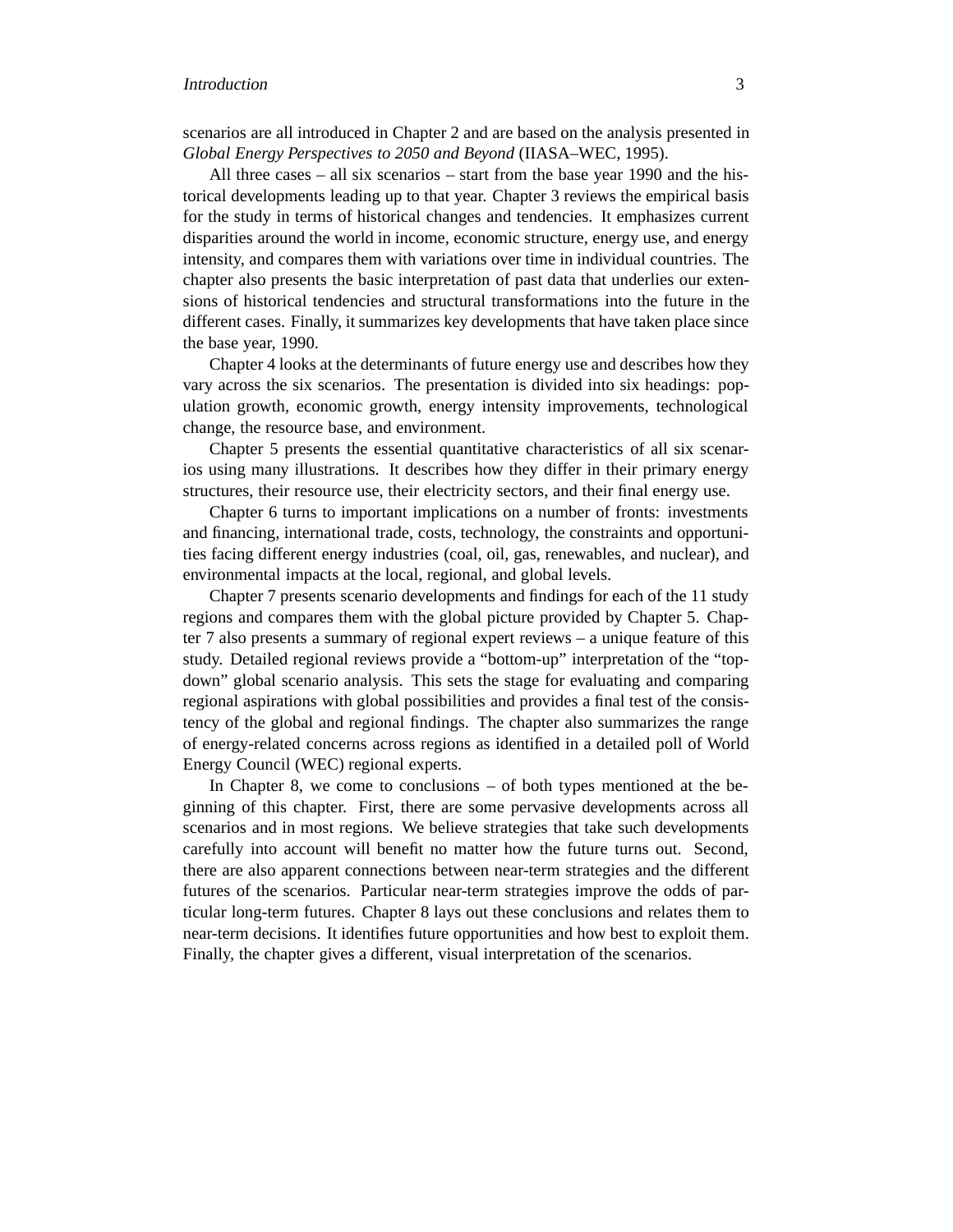scenarios are all introduced in Chapter 2 and are based on the analysis presented in *Global Energy Perspectives to 2050 and Beyond* (IIASA–WEC, 1995).

All three cases – all six scenarios – start from the base year 1990 and the historical developments leading up to that year. Chapter 3 reviews the empirical basis for the study in terms of historical changes and tendencies. It emphasizes current disparities around the world in income, economic structure, energy use, and energy intensity, and compares them with variations over time in individual countries. The chapter also presents the basic interpretation of past data that underlies our extensions of historical tendencies and structural transformations into the future in the different cases. Finally, it summarizes key developments that have taken place since the base year, 1990.

Chapter 4 looks at the determinants of future energy use and describes how they vary across the six scenarios. The presentation is divided into six headings: population growth, economic growth, energy intensity improvements, technological change, the resource base, and environment.

Chapter 5 presents the essential quantitative characteristics of all six scenarios using many illustrations. It describes how they differ in their primary energy structures, their resource use, their electricity sectors, and their final energy use.

Chapter 6 turns to important implications on a number of fronts: investments and financing, international trade, costs, technology, the constraints and opportunities facing different energy industries (coal, oil, gas, renewables, and nuclear), and environmental impacts at the local, regional, and global levels.

Chapter 7 presents scenario developments and findings for each of the 11 study regions and compares them with the global picture provided by Chapter 5. Chapter 7 also presents a summary of regional expert reviews – a unique feature of this study. Detailed regional reviews provide a "bottom-up" interpretation of the "top-down" global scenario analysis. This sets the stage for evaluating and comparing regional aspirations with global possibilities and provides a final test of the consistency of the global and regional findings. The chapter also summarizes the range of energy-related concerns across regions as identified in a detailed poll of World Energy Council (WEC) regional experts.

In Chapter 8, we come to conclusions – of both types mentioned at the beginning of this chapter. First, there are some pervasive developments across all scenarios and in most regions. We believe strategies that take such developments carefully into account will benefit no matter how the future turns out. Second, there are also apparent connections between near-term strategies and the different futures of the scenarios. Particular near-term strategies improve the odds of particular long-term futures. Chapter 8 lays out these conclusions and relates them to near-term decisions. It identifies future opportunities and how best to exploit them. Finally, the chapter gives a different, visual interpretation of the scenarios.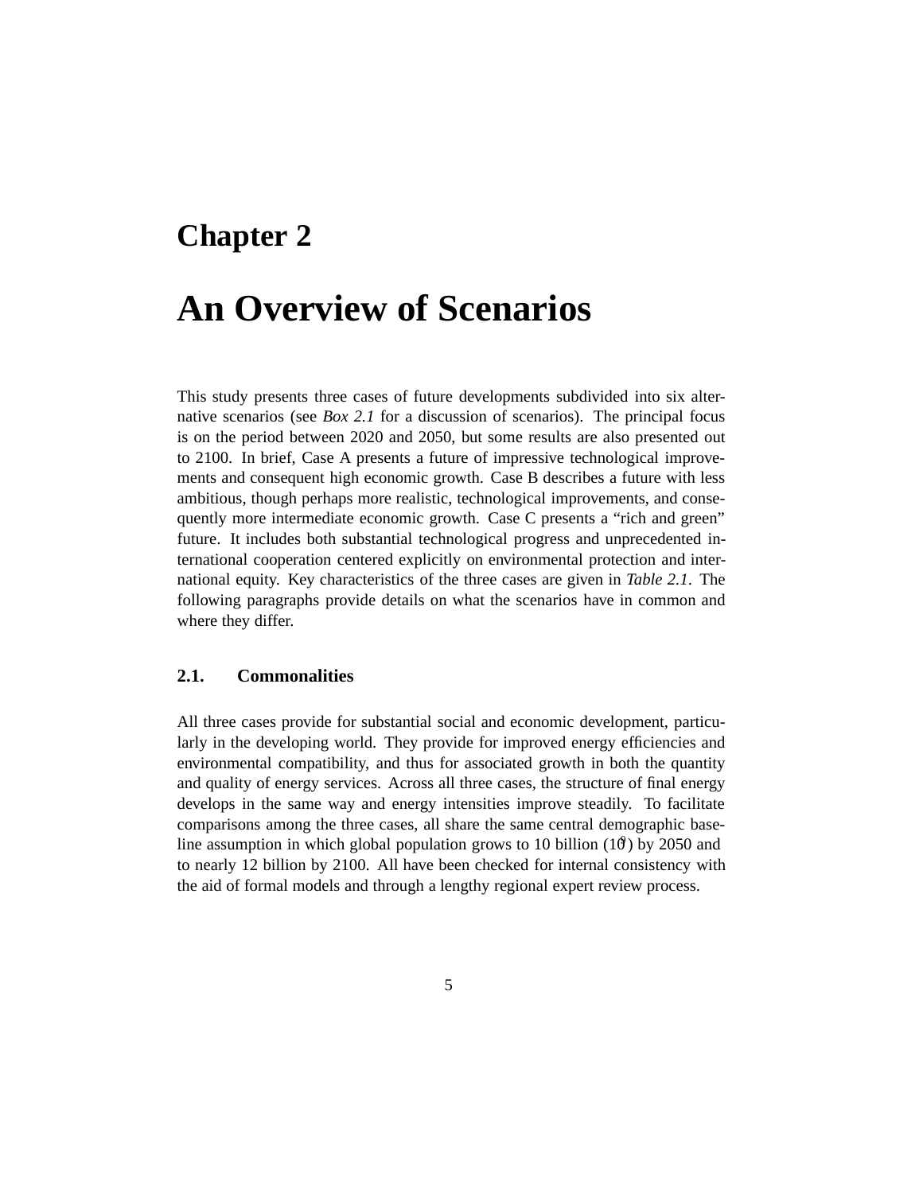# Chapter 2

# An Overview of Scenarios

This study presents three cases of future developments subdivided into six alternative scenarios (see *Box 2.1* for a discussion of scenarios). The principal focus is on the period between 2020 and 2050, but some results are also presented out to 2100. In brief, Case A presents a future of impressive technological improvements and consequent high economic growth. Case B describes a future with less ambitious, though perhaps more realistic, technological improvements, and consequently more intermediate economic growth. Case C presents a "rich and green" future. It includes both substantial technological progress and unprecedented international cooperation centered explicitly on environmental protection and international equity. Key characteristics of the three cases are given in *Table 2.1*. The following paragraphs provide details on what the scenarios have in common and where they differ.

## 2.1. Commonalities

All three cases provide for substantial social and economic development, particularly in the developing world. They provide for improved energy efficiencies and environmental compatibility, and thus for associated growth in both the quantity and quality of energy services. Across all three cases, the structure of final energy develops in the same way and energy intensities improve steadily. To facilitate comparisons among the three cases, all share the same central demographic baseline assumption in which global population grows to 10 billion ($10^9$) by 2050 and to nearly 12 billion by 2100. All have been checked for internal consistency with the aid of formal models and through a lengthy regional expert review process.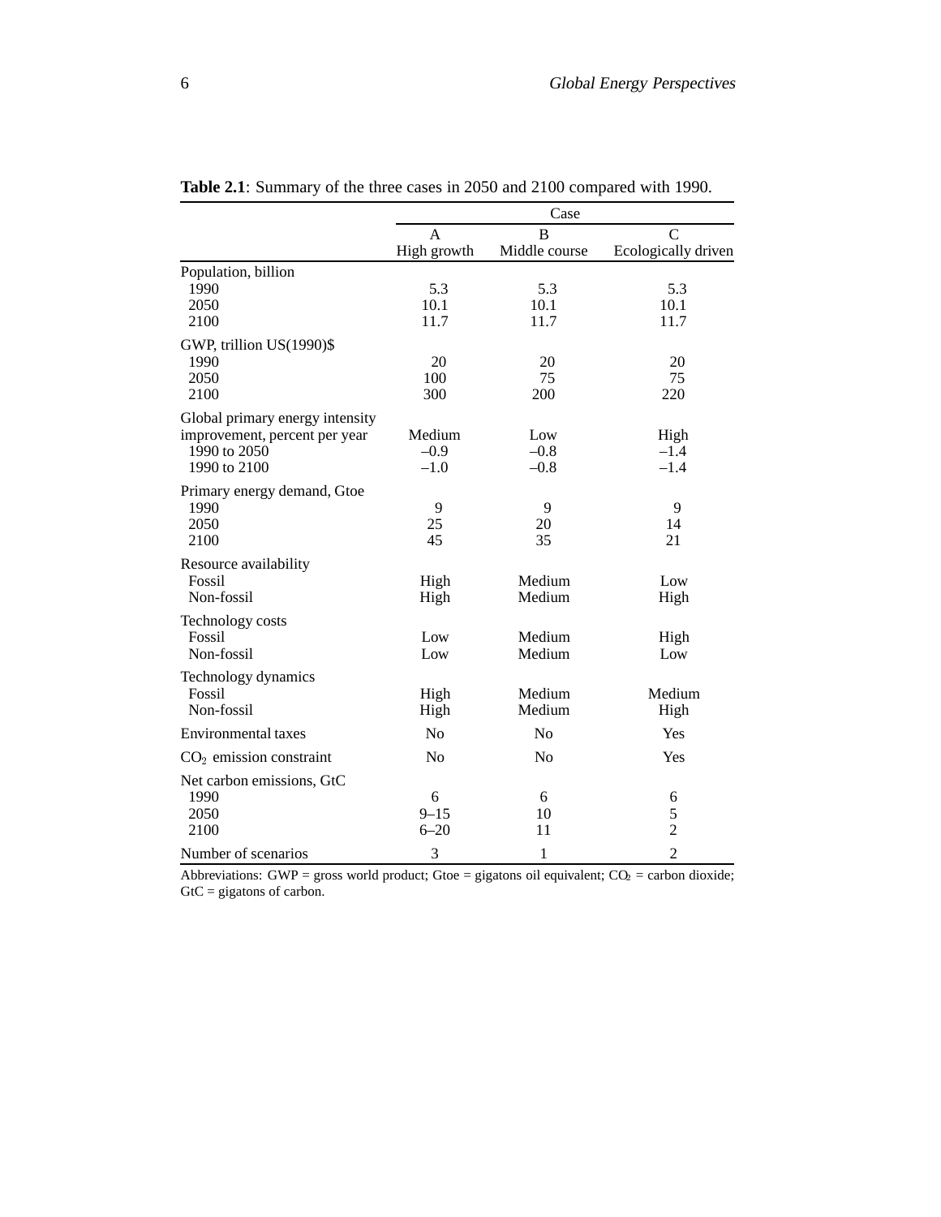**Table 2.1**: Summary of the three cases in 2050 and 2100 compared with 1990.

| | Case | | |
|---|---|---|---|
| | A<br>High growth | B<br>Middle course | C<br>Ecologically driven |
| **Population, billion** | | | |
| 1990 | 5.3 | 5.3 | 5.3 |
| 2050 | 10.1 | 10.1 | 10.1 |
| 2100 | 11.7 | 11.7 | 11.7 |
| **GWP, trillion US(1990)$** | | | |
| 1990 | 20 | 20 | 20 |
| 2050 | 100 | 75 | 75 |
| 2100 | 300 | 200 | 220 |
| **Global primary energy intensity improvement, percent per year** | Medium | Low | High |
| 1990 to 2050 | –0.9 | –0.8 | –1.4 |
| 1990 to 2100 | –1.0 | –0.8 | –1.4 |
| **Primary energy demand, Gtoe** | | | |
| 1990 | 9 | 9 | 9 |
| 2050 | 25 | 20 | 14 |
| 2100 | 45 | 35 | 21 |
| **Resource availability** | | | |
| Fossil | High | Medium | Low |
| Non-fossil | High | Medium | High |
| **Technology costs** | | | |
| Fossil | Low | Medium | High |
| Non-fossil | Low | Medium | Low |
| **Technology dynamics** | | | |
| Fossil | High | Medium | Medium |
| Non-fossil | High | Medium | High |
| Environmental taxes | No | No | Yes |
| $CO_2$ emission constraint | No | No | Yes |
| **Net carbon emissions, GtC** | | | |
| 1990 | 6 | 6 | 6 |
| 2050 | 9–15 | 10 | 5 |
| 2100 | 6–20 | 11 | 2 |
| Number of scenarios | 3 | 1 | 2 |

Abbreviations: GWP = gross world product; Gtoe = gigatons oil equivalent; $CO_2$ = carbon dioxide; GtC = gigatons of carbon.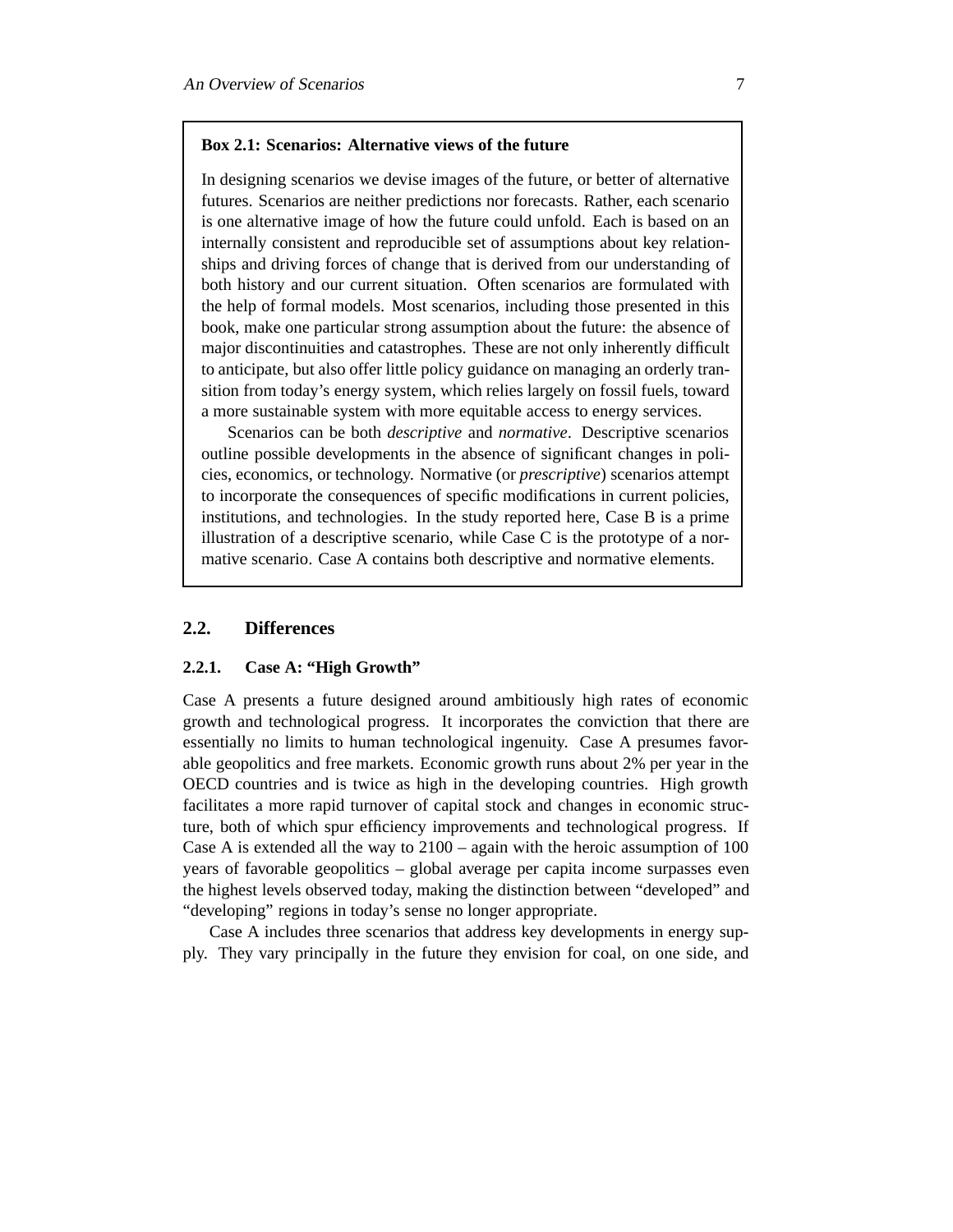**Box 2.1: Scenarios: Alternative views of the future**

In designing scenarios we devise images of the future, or better of alternative futures. Scenarios are neither predictions nor forecasts. Rather, each scenario is one alternative image of how the future could unfold. Each is based on an internally consistent and reproducible set of assumptions about key relationships and driving forces of change that is derived from our understanding of both history and our current situation. Often scenarios are formulated with the help of formal models. Most scenarios, including those presented in this book, make one particular strong assumption about the future: the absence of major discontinuities and catastrophes. These are not only inherently difficult to anticipate, but also offer little policy guidance on managing an orderly transition from today's energy system, which relies largely on fossil fuels, toward a more sustainable system with more equitable access to energy services.

Scenarios can be both *descriptive* and *normative*. Descriptive scenarios outline possible developments in the absence of significant changes in policies, economics, or technology. Normative (or *prescriptive*) scenarios attempt to incorporate the consequences of specific modifications in current policies, institutions, and technologies. In the study reported here, Case B is a prime illustration of a descriptive scenario, while Case C is the prototype of a normative scenario. Case A contains both descriptive and normative elements.

## 2.2. Differences

### 2.2.1. Case A: "High Growth"

Case A presents a future designed around ambitiously high rates of economic growth and technological progress. It incorporates the conviction that there are essentially no limits to human technological ingenuity. Case A presumes favorable geopolitics and free markets. Economic growth runs about 2% per year in the OECD countries and is twice as high in the developing countries. High growth facilitates a more rapid turnover of capital stock and changes in economic structure, both of which spur efficiency improvements and technological progress. If Case A is extended all the way to 2100 – again with the heroic assumption of 100 years of favorable geopolitics – global average per capita income surpasses even the highest levels observed today, making the distinction between "developed" and "developing" regions in today's sense no longer appropriate.

Case A includes three scenarios that address key developments in energy supply. They vary principally in the future they envision for coal, on one side, and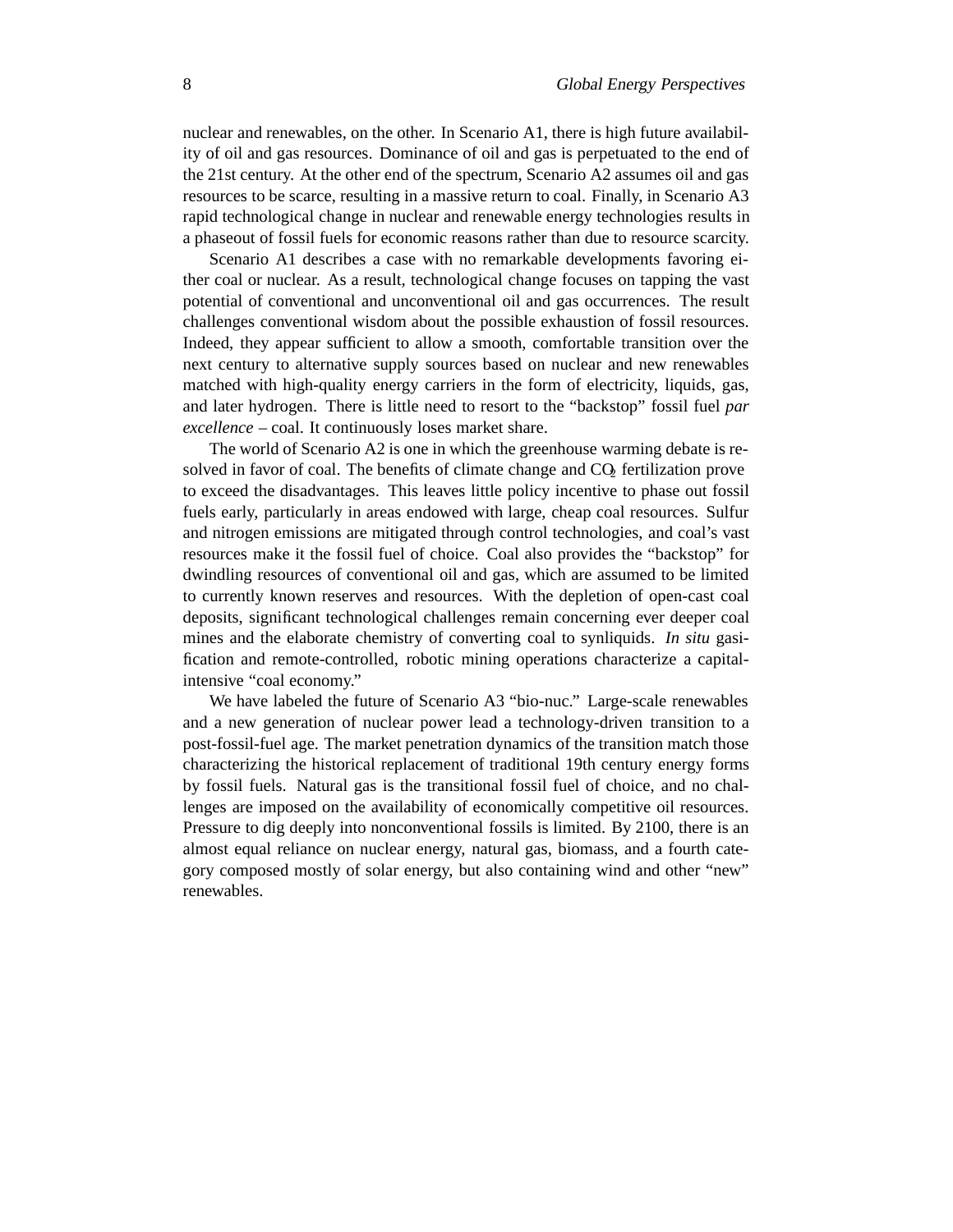nuclear and renewables, on the other. In Scenario A1, there is high future availability of oil and gas resources. Dominance of oil and gas is perpetuated to the end of the 21st century. At the other end of the spectrum, Scenario A2 assumes oil and gas resources to be scarce, resulting in a massive return to coal. Finally, in Scenario A3 rapid technological change in nuclear and renewable energy technologies results in a phaseout of fossil fuels for economic reasons rather than due to resource scarcity.

Scenario A1 describes a case with no remarkable developments favoring either coal or nuclear. As a result, technological change focuses on tapping the vast potential of conventional and unconventional oil and gas occurrences. The result challenges conventional wisdom about the possible exhaustion of fossil resources. Indeed, they appear sufficient to allow a smooth, comfortable transition over the next century to alternative supply sources based on nuclear and new renewables matched with high-quality energy carriers in the form of electricity, liquids, gas, and later hydrogen. There is little need to resort to the "backstop" fossil fuel *par excellence* – coal. It continuously loses market share.

The world of Scenario A2 is one in which the greenhouse warming debate is resolved in favor of coal. The benefits of climate change and $CO_2$ fertilization prove to exceed the disadvantages. This leaves little policy incentive to phase out fossil fuels early, particularly in areas endowed with large, cheap coal resources. Sulfur and nitrogen emissions are mitigated through control technologies, and coal's vast resources make it the fossil fuel of choice. Coal also provides the "backstop" for dwindling resources of conventional oil and gas, which are assumed to be limited to currently known reserves and resources. With the depletion of open-cast coal deposits, significant technological challenges remain concerning ever deeper coal mines and the elaborate chemistry of converting coal to synliquids. *In situ* gasification and remote-controlled, robotic mining operations characterize a capital-intensive "coal economy."

We have labeled the future of Scenario A3 "bio-nuc." Large-scale renewables and a new generation of nuclear power lead a technology-driven transition to a post-fossil-fuel age. The market penetration dynamics of the transition match those characterizing the historical replacement of traditional 19th century energy forms by fossil fuels. Natural gas is the transitional fossil fuel of choice, and no challenges are imposed on the availability of economically competitive oil resources. Pressure to dig deeply into nonconventional fossils is limited. By 2100, there is an almost equal reliance on nuclear energy, natural gas, biomass, and a fourth category composed mostly of solar energy, but also containing wind and other "new" renewables.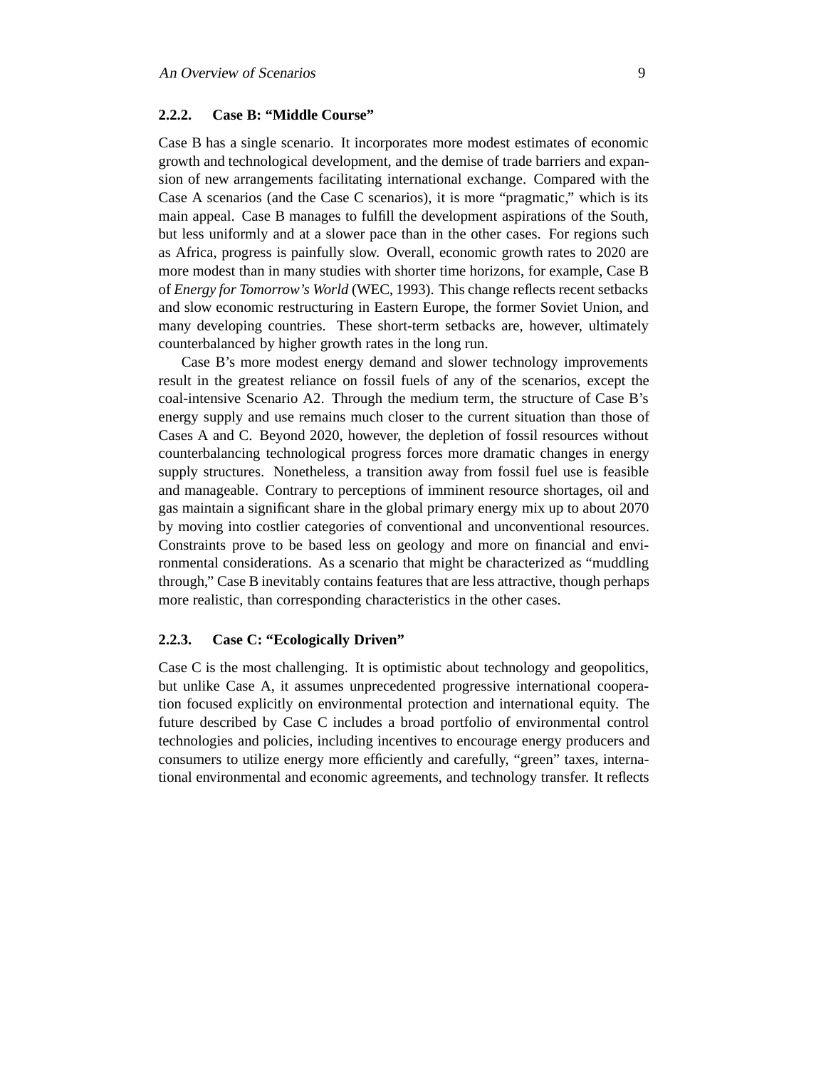### 2.2.2. Case B: "Middle Course"

Case B has a single scenario. It incorporates more modest estimates of economic growth and technological development, and the demise of trade barriers and expansion of new arrangements facilitating international exchange. Compared with the Case A scenarios (and the Case C scenarios), it is more "pragmatic," which is its main appeal. Case B manages to fulfill the development aspirations of the South, but less uniformly and at a slower pace than in the other cases. For regions such as Africa, progress is painfully slow. Overall, economic growth rates to 2020 are more modest than in many studies with shorter time horizons, for example, Case B of *Energy for Tomorrow's World* (WEC, 1993). This change reflects recent setbacks and slow economic restructuring in Eastern Europe, the former Soviet Union, and many developing countries. These short-term setbacks are, however, ultimately counterbalanced by higher growth rates in the long run.

Case B's more modest energy demand and slower technology improvements result in the greatest reliance on fossil fuels of any of the scenarios, except the coal-intensive Scenario A2. Through the medium term, the structure of Case B's energy supply and use remains much closer to the current situation than those of Cases A and C. Beyond 2020, however, the depletion of fossil resources without counterbalancing technological progress forces more dramatic changes in energy supply structures. Nonetheless, a transition away from fossil fuel use is feasible and manageable. Contrary to perceptions of imminent resource shortages, oil and gas maintain a significant share in the global primary energy mix up to about 2070 by moving into costlier categories of conventional and unconventional resources. Constraints prove to be based less on geology and more on financial and environmental considerations. As a scenario that might be characterized as "muddling through," Case B inevitably contains features that are less attractive, though perhaps more realistic, than corresponding characteristics in the other cases.

### 2.2.3. Case C: "Ecologically Driven"

Case C is the most challenging. It is optimistic about technology and geopolitics, but unlike Case A, it assumes unprecedented progressive international cooperation focused explicitly on environmental protection and international equity. The future described by Case C includes a broad portfolio of environmental control technologies and policies, including incentives to encourage energy producers and consumers to utilize energy more efficiently and carefully, "green" taxes, international environmental and economic agreements, and technology transfer. It reflects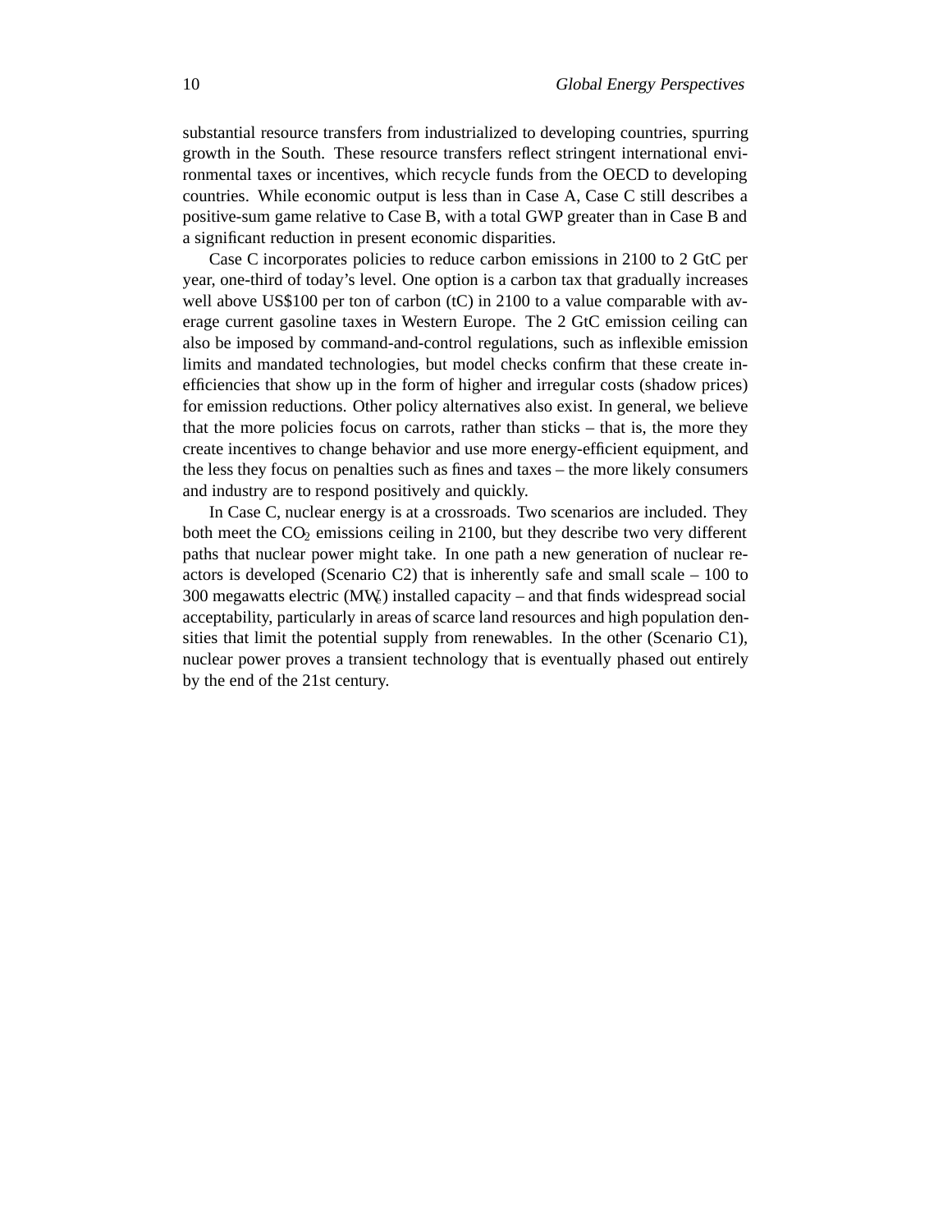substantial resource transfers from industrialized to developing countries, spurring growth in the South. These resource transfers reflect stringent international environmental taxes or incentives, which recycle funds from the OECD to developing countries. While economic output is less than in Case A, Case C still describes a positive-sum game relative to Case B, with a total GWP greater than in Case B and a significant reduction in present economic disparities.

Case C incorporates policies to reduce carbon emissions in 2100 to 2 GtC per year, one-third of today's level. One option is a carbon tax that gradually increases well above US$100 per ton of carbon (tC) in 2100 to a value comparable with average current gasoline taxes in Western Europe. The 2 GtC emission ceiling can also be imposed by command-and-control regulations, such as inflexible emission limits and mandated technologies, but model checks confirm that these create inefficiencies that show up in the form of higher and irregular costs (shadow prices) for emission reductions. Other policy alternatives also exist. In general, we believe that the more policies focus on carrots, rather than sticks – that is, the more they create incentives to change behavior and use more energy-efficient equipment, and the less they focus on penalties such as fines and taxes – the more likely consumers and industry are to respond positively and quickly.

In Case C, nuclear energy is at a crossroads. Two scenarios are included. They both meet the $CO_2$ emissions ceiling in 2100, but they describe two very different paths that nuclear power might take. In one path a new generation of nuclear reactors is developed (Scenario C2) that is inherently safe and small scale – 100 to 300 megawatts electric ($MW_e$) installed capacity – and that finds widespread social acceptability, particularly in areas of scarce land resources and high population densities that limit the potential supply from renewables. In the other (Scenario C1), nuclear power proves a transient technology that is eventually phased out entirely by the end of the 21st century.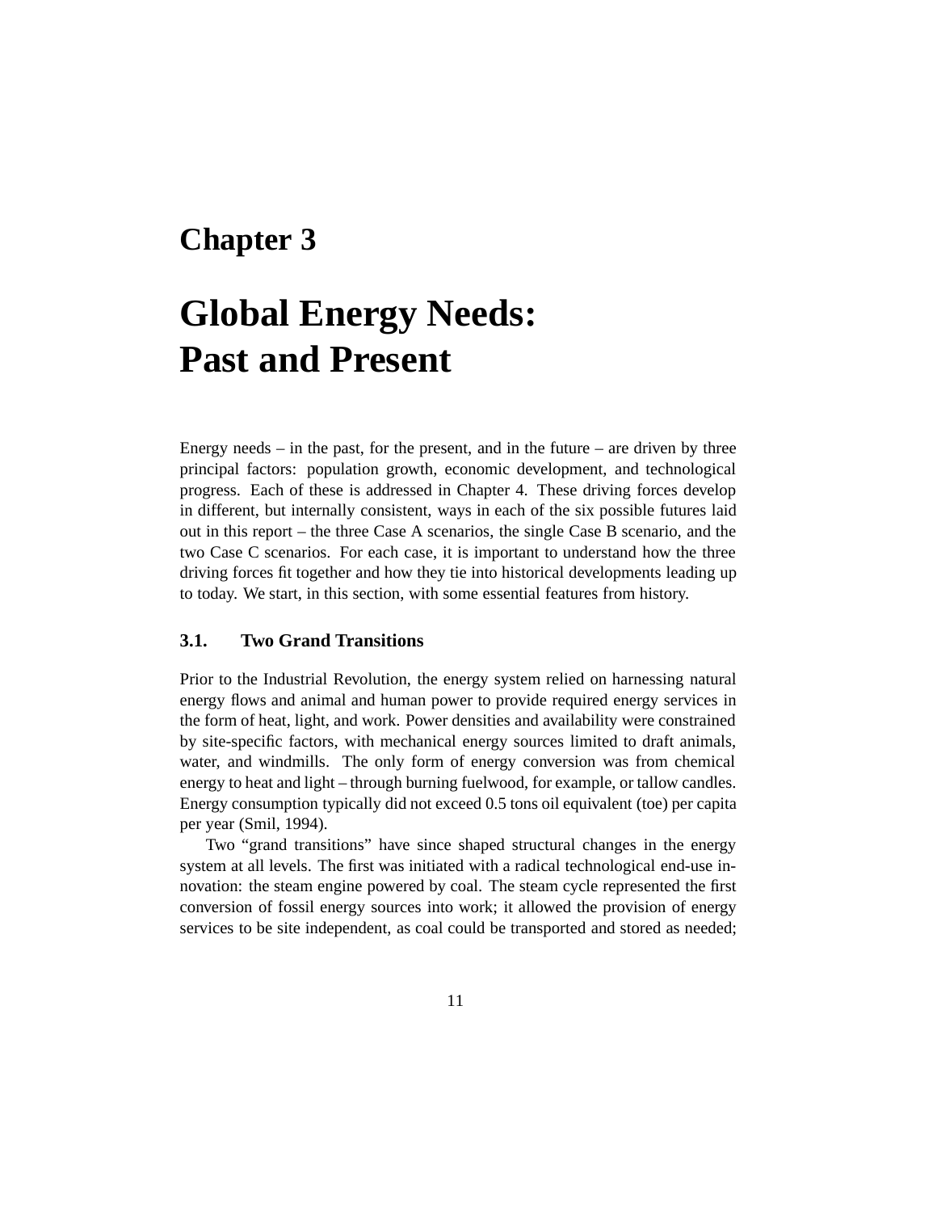# Chapter 3

# Global Energy Needs: Past and Present

Energy needs – in the past, for the present, and in the future – are driven by three principal factors: population growth, economic development, and technological progress. Each of these is addressed in Chapter 4. These driving forces develop in different, but internally consistent, ways in each of the six possible futures laid out in this report – the three Case A scenarios, the single Case B scenario, and the two Case C scenarios. For each case, it is important to understand how the three driving forces fit together and how they tie into historical developments leading up to today. We start, in this section, with some essential features from history.

### 3.1. Two Grand Transitions

Prior to the Industrial Revolution, the energy system relied on harnessing natural energy flows and animal and human power to provide required energy services in the form of heat, light, and work. Power densities and availability were constrained by site-specific factors, with mechanical energy sources limited to draft animals, water, and windmills. The only form of energy conversion was from chemical energy to heat and light – through burning fuelwood, for example, or tallow candles. Energy consumption typically did not exceed 0.5 tons oil equivalent (toe) per capita per year (Smil, 1994).

Two "grand transitions" have since shaped structural changes in the energy system at all levels. The first was initiated with a radical technological end-use innovation: the steam engine powered by coal. The steam cycle represented the first conversion of fossil energy sources into work; it allowed the provision of energy services to be site independent, as coal could be transported and stored as needed;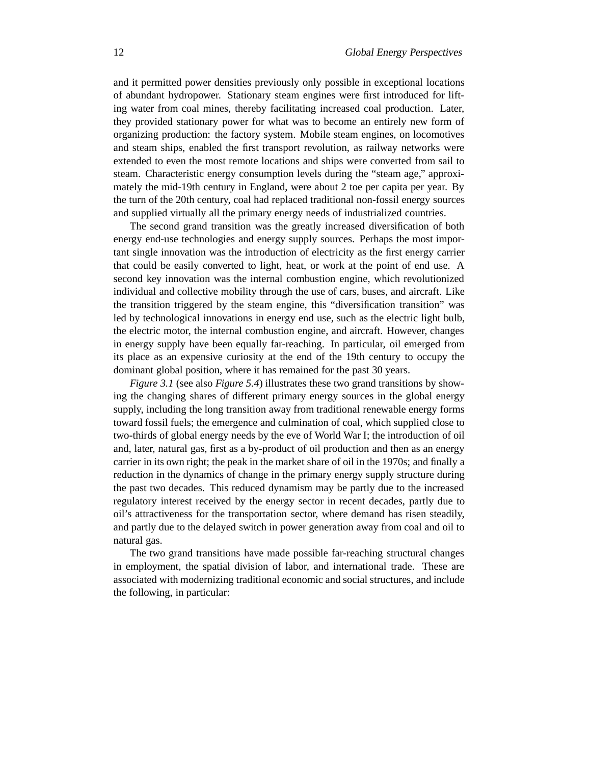and it permitted power densities previously only possible in exceptional locations of abundant hydropower. Stationary steam engines were first introduced for lifting water from coal mines, thereby facilitating increased coal production. Later, they provided stationary power for what was to become an entirely new form of organizing production: the factory system. Mobile steam engines, on locomotives and steam ships, enabled the first transport revolution, as railway networks were extended to even the most remote locations and ships were converted from sail to steam. Characteristic energy consumption levels during the "steam age," approximately the mid-19th century in England, were about 2 toe per capita per year. By the turn of the 20th century, coal had replaced traditional non-fossil energy sources and supplied virtually all the primary energy needs of industrialized countries.

The second grand transition was the greatly increased diversification of both energy end-use technologies and energy supply sources. Perhaps the most important single innovation was the introduction of electricity as the first energy carrier that could be easily converted to light, heat, or work at the point of end use. A second key innovation was the internal combustion engine, which revolutionized individual and collective mobility through the use of cars, buses, and aircraft. Like the transition triggered by the steam engine, this "diversification transition" was led by technological innovations in energy end use, such as the electric light bulb, the electric motor, the internal combustion engine, and aircraft. However, changes in energy supply have been equally far-reaching. In particular, oil emerged from its place as an expensive curiosity at the end of the 19th century to occupy the dominant global position, where it has remained for the past 30 years.

*Figure 3.1* (see also *Figure 5.4*) illustrates these two grand transitions by showing the changing shares of different primary energy sources in the global energy supply, including the long transition away from traditional renewable energy forms toward fossil fuels; the emergence and culmination of coal, which supplied close to two-thirds of global energy needs by the eve of World War I; the introduction of oil and, later, natural gas, first as a by-product of oil production and then as an energy carrier in its own right; the peak in the market share of oil in the 1970s; and finally a reduction in the dynamics of change in the primary energy supply structure during the past two decades. This reduced dynamism may be partly due to the increased regulatory interest received by the energy sector in recent decades, partly due to oil's attractiveness for the transportation sector, where demand has risen steadily, and partly due to the delayed switch in power generation away from coal and oil to natural gas.

The two grand transitions have made possible far-reaching structural changes in employment, the spatial division of labor, and international trade. These are associated with modernizing traditional economic and social structures, and include the following, in particular: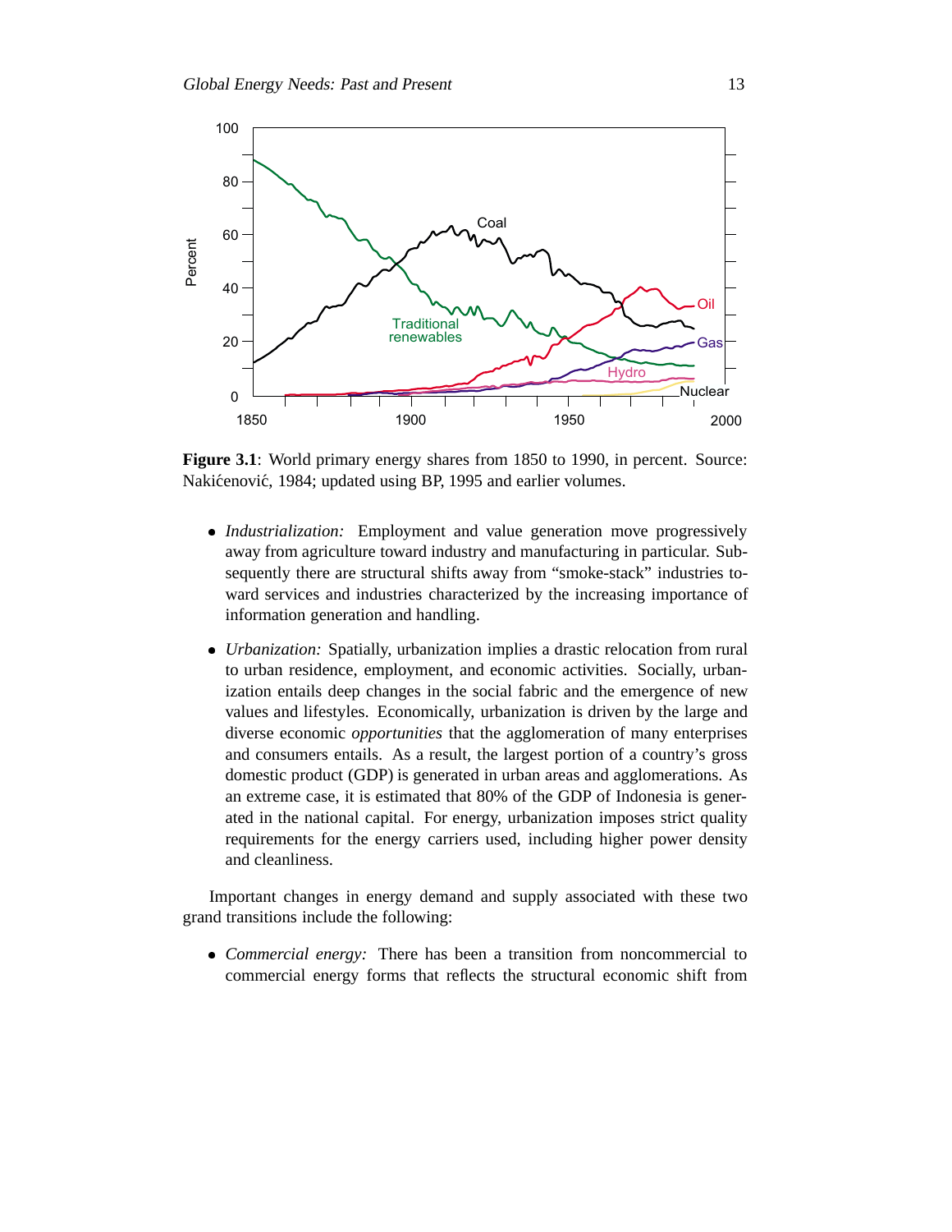**Figure 3.1**: World primary energy shares from 1850 to 1990, in percent. Source: Nakićenović, 1984; updated using BP, 1995 and earlier volumes.

- *Industrialization:* Employment and value generation move progressively away from agriculture toward industry and manufacturing in particular. Subsequently there are structural shifts away from "smoke-stack" industries toward services and industries characterized by the increasing importance of information generation and handling.

- *Urbanization:* Spatially, urbanization implies a drastic relocation from rural to urban residence, employment, and economic activities. Socially, urbanization entails deep changes in the social fabric and the emergence of new values and lifestyles. Economically, urbanization is driven by the large and diverse economic *opportunities* that the agglomeration of many enterprises and consumers entails. As a result, the largest portion of a country's gross domestic product (GDP) is generated in urban areas and agglomerations. As an extreme case, it is estimated that 80% of the GDP of Indonesia is generated in the national capital. For energy, urbanization imposes strict quality requirements for the energy carriers used, including higher power density and cleanliness.

Important changes in energy demand and supply associated with these two grand transitions include the following:

- *Commercial energy:* There has been a transition from noncommercial to commercial energy forms that reflects the structural economic shift from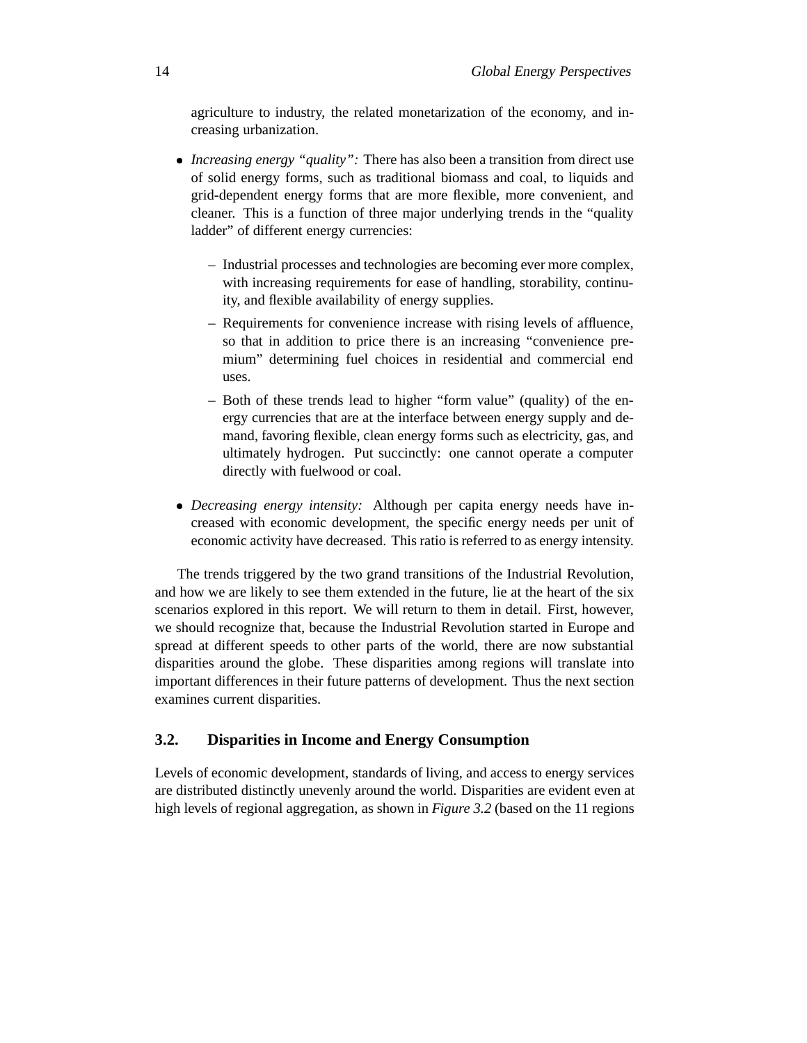agriculture to industry, the related monetarization of the economy, and increasing urbanization.

- *Increasing energy "quality":* There has also been a transition from direct use of solid energy forms, such as traditional biomass and coal, to liquids and grid-dependent energy forms that are more flexible, more convenient, and cleaner. This is a function of three major underlying trends in the "quality ladder" of different energy currencies:
  - Industrial processes and technologies are becoming ever more complex, with increasing requirements for ease of handling, storability, continuity, and flexible availability of energy supplies.
  - Requirements for convenience increase with rising levels of affluence, so that in addition to price there is an increasing "convenience premium" determining fuel choices in residential and commercial end uses.
  - Both of these trends lead to higher "form value" (quality) of the energy currencies that are at the interface between energy supply and demand, favoring flexible, clean energy forms such as electricity, gas, and ultimately hydrogen. Put succinctly: one cannot operate a computer directly with fuelwood or coal.
- *Decreasing energy intensity:* Although per capita energy needs have increased with economic development, the specific energy needs per unit of economic activity have decreased. This ratio is referred to as energy intensity.

The trends triggered by the two grand transitions of the Industrial Revolution, and how we are likely to see them extended in the future, lie at the heart of the six scenarios explored in this report. We will return to them in detail. First, however, we should recognize that, because the Industrial Revolution started in Europe and spread at different speeds to other parts of the world, there are now substantial disparities around the globe. These disparities among regions will translate into important differences in their future patterns of development. Thus the next section examines current disparities.

## 3.2. Disparities in Income and Energy Consumption

Levels of economic development, standards of living, and access to energy services are distributed distinctly unevenly around the world. Disparities are evident even at high levels of regional aggregation, as shown in *Figure 3.2* (based on the 11 regions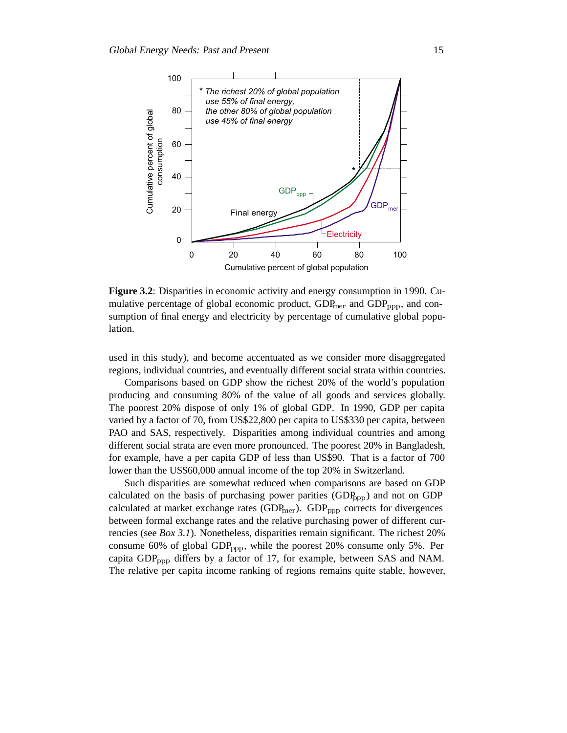**Figure 3.2**: Disparities in economic activity and energy consumption in 1990. Cumulative percentage of global economic product, $GDP_{mer}$ and $GDP_{ppp}$, and consumption of final energy and electricity by percentage of cumulative global population.

used in this study), and become accentuated as we consider more disaggregated regions, individual countries, and eventually different social strata within countries.

Comparisons based on GDP show the richest 20% of the world's population producing and consuming 80% of the value of all goods and services globally. The poorest 20% dispose of only 1% of global GDP. In 1990, GDP per capita varied by a factor of 70, from US$22,800 per capita to US$330 per capita, between PAO and SAS, respectively. Disparities among individual countries and among different social strata are even more pronounced. The poorest 20% in Bangladesh, for example, have a per capita GDP of less than US$90. That is a factor of 700 lower than the US$60,000 annual income of the top 20% in Switzerland.

Such disparities are somewhat reduced when comparisons are based on GDP calculated on the basis of purchasing power parities ($GDP_{ppp}$) and not on GDP calculated at market exchange rates ($GDP_{mer}$). $GDP_{ppp}$ corrects for divergences between formal exchange rates and the relative purchasing power of different currencies (see *Box 3.1*). Nonetheless, disparities remain significant. The richest 20% consume 60% of global $GDP_{ppp}$, while the poorest 20% consume only 5%. Per capita $GDP_{ppp}$ differs by a factor of 17, for example, between SAS and NAM. The relative per capita income ranking of regions remains quite stable, however,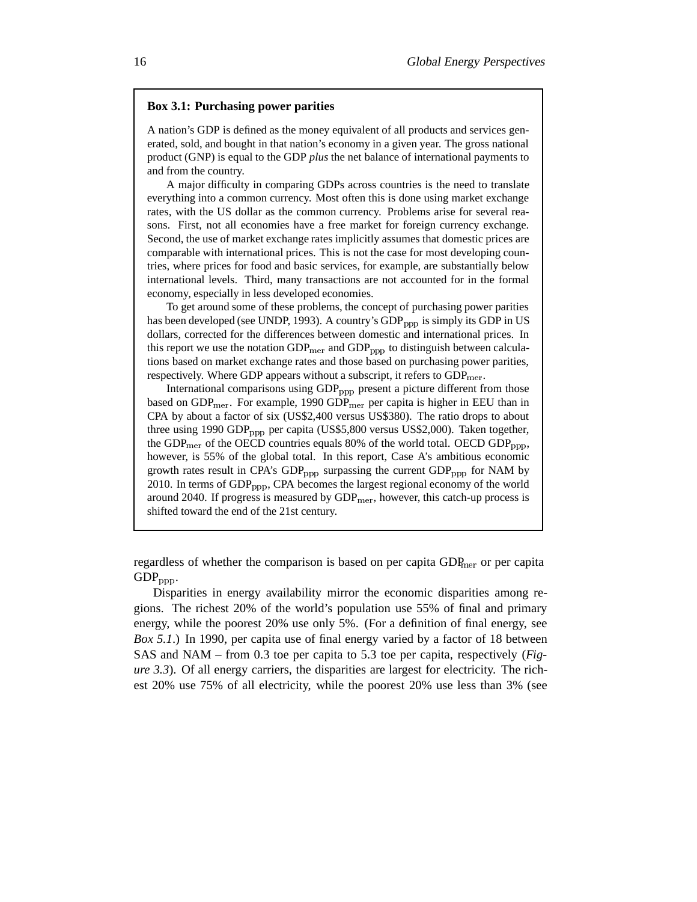**Box 3.1: Purchasing power parities**

A nation's GDP is defined as the money equivalent of all products and services generated, sold, and bought in that nation's economy in a given year. The gross national product (GNP) is equal to the GDP *plus* the net balance of international payments to and from the country.

A major difficulty in comparing GDPs across countries is the need to translate everything into a common currency. Most often this is done using market exchange rates, with the US dollar as the common currency. Problems arise for several reasons. First, not all economies have a free market for foreign currency exchange. Second, the use of market exchange rates implicitly assumes that domestic prices are comparable with international prices. This is not the case for most developing countries, where prices for food and basic services, for example, are substantially below international levels. Third, many transactions are not accounted for in the formal economy, especially in less developed economies.

To get around some of these problems, the concept of purchasing power parities has been developed (see UNDP, 1993). A country's $\mathrm{GDP_{ppp}}$ is simply its GDP in US dollars, corrected for the differences between domestic and international prices. In this report we use the notation $\mathrm{GDP_{mer}}$ and $\mathrm{GDP_{ppp}}$ to distinguish between calculations based on market exchange rates and those based on purchasing power parities, respectively. Where GDP appears without a subscript, it refers to $\mathrm{GDP_{mer}}$.

International comparisons using $\mathrm{GDP_{ppp}}$ present a picture different from those based on $\mathrm{GDP_{mer}}$. For example, 1990 $\mathrm{GDP_{mer}}$ per capita is higher in EEU than in CPA by about a factor of six (US$2,400 versus US$380). The ratio drops to about three using 1990 $\mathrm{GDP_{ppp}}$ per capita (US$5,800 versus US$2,000). Taken together, the $\mathrm{GDP_{mer}}$ of the OECD countries equals 80% of the world total. OECD $\mathrm{GDP_{ppp}}$, however, is 55% of the global total. In this report, Case A's ambitious economic growth rates result in CPA's $\mathrm{GDP_{ppp}}$ surpassing the current $\mathrm{GDP_{ppp}}$ for NAM by 2010. In terms of $\mathrm{GDP_{ppp}}$, CPA becomes the largest regional economy of the world around 2040. If progress is measured by $\mathrm{GDP_{mer}}$, however, this catch-up process is shifted toward the end of the 21st century.

regardless of whether the comparison is based on per capita $\mathrm{GDP_{mer}}$ or per capita $\mathrm{GDP_{ppp}}$.

Disparities in energy availability mirror the economic disparities among regions. The richest 20% of the world's population use 55% of final and primary energy, while the poorest 20% use only 5%. (For a definition of final energy, see *Box 5.1*.) In 1990, per capita use of final energy varied by a factor of 18 between SAS and NAM – from 0.3 toe per capita to 5.3 toe per capita, respectively (*Figure 3.3*). Of all energy carriers, the disparities are largest for electricity. The richest 20% use 75% of all electricity, while the poorest 20% use less than 3% (see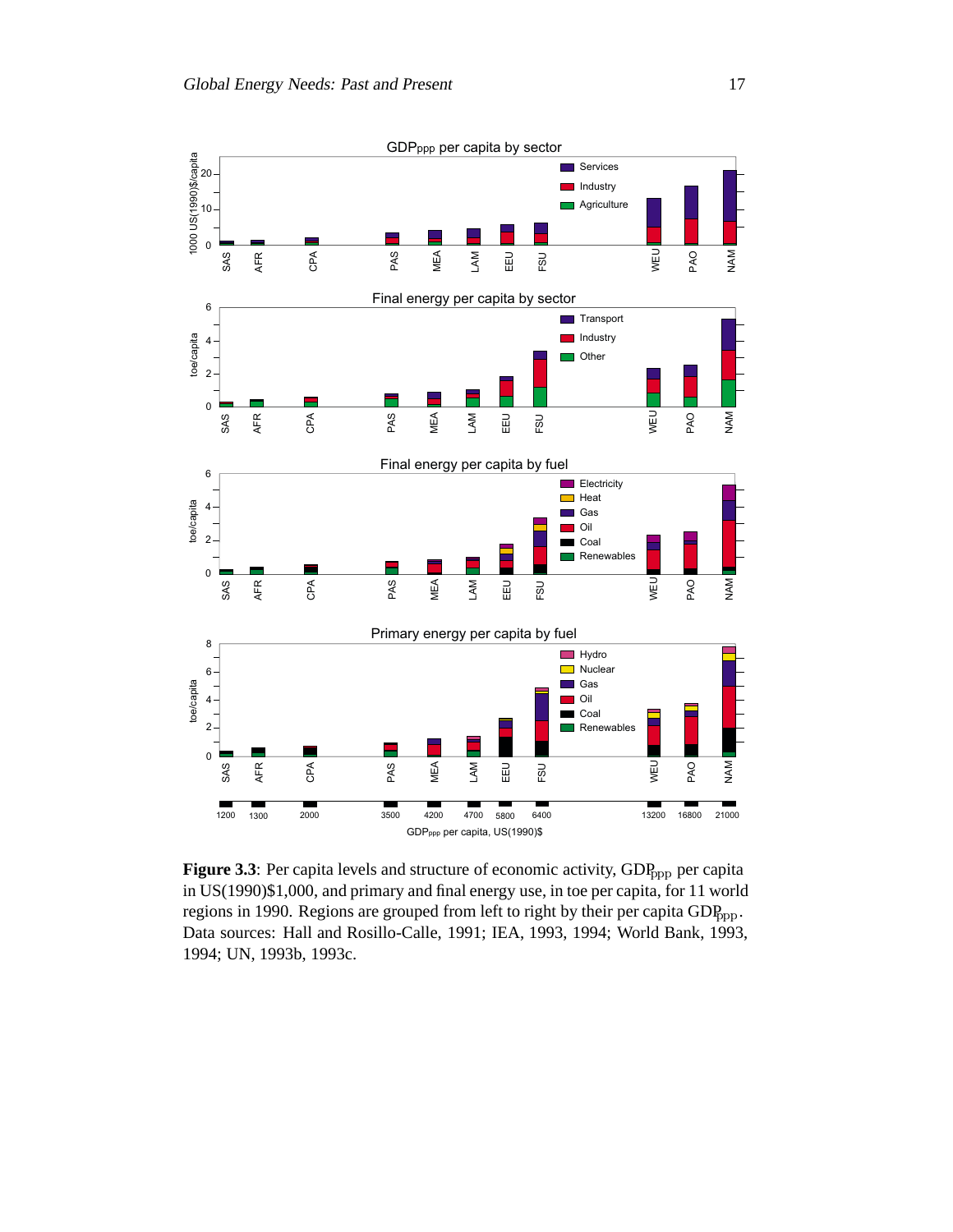**Figure 3.3**: Per capita levels and structure of economic activity, $GDP_{ppp}$ per capita in US(1990)$1,000, and primary and final energy use, in toe per capita, for 11 world regions in 1990. Regions are grouped from left to right by their per capita $GDP_{ppp}$. Data sources: Hall and Rosillo-Calle, 1991; IEA, 1993, 1994; World Bank, 1993, 1994; UN, 1993b, 1993c.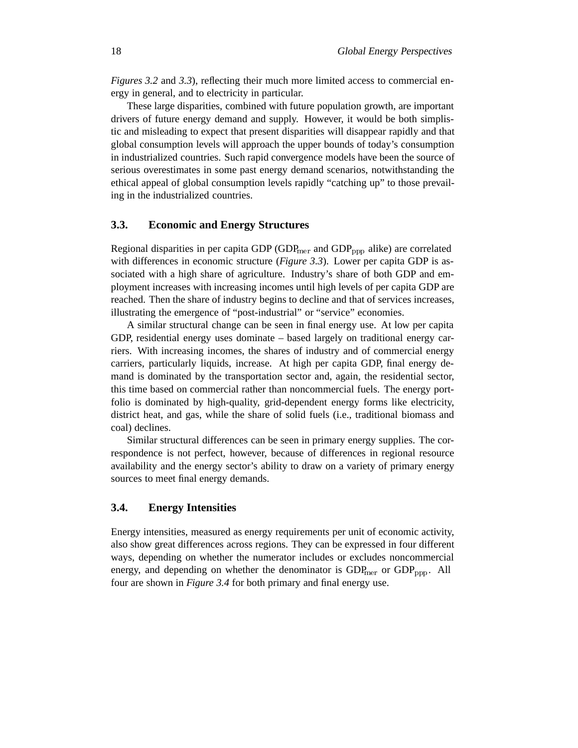*Figures 3.2* and *3.3*), reflecting their much more limited access to commercial energy in general, and to electricity in particular.

These large disparities, combined with future population growth, are important drivers of future energy demand and supply. However, it would be both simplistic and misleading to expect that present disparities will disappear rapidly and that global consumption levels will approach the upper bounds of today's consumption in industrialized countries. Such rapid convergence models have been the source of serious overestimates in some past energy demand scenarios, notwithstanding the ethical appeal of global consumption levels rapidly "catching up" to those prevailing in the industrialized countries.

## 3.3. Economic and Energy Structures

Regional disparities in per capita GDP ($GDP_{mer}$ and $GDP_{ppp}$ alike) are correlated with differences in economic structure (*Figure 3.3*). Lower per capita GDP is associated with a high share of agriculture. Industry's share of both GDP and employment increases with increasing incomes until high levels of per capita GDP are reached. Then the share of industry begins to decline and that of services increases, illustrating the emergence of "post-industrial" or "service" economies.

A similar structural change can be seen in final energy use. At low per capita GDP, residential energy uses dominate – based largely on traditional energy carriers. With increasing incomes, the shares of industry and of commercial energy carriers, particularly liquids, increase. At high per capita GDP, final energy demand is dominated by the transportation sector and, again, the residential sector, this time based on commercial rather than noncommercial fuels. The energy portfolio is dominated by high-quality, grid-dependent energy forms like electricity, district heat, and gas, while the share of solid fuels (i.e., traditional biomass and coal) declines.

Similar structural differences can be seen in primary energy supplies. The correspondence is not perfect, however, because of differences in regional resource availability and the energy sector's ability to draw on a variety of primary energy sources to meet final energy demands.

## 3.4. Energy Intensities

Energy intensities, measured as energy requirements per unit of economic activity, also show great differences across regions. They can be expressed in four different ways, depending on whether the numerator includes or excludes noncommercial energy, and depending on whether the denominator is $GDP_{mer}$ or $GDP_{ppp}$. All four are shown in *Figure 3.4* for both primary and final energy use.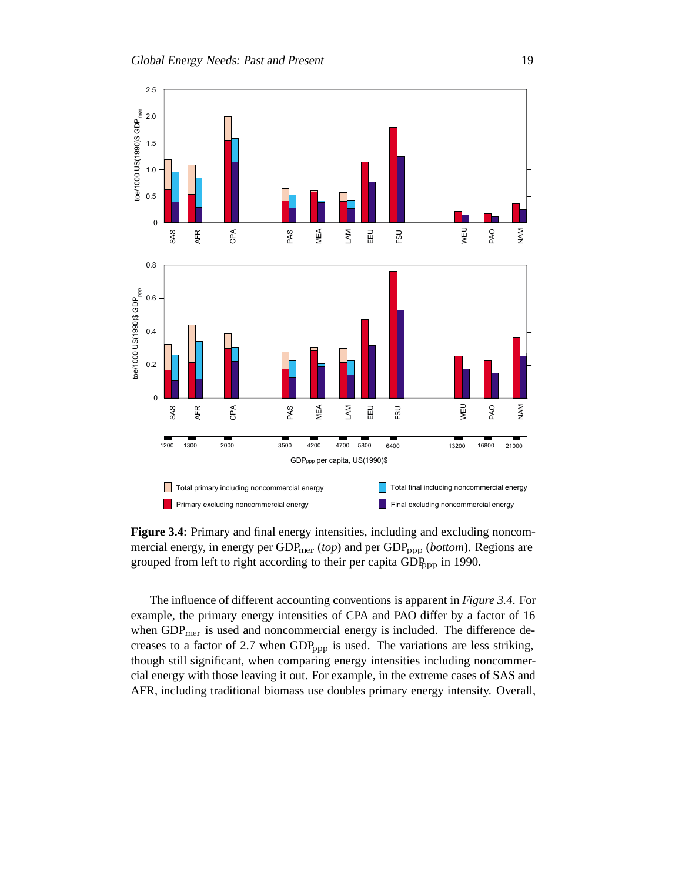**Figure 3.4**: Primary and final energy intensities, including and excluding noncommercial energy, in energy per $GDP_{mer}$ (*top*) and per $GDP_{ppp}$ (*bottom*). Regions are grouped from left to right according to their per capita $GDP_{ppp}$ in 1990.

The influence of different accounting conventions is apparent in *Figure 3.4*. For example, the primary energy intensities of CPA and PAO differ by a factor of 16 when $GDP_{mer}$ is used and noncommercial energy is included. The difference decreases to a factor of 2.7 when $GDP_{ppp}$ is used. The variations are less striking, though still significant, when comparing energy intensities including noncommercial energy with those leaving it out. For example, in the extreme cases of SAS and AFR, including traditional biomass use doubles primary energy intensity. Overall,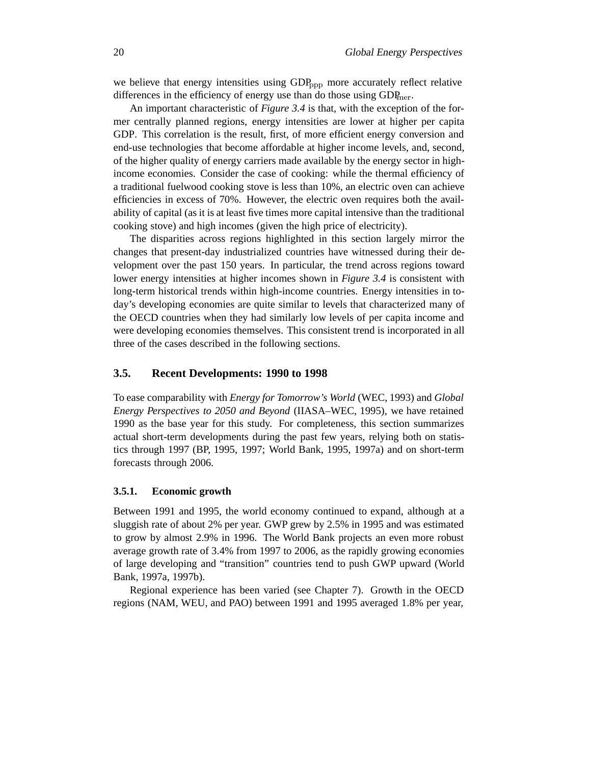we believe that energy intensities using $GDP_{ppp}$ more accurately reflect relative differences in the efficiency of energy use than do those using $GDP_{mer}$.

An important characteristic of *Figure 3.4* is that, with the exception of the former centrally planned regions, energy intensities are lower at higher per capita GDP. This correlation is the result, first, of more efficient energy conversion and end-use technologies that become affordable at higher income levels, and, second, of the higher quality of energy carriers made available by the energy sector in high-income economies. Consider the case of cooking: while the thermal efficiency of a traditional fuelwood cooking stove is less than 10%, an electric oven can achieve efficiencies in excess of 70%. However, the electric oven requires both the availability of capital (as it is at least five times more capital intensive than the traditional cooking stove) and high incomes (given the high price of electricity).

The disparities across regions highlighted in this section largely mirror the changes that present-day industrialized countries have witnessed during their development over the past 150 years. In particular, the trend across regions toward lower energy intensities at higher incomes shown in *Figure 3.4* is consistent with long-term historical trends within high-income countries. Energy intensities in today's developing economies are quite similar to levels that characterized many of the OECD countries when they had similarly low levels of per capita income and were developing economies themselves. This consistent trend is incorporated in all three of the cases described in the following sections.

## 3.5. Recent Developments: 1990 to 1998

To ease comparability with *Energy for Tomorrow's World* (WEC, 1993) and *Global Energy Perspectives to 2050 and Beyond* (IIASA–WEC, 1995), we have retained 1990 as the base year for this study. For completeness, this section summarizes actual short-term developments during the past few years, relying both on statistics through 1997 (BP, 1995, 1997; World Bank, 1995, 1997a) and on short-term forecasts through 2006.

### 3.5.1. Economic growth

Between 1991 and 1995, the world economy continued to expand, although at a sluggish rate of about 2% per year. GWP grew by 2.5% in 1995 and was estimated to grow by almost 2.9% in 1996. The World Bank projects an even more robust average growth rate of 3.4% from 1997 to 2006, as the rapidly growing economies of large developing and "transition" countries tend to push GWP upward (World Bank, 1997a, 1997b).

Regional experience has been varied (see Chapter 7). Growth in the OECD regions (NAM, WEU, and PAO) between 1991 and 1995 averaged 1.8% per year,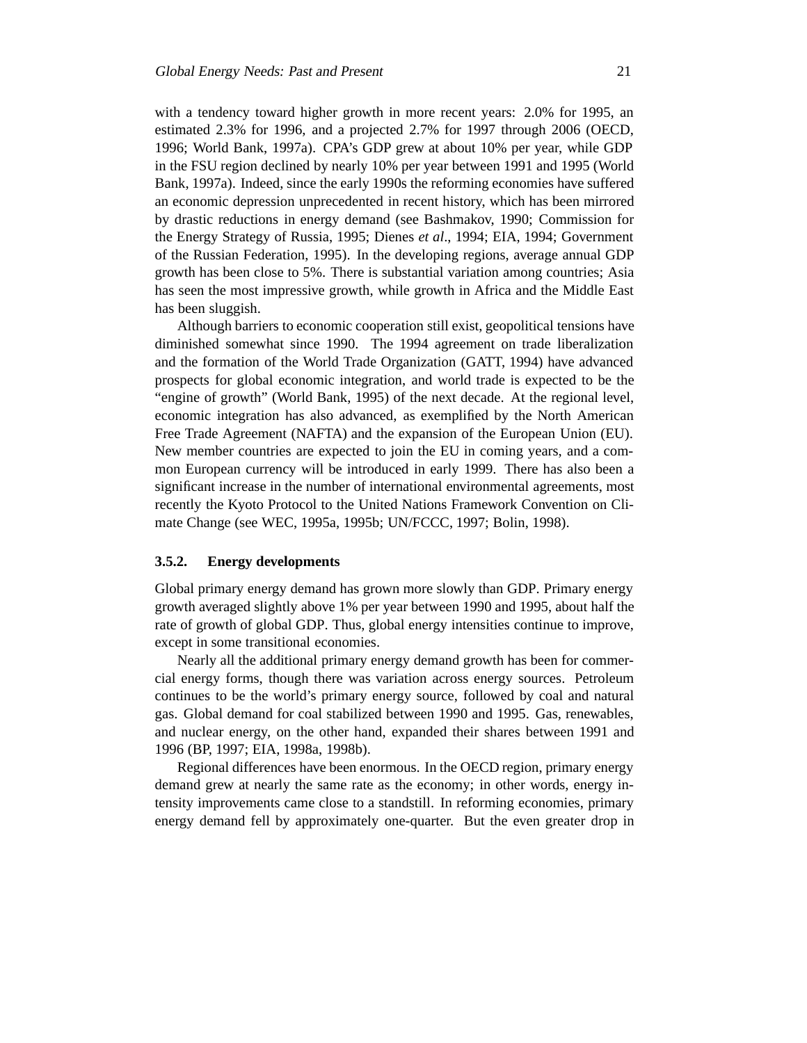with a tendency toward higher growth in more recent years: 2.0% for 1995, an estimated 2.3% for 1996, and a projected 2.7% for 1997 through 2006 (OECD, 1996; World Bank, 1997a). CPA's GDP grew at about 10% per year, while GDP in the FSU region declined by nearly 10% per year between 1991 and 1995 (World Bank, 1997a). Indeed, since the early 1990s the reforming economies have suffered an economic depression unprecedented in recent history, which has been mirrored by drastic reductions in energy demand (see Bashmakov, 1990; Commission for the Energy Strategy of Russia, 1995; Dienes *et al*., 1994; EIA, 1994; Government of the Russian Federation, 1995). In the developing regions, average annual GDP growth has been close to 5%. There is substantial variation among countries; Asia has seen the most impressive growth, while growth in Africa and the Middle East has been sluggish.

Although barriers to economic cooperation still exist, geopolitical tensions have diminished somewhat since 1990. The 1994 agreement on trade liberalization and the formation of the World Trade Organization (GATT, 1994) have advanced prospects for global economic integration, and world trade is expected to be the "engine of growth" (World Bank, 1995) of the next decade. At the regional level, economic integration has also advanced, as exemplified by the North American Free Trade Agreement (NAFTA) and the expansion of the European Union (EU). New member countries are expected to join the EU in coming years, and a common European currency will be introduced in early 1999. There has also been a significant increase in the number of international environmental agreements, most recently the Kyoto Protocol to the United Nations Framework Convention on Climate Change (see WEC, 1995a, 1995b; UN/FCCC, 1997; Bolin, 1998).

### 3.5.2. Energy developments

Global primary energy demand has grown more slowly than GDP. Primary energy growth averaged slightly above 1% per year between 1990 and 1995, about half the rate of growth of global GDP. Thus, global energy intensities continue to improve, except in some transitional economies.

Nearly all the additional primary energy demand growth has been for commercial energy forms, though there was variation across energy sources. Petroleum continues to be the world's primary energy source, followed by coal and natural gas. Global demand for coal stabilized between 1990 and 1995. Gas, renewables, and nuclear energy, on the other hand, expanded their shares between 1991 and 1996 (BP, 1997; EIA, 1998a, 1998b).

Regional differences have been enormous. In the OECD region, primary energy demand grew at nearly the same rate as the economy; in other words, energy intensity improvements came close to a standstill. In reforming economies, primary energy demand fell by approximately one-quarter. But the even greater drop in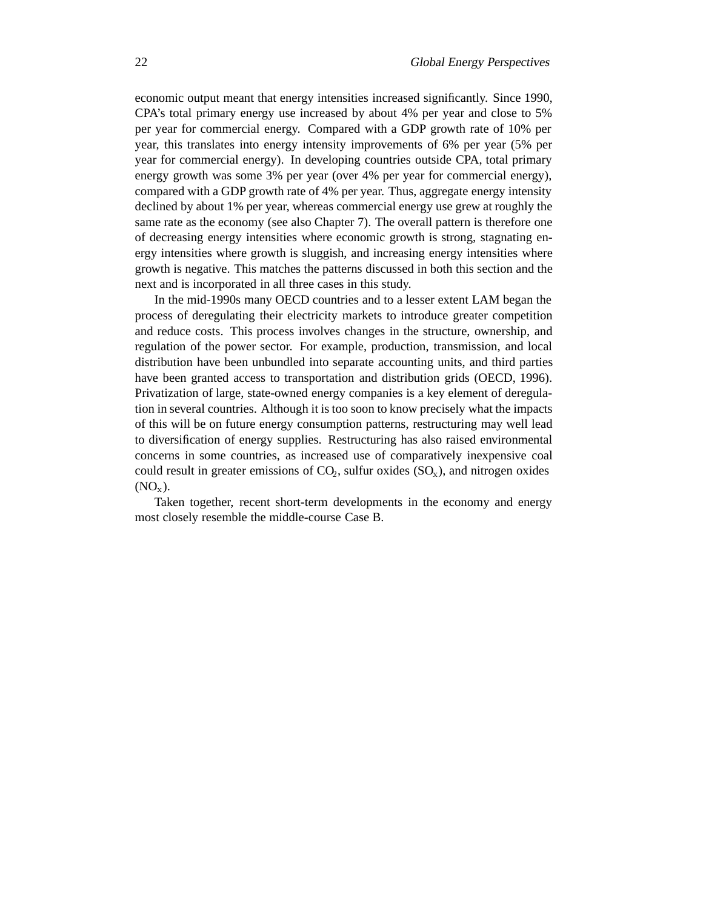economic output meant that energy intensities increased significantly. Since 1990, CPA's total primary energy use increased by about 4% per year and close to 5% per year for commercial energy. Compared with a GDP growth rate of 10% per year, this translates into energy intensity improvements of 6% per year (5% per year for commercial energy). In developing countries outside CPA, total primary energy growth was some 3% per year (over 4% per year for commercial energy), compared with a GDP growth rate of 4% per year. Thus, aggregate energy intensity declined by about 1% per year, whereas commercial energy use grew at roughly the same rate as the economy (see also Chapter 7). The overall pattern is therefore one of decreasing energy intensities where economic growth is strong, stagnating energy intensities where growth is sluggish, and increasing energy intensities where growth is negative. This matches the patterns discussed in both this section and the next and is incorporated in all three cases in this study.

In the mid-1990s many OECD countries and to a lesser extent LAM began the process of deregulating their electricity markets to introduce greater competition and reduce costs. This process involves changes in the structure, ownership, and regulation of the power sector. For example, production, transmission, and local distribution have been unbundled into separate accounting units, and third parties have been granted access to transportation and distribution grids (OECD, 1996). Privatization of large, state-owned energy companies is a key element of deregulation in several countries. Although it is too soon to know precisely what the impacts of this will be on future energy consumption patterns, restructuring may well lead to diversification of energy supplies. Restructuring has also raised environmental concerns in some countries, as increased use of comparatively inexpensive coal could result in greater emissions of $CO_2$, sulfur oxides ($SO_x$), and nitrogen oxides ($NO_x$).

Taken together, recent short-term developments in the economy and energy most closely resemble the middle-course Case B.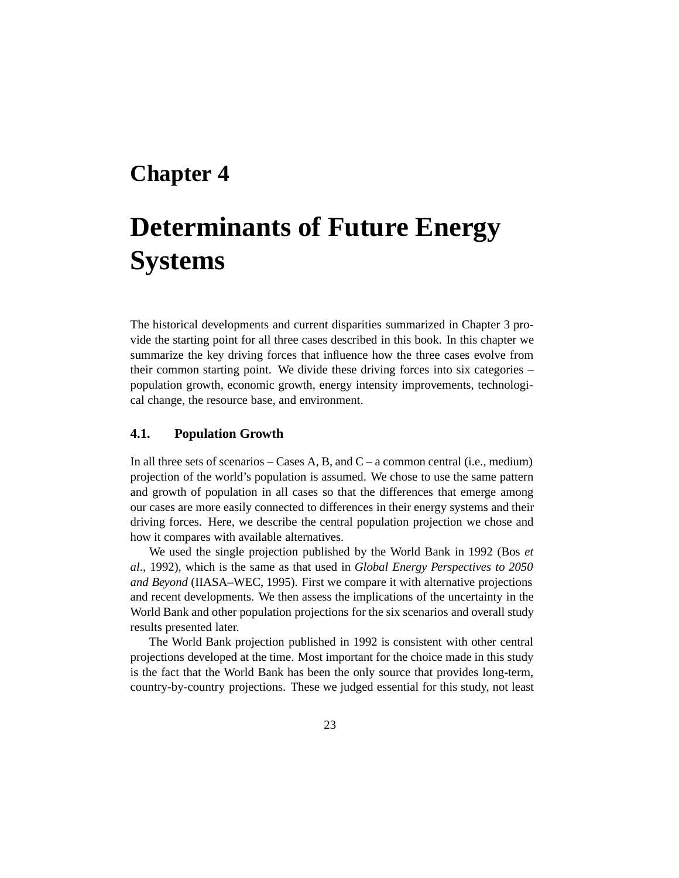# Chapter 4

# Determinants of Future Energy Systems

The historical developments and current disparities summarized in Chapter 3 provide the starting point for all three cases described in this book. In this chapter we summarize the key driving forces that influence how the three cases evolve from their common starting point. We divide these driving forces into six categories – population growth, economic growth, energy intensity improvements, technological change, the resource base, and environment.

## 4.1. Population Growth

In all three sets of scenarios – Cases A, B, and C – a common central (i.e., medium) projection of the world's population is assumed. We chose to use the same pattern and growth of population in all cases so that the differences that emerge among our cases are more easily connected to differences in their energy systems and their driving forces. Here, we describe the central population projection we chose and how it compares with available alternatives.

We used the single projection published by the World Bank in 1992 (Bos *et al*., 1992), which is the same as that used in *Global Energy Perspectives to 2050 and Beyond* (IIASA–WEC, 1995). First we compare it with alternative projections and recent developments. We then assess the implications of the uncertainty in the World Bank and other population projections for the six scenarios and overall study results presented later.

The World Bank projection published in 1992 is consistent with other central projections developed at the time. Most important for the choice made in this study is the fact that the World Bank has been the only source that provides long-term, country-by-country projections. These we judged essential for this study, not least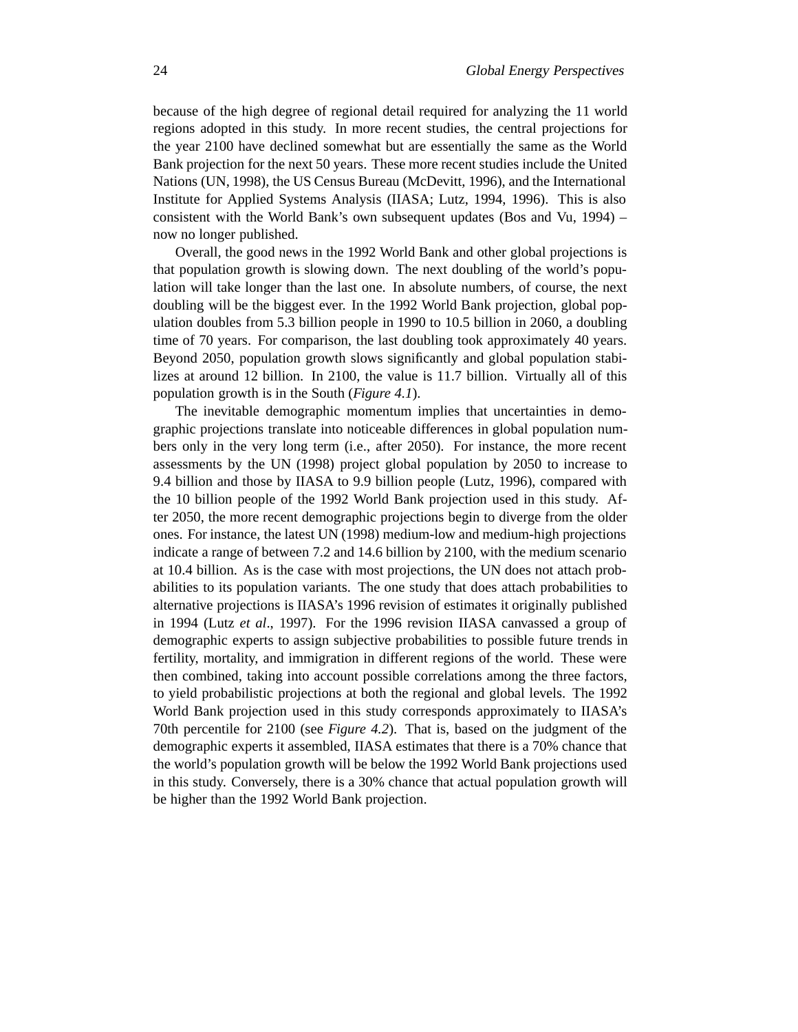because of the high degree of regional detail required for analyzing the 11 world regions adopted in this study. In more recent studies, the central projections for the year 2100 have declined somewhat but are essentially the same as the World Bank projection for the next 50 years. These more recent studies include the United Nations (UN, 1998), the US Census Bureau (McDevitt, 1996), and the International Institute for Applied Systems Analysis (IIASA; Lutz, 1994, 1996). This is also consistent with the World Bank's own subsequent updates (Bos and Vu, 1994) – now no longer published.

Overall, the good news in the 1992 World Bank and other global projections is that population growth is slowing down. The next doubling of the world's population will take longer than the last one. In absolute numbers, of course, the next doubling will be the biggest ever. In the 1992 World Bank projection, global population doubles from 5.3 billion people in 1990 to 10.5 billion in 2060, a doubling time of 70 years. For comparison, the last doubling took approximately 40 years. Beyond 2050, population growth slows significantly and global population stabilizes at around 12 billion. In 2100, the value is 11.7 billion. Virtually all of this population growth is in the South (*Figure 4.1*).

The inevitable demographic momentum implies that uncertainties in demographic projections translate into noticeable differences in global population numbers only in the very long term (i.e., after 2050). For instance, the more recent assessments by the UN (1998) project global population by 2050 to increase to 9.4 billion and those by IIASA to 9.9 billion people (Lutz, 1996), compared with the 10 billion people of the 1992 World Bank projection used in this study. After 2050, the more recent demographic projections begin to diverge from the older ones. For instance, the latest UN (1998) medium-low and medium-high projections indicate a range of between 7.2 and 14.6 billion by 2100, with the medium scenario at 10.4 billion. As is the case with most projections, the UN does not attach probabilities to its population variants. The one study that does attach probabilities to alternative projections is IIASA's 1996 revision of estimates it originally published in 1994 (Lutz *et al*., 1997). For the 1996 revision IIASA canvassed a group of demographic experts to assign subjective probabilities to possible future trends in fertility, mortality, and immigration in different regions of the world. These were then combined, taking into account possible correlations among the three factors, to yield probabilistic projections at both the regional and global levels. The 1992 World Bank projection used in this study corresponds approximately to IIASA's 70th percentile for 2100 (see *Figure 4.2*). That is, based on the judgment of the demographic experts it assembled, IIASA estimates that there is a 70% chance that the world's population growth will be below the 1992 World Bank projections used in this study. Conversely, there is a 30% chance that actual population growth will be higher than the 1992 World Bank projection.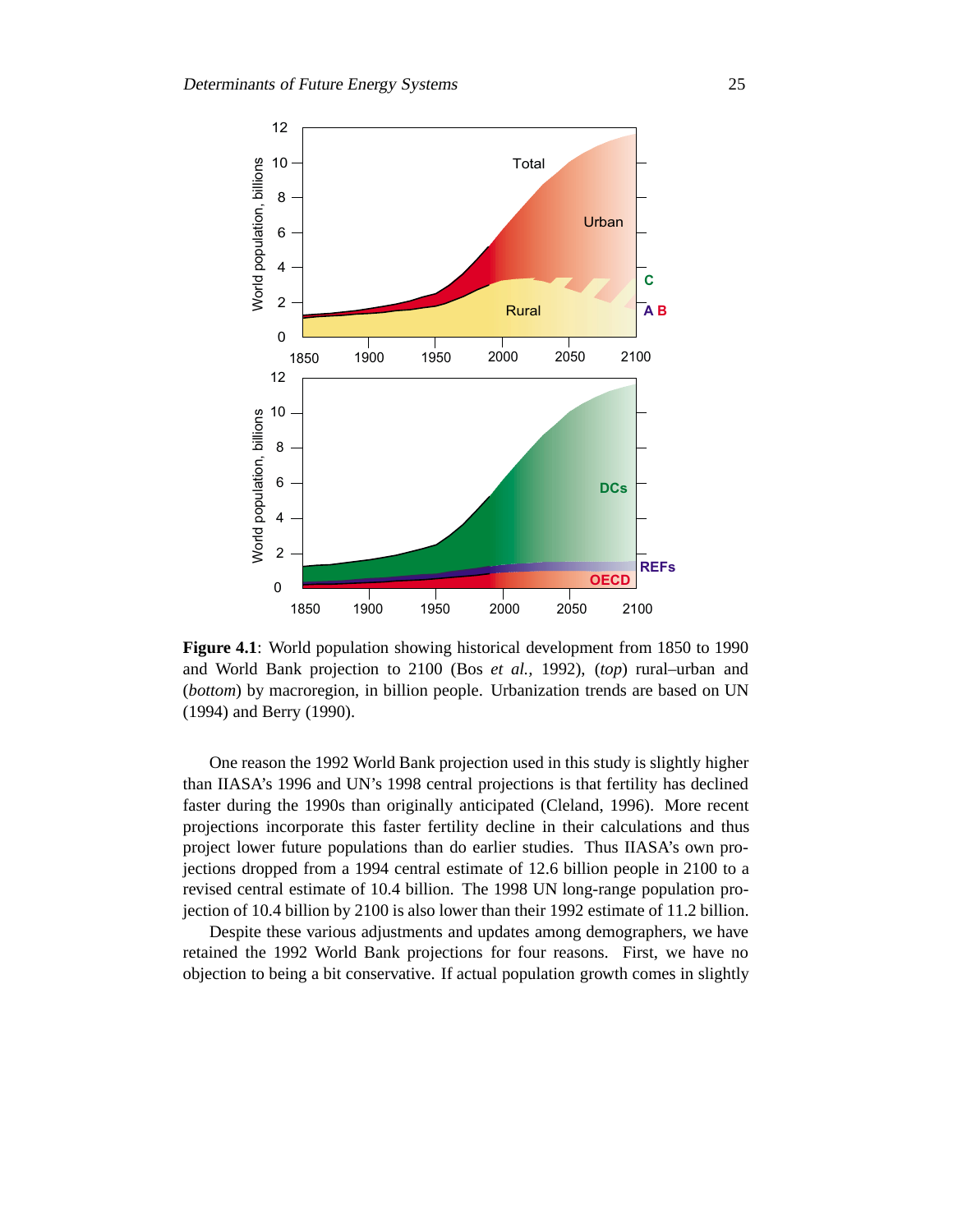**Figure 4.1**: World population showing historical development from 1850 to 1990 and World Bank projection to 2100 (Bos *et al.*, 1992), (*top*) rural–urban and (*bottom*) by macroregion, in billion people. Urbanization trends are based on UN (1994) and Berry (1990).

One reason the 1992 World Bank projection used in this study is slightly higher than IIASA's 1996 and UN's 1998 central projections is that fertility has declined faster during the 1990s than originally anticipated (Cleland, 1996). More recent projections incorporate this faster fertility decline in their calculations and thus project lower future populations than do earlier studies. Thus IIASA's own projections dropped from a 1994 central estimate of 12.6 billion people in 2100 to a revised central estimate of 10.4 billion. The 1998 UN long-range population projection of 10.4 billion by 2100 is also lower than their 1992 estimate of 11.2 billion.

Despite these various adjustments and updates among demographers, we have retained the 1992 World Bank projections for four reasons. First, we have no objection to being a bit conservative. If actual population growth comes in slightly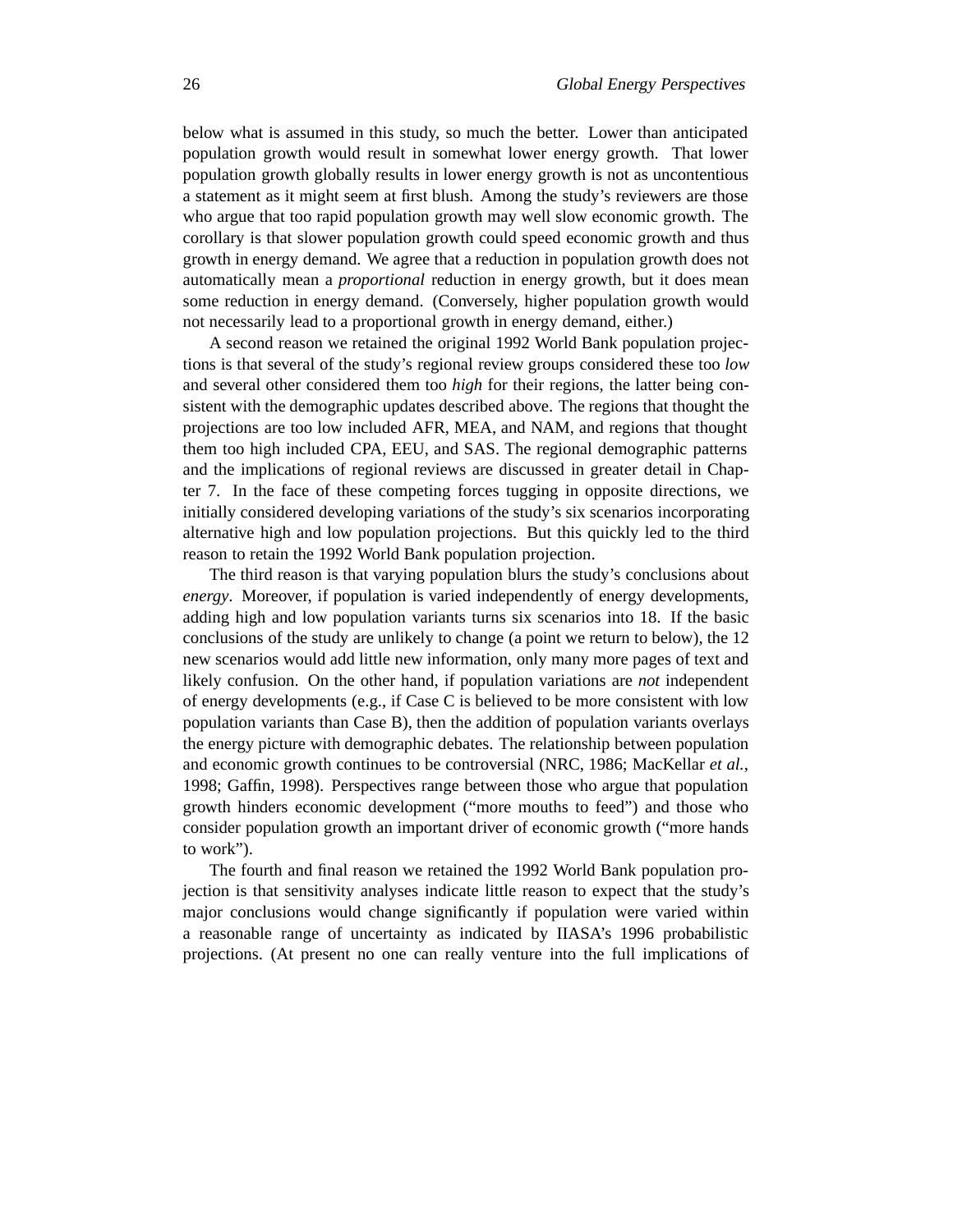below what is assumed in this study, so much the better. Lower than anticipated population growth would result in somewhat lower energy growth. That lower population growth globally results in lower energy growth is not as uncontentious a statement as it might seem at first blush. Among the study's reviewers are those who argue that too rapid population growth may well slow economic growth. The corollary is that slower population growth could speed economic growth and thus growth in energy demand. We agree that a reduction in population growth does not automatically mean a *proportional* reduction in energy growth, but it does mean some reduction in energy demand. (Conversely, higher population growth would not necessarily lead to a proportional growth in energy demand, either.)

A second reason we retained the original 1992 World Bank population projections is that several of the study's regional review groups considered these too *low* and several other considered them too *high* for their regions, the latter being consistent with the demographic updates described above. The regions that thought the projections are too low included AFR, MEA, and NAM, and regions that thought them too high included CPA, EEU, and SAS. The regional demographic patterns and the implications of regional reviews are discussed in greater detail in Chapter 7. In the face of these competing forces tugging in opposite directions, we initially considered developing variations of the study's six scenarios incorporating alternative high and low population projections. But this quickly led to the third reason to retain the 1992 World Bank population projection.

The third reason is that varying population blurs the study's conclusions about *energy*. Moreover, if population is varied independently of energy developments, adding high and low population variants turns six scenarios into 18. If the basic conclusions of the study are unlikely to change (a point we return to below), the 12 new scenarios would add little new information, only many more pages of text and likely confusion. On the other hand, if population variations are *not* independent of energy developments (e.g., if Case C is believed to be more consistent with low population variants than Case B), then the addition of population variants overlays the energy picture with demographic debates. The relationship between population and economic growth continues to be controversial (NRC, 1986; MacKellar *et al.*, 1998; Gaffin, 1998). Perspectives range between those who argue that population growth hinders economic development ("more mouths to feed") and those who consider population growth an important driver of economic growth ("more hands to work").

The fourth and final reason we retained the 1992 World Bank population projection is that sensitivity analyses indicate little reason to expect that the study's major conclusions would change significantly if population were varied within a reasonable range of uncertainty as indicated by IIASA's 1996 probabilistic projections. (At present no one can really venture into the full implications of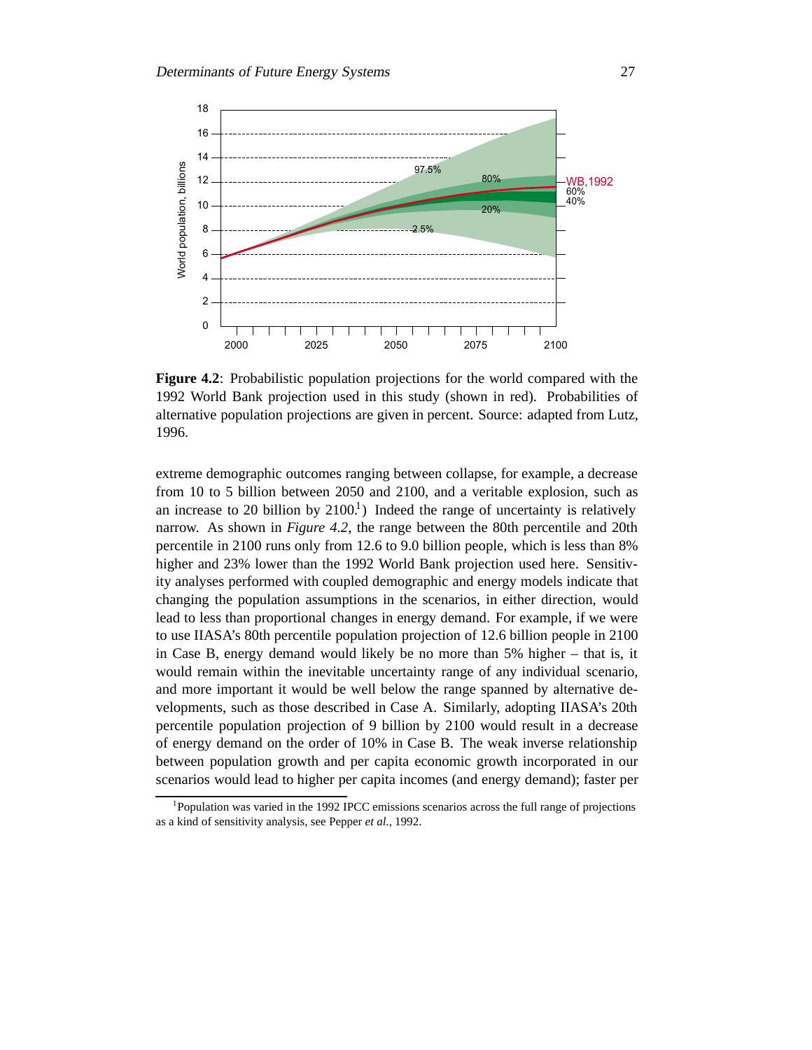**Figure 4.2**: Probabilistic population projections for the world compared with the 1992 World Bank projection used in this study (shown in red). Probabilities of alternative population projections are given in percent. Source: adapted from Lutz, 1996.

extreme demographic outcomes ranging between collapse, for example, a decrease from 10 to 5 billion between 2050 and 2100, and a veritable explosion, such as an increase to 20 billion by 2100.[1]) Indeed the range of uncertainty is relatively narrow. As shown in *Figure 4.2*, the range between the 80th percentile and 20th percentile in 2100 runs only from 12.6 to 9.0 billion people, which is less than 8% higher and 23% lower than the 1992 World Bank projection used here. Sensitivity analyses performed with coupled demographic and energy models indicate that changing the population assumptions in the scenarios, in either direction, would lead to less than proportional changes in energy demand. For example, if we were to use IIASA's 80th percentile population projection of 12.6 billion people in 2100 in Case B, energy demand would likely be no more than 5% higher – that is, it would remain within the inevitable uncertainty range of any individual scenario, and more important it would be well below the range spanned by alternative developments, such as those described in Case A. Similarly, adopting IIASA's 20th percentile population projection of 9 billion by 2100 would result in a decrease of energy demand on the order of 10% in Case B. The weak inverse relationship between population growth and per capita economic growth incorporated in our scenarios would lead to higher per capita incomes (and energy demand); faster per

[1]Population was varied in the 1992 IPCC emissions scenarios across the full range of projections as a kind of sensitivity analysis, see Pepper *et al.*, 1992.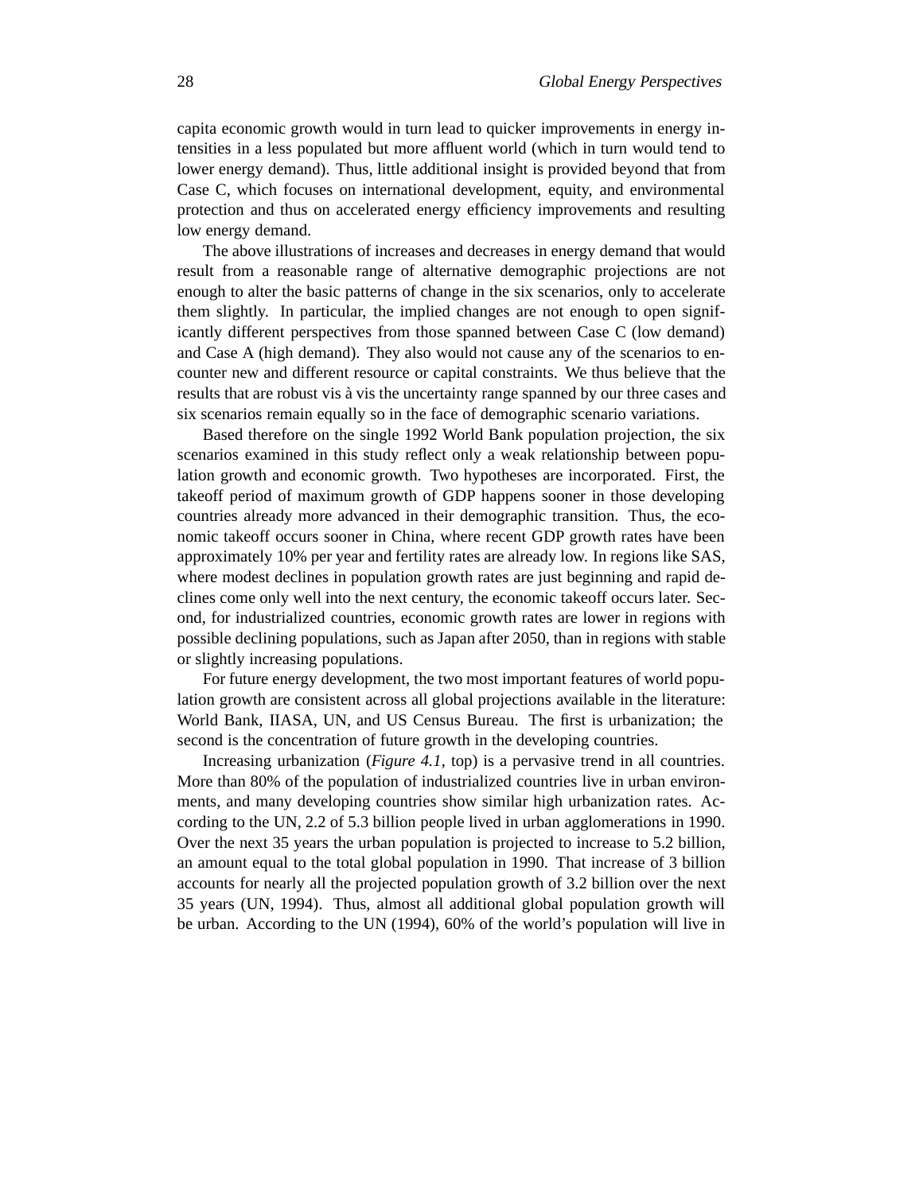capita economic growth would in turn lead to quicker improvements in energy intensities in a less populated but more affluent world (which in turn would tend to lower energy demand). Thus, little additional insight is provided beyond that from Case C, which focuses on international development, equity, and environmental protection and thus on accelerated energy efficiency improvements and resulting low energy demand.

The above illustrations of increases and decreases in energy demand that would result from a reasonable range of alternative demographic projections are not enough to alter the basic patterns of change in the six scenarios, only to accelerate them slightly. In particular, the implied changes are not enough to open significantly different perspectives from those spanned between Case C (low demand) and Case A (high demand). They also would not cause any of the scenarios to encounter new and different resource or capital constraints. We thus believe that the results that are robust vis à vis the uncertainty range spanned by our three cases and six scenarios remain equally so in the face of demographic scenario variations.

Based therefore on the single 1992 World Bank population projection, the six scenarios examined in this study reflect only a weak relationship between population growth and economic growth. Two hypotheses are incorporated. First, the takeoff period of maximum growth of GDP happens sooner in those developing countries already more advanced in their demographic transition. Thus, the economic takeoff occurs sooner in China, where recent GDP growth rates have been approximately 10% per year and fertility rates are already low. In regions like SAS, where modest declines in population growth rates are just beginning and rapid declines come only well into the next century, the economic takeoff occurs later. Second, for industrialized countries, economic growth rates are lower in regions with possible declining populations, such as Japan after 2050, than in regions with stable or slightly increasing populations.

For future energy development, the two most important features of world population growth are consistent across all global projections available in the literature: World Bank, IIASA, UN, and US Census Bureau. The first is urbanization; the second is the concentration of future growth in the developing countries.

Increasing urbanization (*Figure 4.1*, top) is a pervasive trend in all countries. More than 80% of the population of industrialized countries live in urban environments, and many developing countries show similar high urbanization rates. According to the UN, 2.2 of 5.3 billion people lived in urban agglomerations in 1990. Over the next 35 years the urban population is projected to increase to 5.2 billion, an amount equal to the total global population in 1990. That increase of 3 billion accounts for nearly all the projected population growth of 3.2 billion over the next 35 years (UN, 1994). Thus, almost all additional global population growth will be urban. According to the UN (1994), 60% of the world's population will live in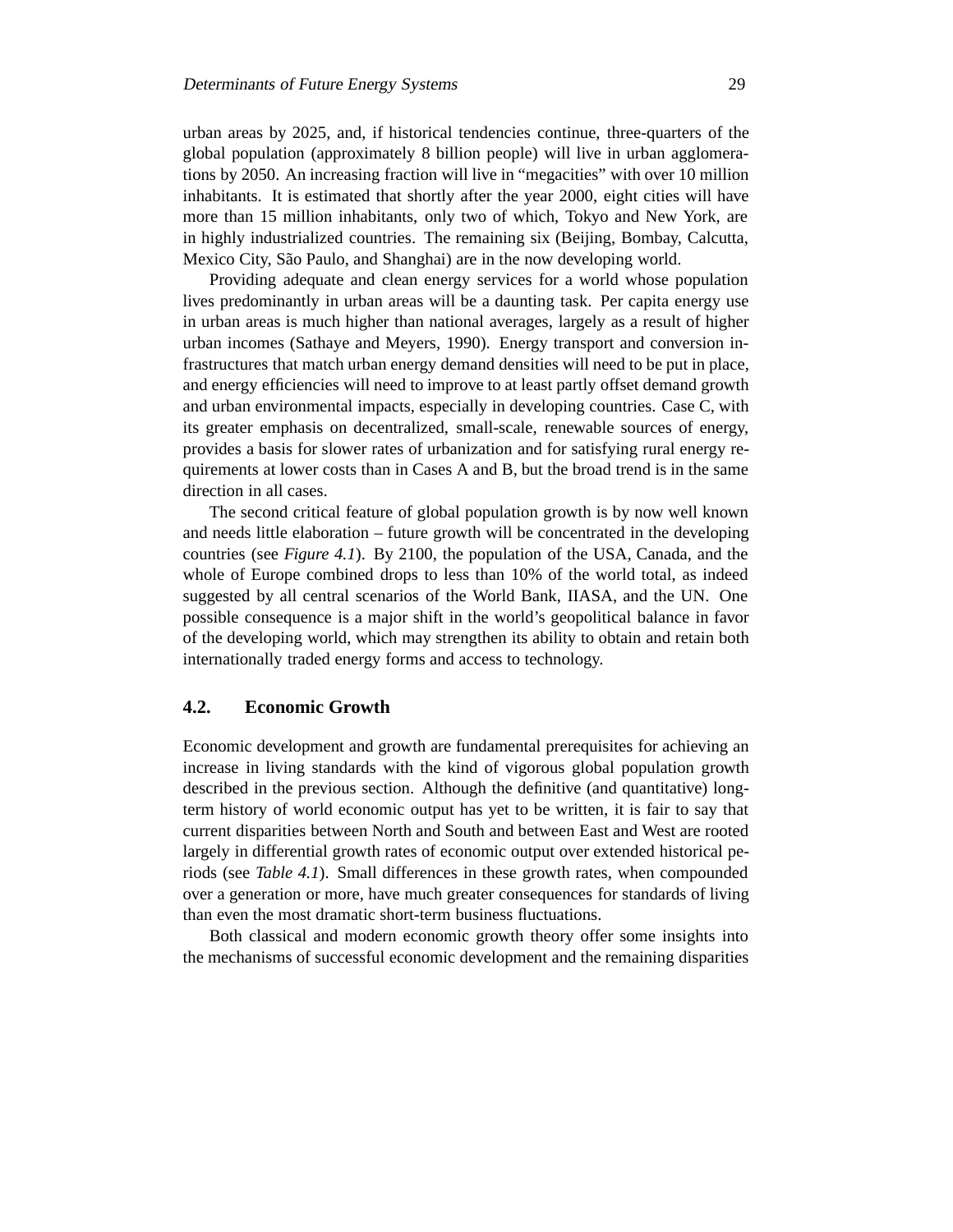urban areas by 2025, and, if historical tendencies continue, three-quarters of the global population (approximately 8 billion people) will live in urban agglomerations by 2050. An increasing fraction will live in "megacities" with over 10 million inhabitants. It is estimated that shortly after the year 2000, eight cities will have more than 15 million inhabitants, only two of which, Tokyo and New York, are in highly industrialized countries. The remaining six (Beijing, Bombay, Calcutta, Mexico City, São Paulo, and Shanghai) are in the now developing world.

Providing adequate and clean energy services for a world whose population lives predominantly in urban areas will be a daunting task. Per capita energy use in urban areas is much higher than national averages, largely as a result of higher urban incomes (Sathaye and Meyers, 1990). Energy transport and conversion infrastructures that match urban energy demand densities will need to be put in place, and energy efficiencies will need to improve to at least partly offset demand growth and urban environmental impacts, especially in developing countries. Case C, with its greater emphasis on decentralized, small-scale, renewable sources of energy, provides a basis for slower rates of urbanization and for satisfying rural energy requirements at lower costs than in Cases A and B, but the broad trend is in the same direction in all cases.

The second critical feature of global population growth is by now well known and needs little elaboration – future growth will be concentrated in the developing countries (see *Figure 4.1*). By 2100, the population of the USA, Canada, and the whole of Europe combined drops to less than 10% of the world total, as indeed suggested by all central scenarios of the World Bank, IIASA, and the UN. One possible consequence is a major shift in the world's geopolitical balance in favor of the developing world, which may strengthen its ability to obtain and retain both internationally traded energy forms and access to technology.

## 4.2. Economic Growth

Economic development and growth are fundamental prerequisites for achieving an increase in living standards with the kind of vigorous global population growth described in the previous section. Although the definitive (and quantitative) long-term history of world economic output has yet to be written, it is fair to say that current disparities between North and South and between East and West are rooted largely in differential growth rates of economic output over extended historical periods (see *Table 4.1*). Small differences in these growth rates, when compounded over a generation or more, have much greater consequences for standards of living than even the most dramatic short-term business fluctuations.

Both classical and modern economic growth theory offer some insights into the mechanisms of successful economic development and the remaining disparities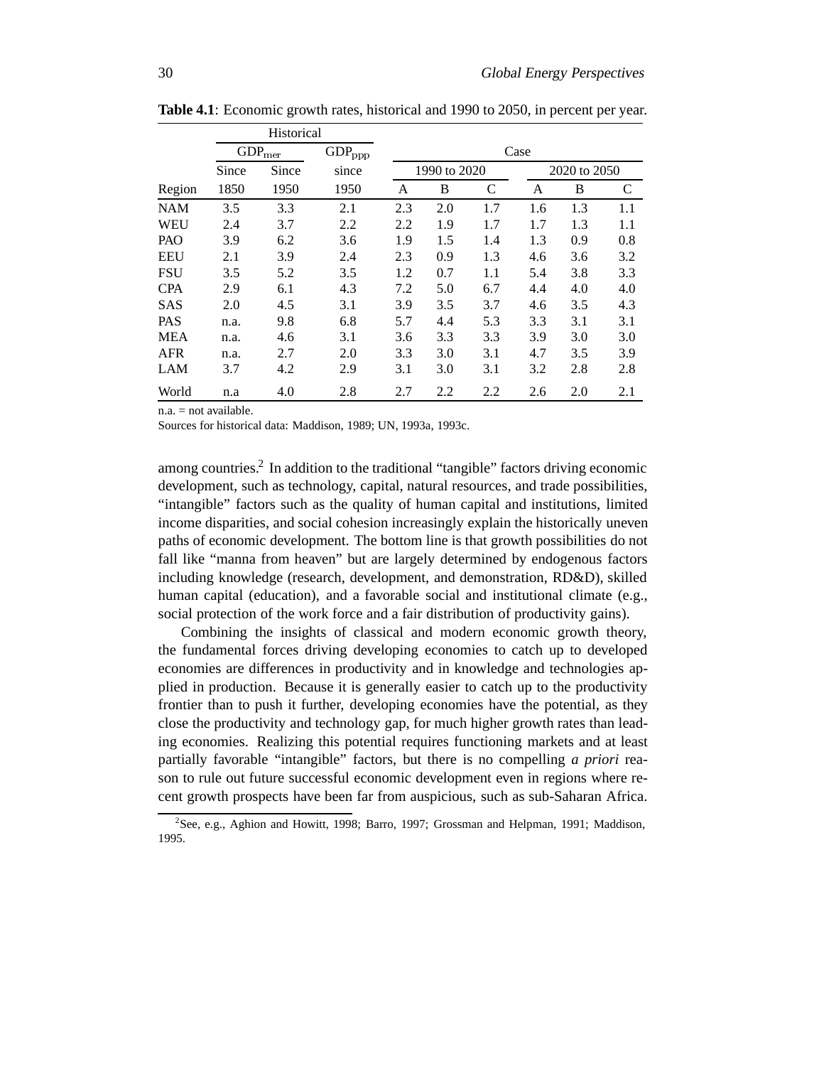**Table 4.1**: Economic growth rates, historical and 1990 to 2050, in percent per year.

| | Historical | | | Case | | | | | |
|---|---|---|---|---|---|---|---|---|---|
| | $GDP_{mer}$ | | $GDP_{ppp}$ | | | | | | |
| | Since | Since | since | 1990 to 2020 | | | 2020 to 2050 | | |
| Region | 1850 | 1950 | 1950 | A | B | C | A | B | C |
| NAM | 3.5 | 3.3 | 2.1 | 2.3 | 2.0 | 1.7 | 1.6 | 1.3 | 1.1 |
| WEU | 2.4 | 3.7 | 2.2 | 2.2 | 1.9 | 1.7 | 1.7 | 1.3 | 1.1 |
| PAO | 3.9 | 6.2 | 3.6 | 1.9 | 1.5 | 1.4 | 1.3 | 0.9 | 0.8 |
| EEU | 2.1 | 3.9 | 2.4 | 2.3 | 0.9 | 1.3 | 4.6 | 3.6 | 3.2 |
| FSU | 3.5 | 5.2 | 3.5 | 1.2 | 0.7 | 1.1 | 5.4 | 3.8 | 3.3 |
| CPA | 2.9 | 6.1 | 4.3 | 7.2 | 5.0 | 6.7 | 4.4 | 4.0 | 4.0 |
| SAS | 2.0 | 4.5 | 3.1 | 3.9 | 3.5 | 3.7 | 4.6 | 3.5 | 4.3 |
| PAS | n.a. | 9.8 | 6.8 | 5.7 | 4.4 | 5.3 | 3.3 | 3.1 | 3.1 |
| MEA | n.a. | 4.6 | 3.1 | 3.6 | 3.3 | 3.3 | 3.9 | 3.0 | 3.0 |
| AFR | n.a. | 2.7 | 2.0 | 3.3 | 3.0 | 3.1 | 4.7 | 3.5 | 3.9 |
| LAM | 3.7 | 4.2 | 2.9 | 3.1 | 3.0 | 3.1 | 3.2 | 2.8 | 2.8 |
| World | n.a | 4.0 | 2.8 | 2.7 | 2.2 | 2.2 | 2.6 | 2.0 | 2.1 |

n.a. = not available.

Sources for historical data: Maddison, 1989; UN, 1993a, 1993c.

among countries.[2] In addition to the traditional "tangible" factors driving economic development, such as technology, capital, natural resources, and trade possibilities, "intangible" factors such as the quality of human capital and institutions, limited income disparities, and social cohesion increasingly explain the historically uneven paths of economic development. The bottom line is that growth possibilities do not fall like "manna from heaven" but are largely determined by endogenous factors including knowledge (research, development, and demonstration, RD&D), skilled human capital (education), and a favorable social and institutional climate (e.g., social protection of the work force and a fair distribution of productivity gains).

Combining the insights of classical and modern economic growth theory, the fundamental forces driving developing economies to catch up to developed economies are differences in productivity and in knowledge and technologies applied in production. Because it is generally easier to catch up to the productivity frontier than to push it further, developing economies have the potential, as they close the productivity and technology gap, for much higher growth rates than leading economies. Realizing this potential requires functioning markets and at least partially favorable "intangible" factors, but there is no compelling *a priori* reason to rule out future successful economic development even in regions where recent growth prospects have been far from auspicious, such as sub-Saharan Africa.

[2]See, e.g., Aghion and Howitt, 1998; Barro, 1997; Grossman and Helpman, 1991; Maddison, 1995.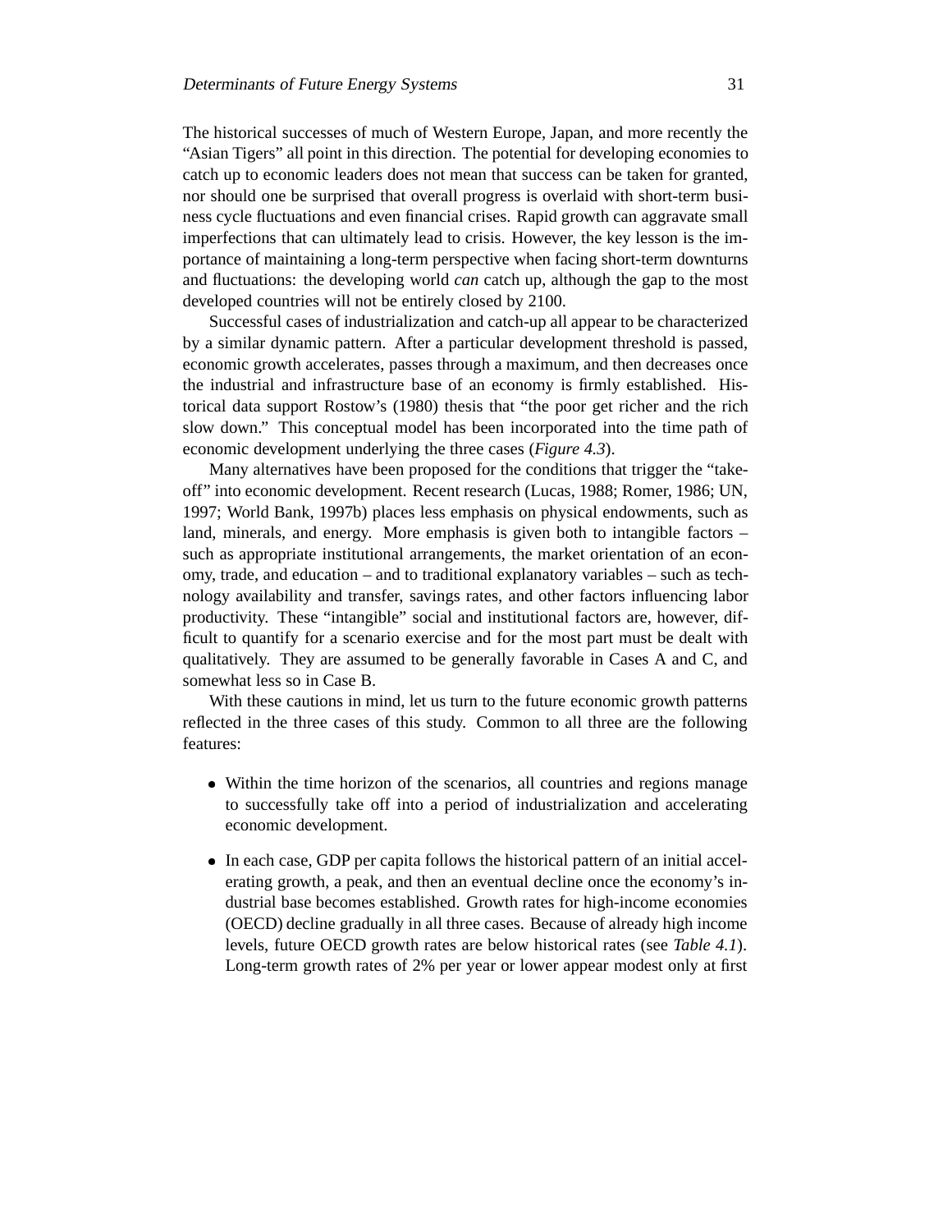The historical successes of much of Western Europe, Japan, and more recently the "Asian Tigers" all point in this direction. The potential for developing economies to catch up to economic leaders does not mean that success can be taken for granted, nor should one be surprised that overall progress is overlaid with short-term business cycle fluctuations and even financial crises. Rapid growth can aggravate small imperfections that can ultimately lead to crisis. However, the key lesson is the importance of maintaining a long-term perspective when facing short-term downturns and fluctuations: the developing world *can* catch up, although the gap to the most developed countries will not be entirely closed by 2100.

Successful cases of industrialization and catch-up all appear to be characterized by a similar dynamic pattern. After a particular development threshold is passed, economic growth accelerates, passes through a maximum, and then decreases once the industrial and infrastructure base of an economy is firmly established. Historical data support Rostow's (1980) thesis that "the poor get richer and the rich slow down." This conceptual model has been incorporated into the time path of economic development underlying the three cases (*Figure 4.3*).

Many alternatives have been proposed for the conditions that trigger the "take-off" into economic development. Recent research (Lucas, 1988; Romer, 1986; UN, 1997; World Bank, 1997b) places less emphasis on physical endowments, such as land, minerals, and energy. More emphasis is given both to intangible factors – such as appropriate institutional arrangements, the market orientation of an economy, trade, and education – and to traditional explanatory variables – such as technology availability and transfer, savings rates, and other factors influencing labor productivity. These "intangible" social and institutional factors are, however, difficult to quantify for a scenario exercise and for the most part must be dealt with qualitatively. They are assumed to be generally favorable in Cases A and C, and somewhat less so in Case B.

With these cautions in mind, let us turn to the future economic growth patterns reflected in the three cases of this study. Common to all three are the following features:

- Within the time horizon of the scenarios, all countries and regions manage to successfully take off into a period of industrialization and accelerating economic development.
- In each case, GDP per capita follows the historical pattern of an initial accelerating growth, a peak, and then an eventual decline once the economy's industrial base becomes established. Growth rates for high-income economies (OECD) decline gradually in all three cases. Because of already high income levels, future OECD growth rates are below historical rates (see *Table 4.1*). Long-term growth rates of 2% per year or lower appear modest only at first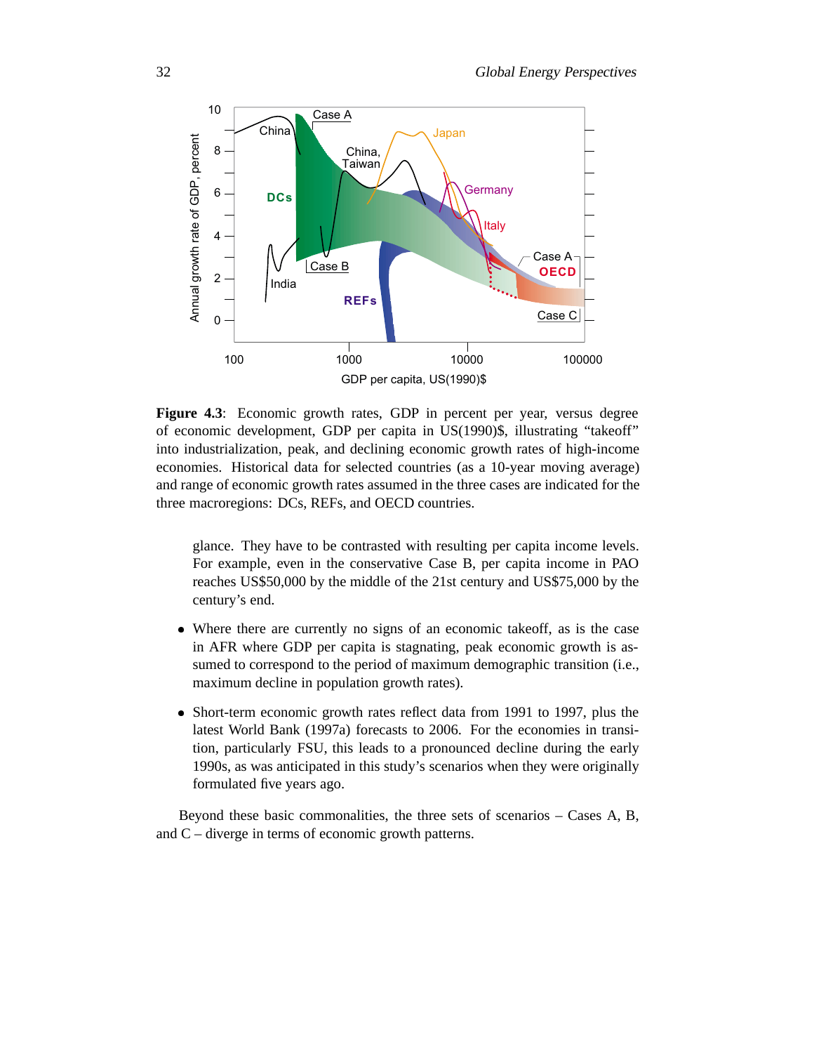**Figure 4.3**: Economic growth rates, GDP in percent per year, versus degree of economic development, GDP per capita in US(1990)$, illustrating "takeoff" into industrialization, peak, and declining economic growth rates of high-income economies. Historical data for selected countries (as a 10-year moving average) and range of economic growth rates assumed in the three cases are indicated for the three macroregions: DCs, REFs, and OECD countries.

glance. They have to be contrasted with resulting per capita income levels. For example, even in the conservative Case B, per capita income in PAO reaches US$50,000 by the middle of the 21st century and US$75,000 by the century's end.

- Where there are currently no signs of an economic takeoff, as is the case in AFR where GDP per capita is stagnating, peak economic growth is assumed to correspond to the period of maximum demographic transition (i.e., maximum decline in population growth rates).

- Short-term economic growth rates reflect data from 1991 to 1997, plus the latest World Bank (1997a) forecasts to 2006. For the economies in transition, particularly FSU, this leads to a pronounced decline during the early 1990s, as was anticipated in this study's scenarios when they were originally formulated five years ago.

Beyond these basic commonalities, the three sets of scenarios – Cases A, B, and C – diverge in terms of economic growth patterns.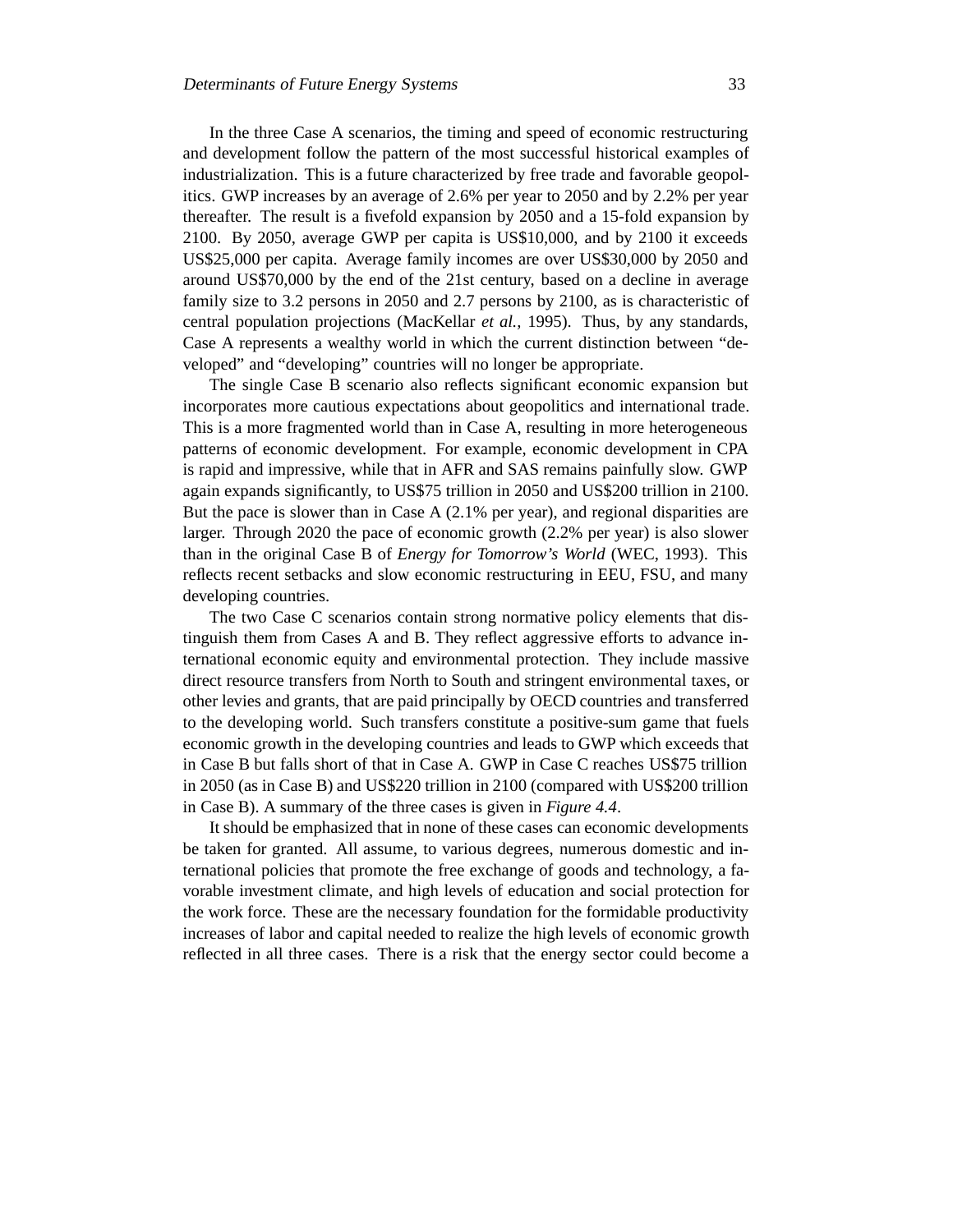In the three Case A scenarios, the timing and speed of economic restructuring and development follow the pattern of the most successful historical examples of industrialization. This is a future characterized by free trade and favorable geopolitics. GWP increases by an average of 2.6% per year to 2050 and by 2.2% per year thereafter. The result is a fivefold expansion by 2050 and a 15-fold expansion by 2100. By 2050, average GWP per capita is US$10,000, and by 2100 it exceeds US$25,000 per capita. Average family incomes are over US$30,000 by 2050 and around US$70,000 by the end of the 21st century, based on a decline in average family size to 3.2 persons in 2050 and 2.7 persons by 2100, as is characteristic of central population projections (MacKellar *et al.,* 1995). Thus, by any standards, Case A represents a wealthy world in which the current distinction between "developed" and "developing" countries will no longer be appropriate.

The single Case B scenario also reflects significant economic expansion but incorporates more cautious expectations about geopolitics and international trade. This is a more fragmented world than in Case A, resulting in more heterogeneous patterns of economic development. For example, economic development in CPA is rapid and impressive, while that in AFR and SAS remains painfully slow. GWP again expands significantly, to US$75 trillion in 2050 and US$200 trillion in 2100. But the pace is slower than in Case A (2.1% per year), and regional disparities are larger. Through 2020 the pace of economic growth (2.2% per year) is also slower than in the original Case B of *Energy for Tomorrow's World* (WEC, 1993). This reflects recent setbacks and slow economic restructuring in EEU, FSU, and many developing countries.

The two Case C scenarios contain strong normative policy elements that distinguish them from Cases A and B. They reflect aggressive efforts to advance international economic equity and environmental protection. They include massive direct resource transfers from North to South and stringent environmental taxes, or other levies and grants, that are paid principally by OECD countries and transferred to the developing world. Such transfers constitute a positive-sum game that fuels economic growth in the developing countries and leads to GWP which exceeds that in Case B but falls short of that in Case A. GWP in Case C reaches US$75 trillion in 2050 (as in Case B) and US$220 trillion in 2100 (compared with US$200 trillion in Case B). A summary of the three cases is given in *Figure 4.4*.

It should be emphasized that in none of these cases can economic developments be taken for granted. All assume, to various degrees, numerous domestic and international policies that promote the free exchange of goods and technology, a favorable investment climate, and high levels of education and social protection for the work force. These are the necessary foundation for the formidable productivity increases of labor and capital needed to realize the high levels of economic growth reflected in all three cases. There is a risk that the energy sector could become a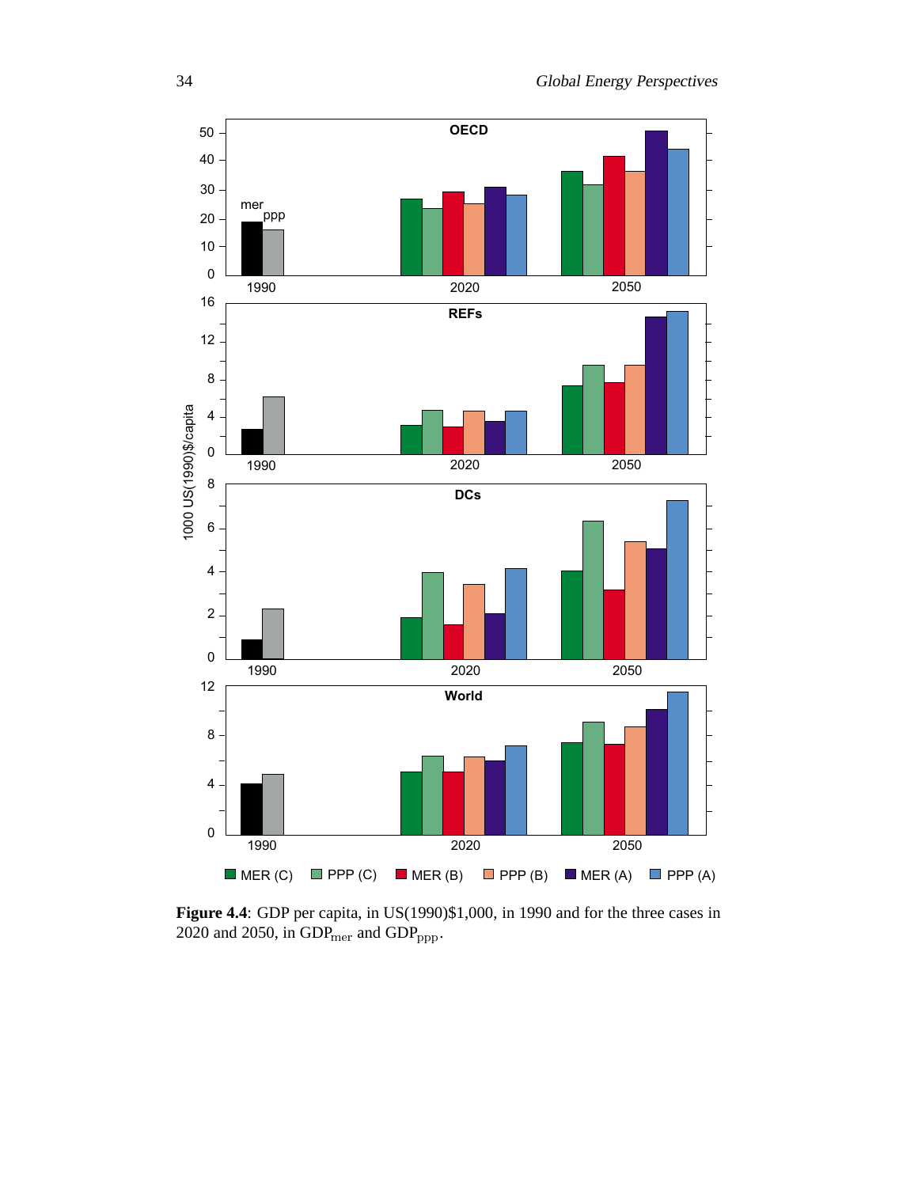**Figure 4.4**: GDP per capita, in US(1990)\$1,000, in 1990 and for the three cases in 2020 and 2050, in $GDP_{mer}$ and $GDP_{ppp}$.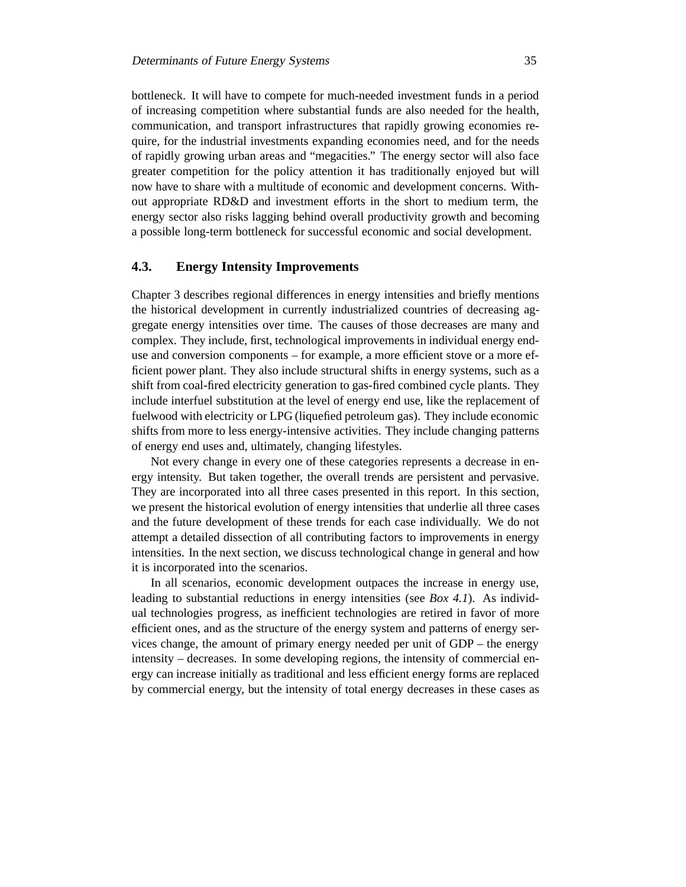bottleneck. It will have to compete for much-needed investment funds in a period of increasing competition where substantial funds are also needed for the health, communication, and transport infrastructures that rapidly growing economies require, for the industrial investments expanding economies need, and for the needs of rapidly growing urban areas and "megacities." The energy sector will also face greater competition for the policy attention it has traditionally enjoyed but will now have to share with a multitude of economic and development concerns. Without appropriate RD&D and investment efforts in the short to medium term, the energy sector also risks lagging behind overall productivity growth and becoming a possible long-term bottleneck for successful economic and social development.

## 4.3. Energy Intensity Improvements

Chapter 3 describes regional differences in energy intensities and briefly mentions the historical development in currently industrialized countries of decreasing aggregate energy intensities over time. The causes of those decreases are many and complex. They include, first, technological improvements in individual energy end-use and conversion components – for example, a more efficient stove or a more efficient power plant. They also include structural shifts in energy systems, such as a shift from coal-fired electricity generation to gas-fired combined cycle plants. They include interfuel substitution at the level of energy end use, like the replacement of fuelwood with electricity or LPG (liquefied petroleum gas). They include economic shifts from more to less energy-intensive activities. They include changing patterns of energy end uses and, ultimately, changing lifestyles.

Not every change in every one of these categories represents a decrease in energy intensity. But taken together, the overall trends are persistent and pervasive. They are incorporated into all three cases presented in this report. In this section, we present the historical evolution of energy intensities that underlie all three cases and the future development of these trends for each case individually. We do not attempt a detailed dissection of all contributing factors to improvements in energy intensities. In the next section, we discuss technological change in general and how it is incorporated into the scenarios.

In all scenarios, economic development outpaces the increase in energy use, leading to substantial reductions in energy intensities (see *Box 4.1*). As individual technologies progress, as inefficient technologies are retired in favor of more efficient ones, and as the structure of the energy system and patterns of energy services change, the amount of primary energy needed per unit of GDP – the energy intensity – decreases. In some developing regions, the intensity of commercial energy can increase initially as traditional and less efficient energy forms are replaced by commercial energy, but the intensity of total energy decreases in these cases as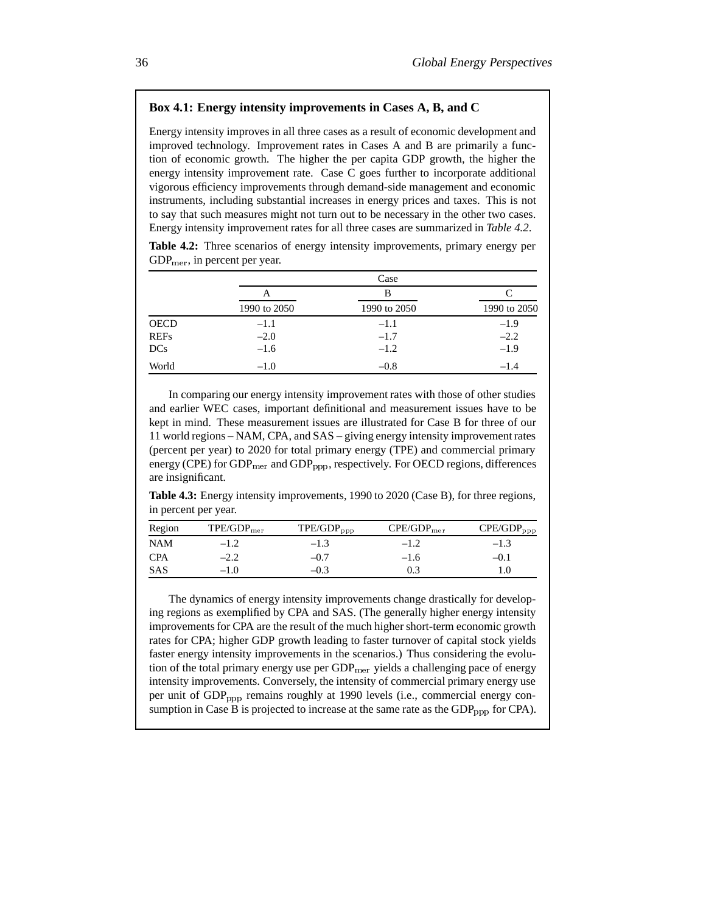### Box 4.1: Energy intensity improvements in Cases A, B, and C

Energy intensity improves in all three cases as a result of economic development and improved technology. Improvement rates in Cases A and B are primarily a function of economic growth. The higher the per capita GDP growth, the higher the energy intensity improvement rate. Case C goes further to incorporate additional vigorous efficiency improvements through demand-side management and economic instruments, including substantial increases in energy prices and taxes. This is not to say that such measures might not turn out to be necessary in the other two cases. Energy intensity improvement rates for all three cases are summarized in *Table 4.2*.

**Table 4.2:** Three scenarios of energy intensity improvements, primary energy per $GDP_{mer}$, in percent per year.

| | Case | | |
|---|---|---|---|
| | A | B | C |
| | 1990 to 2050 | 1990 to 2050 | 1990 to 2050 |
| OECD | –1.1 | –1.1 | –1.9 |
| REFs | –2.0 | –1.7 | –2.2 |
| DCs | –1.6 | –1.2 | –1.9 |
| World | –1.0 | –0.8 | –1.4 |

In comparing our energy intensity improvement rates with those of other studies and earlier WEC cases, important definitional and measurement issues have to be kept in mind. These measurement issues are illustrated for Case B for three of our 11 world regions – NAM, CPA, and SAS – giving energy intensity improvement rates (percent per year) to 2020 for total primary energy (TPE) and commercial primary energy (CPE) for $GDP_{mer}$ and $GDP_{ppp}$, respectively. For OECD regions, differences are insignificant.

**Table 4.3:** Energy intensity improvements, 1990 to 2020 (Case B), for three regions, in percent per year.

| Region | $TPE/GDP_{mer}$ | $TPE/GDP_{ppp}$ | $CPE/GDP_{mer}$ | $CPE/GDP_{ppp}$ |
|---|---|---|---|---|
| NAM | –1.2 | –1.3 | –1.2 | –1.3 |
| CPA | –2.2 | –0.7 | –1.6 | –0.1 |
| SAS | –1.0 | –0.3 | 0.3 | 1.0 |

The dynamics of energy intensity improvements change drastically for developing regions as exemplified by CPA and SAS. (The generally higher energy intensity improvements for CPA are the result of the much higher short-term economic growth rates for CPA; higher GDP growth leading to faster turnover of capital stock yields faster energy intensity improvements in the scenarios.) Thus considering the evolution of the total primary energy use per $GDP_{mer}$ yields a challenging pace of energy intensity improvements. Conversely, the intensity of commercial primary energy use per unit of $GDP_{ppp}$ remains roughly at 1990 levels (i.e., commercial energy consumption in Case B is projected to increase at the same rate as the $GDP_{ppp}$ for CPA).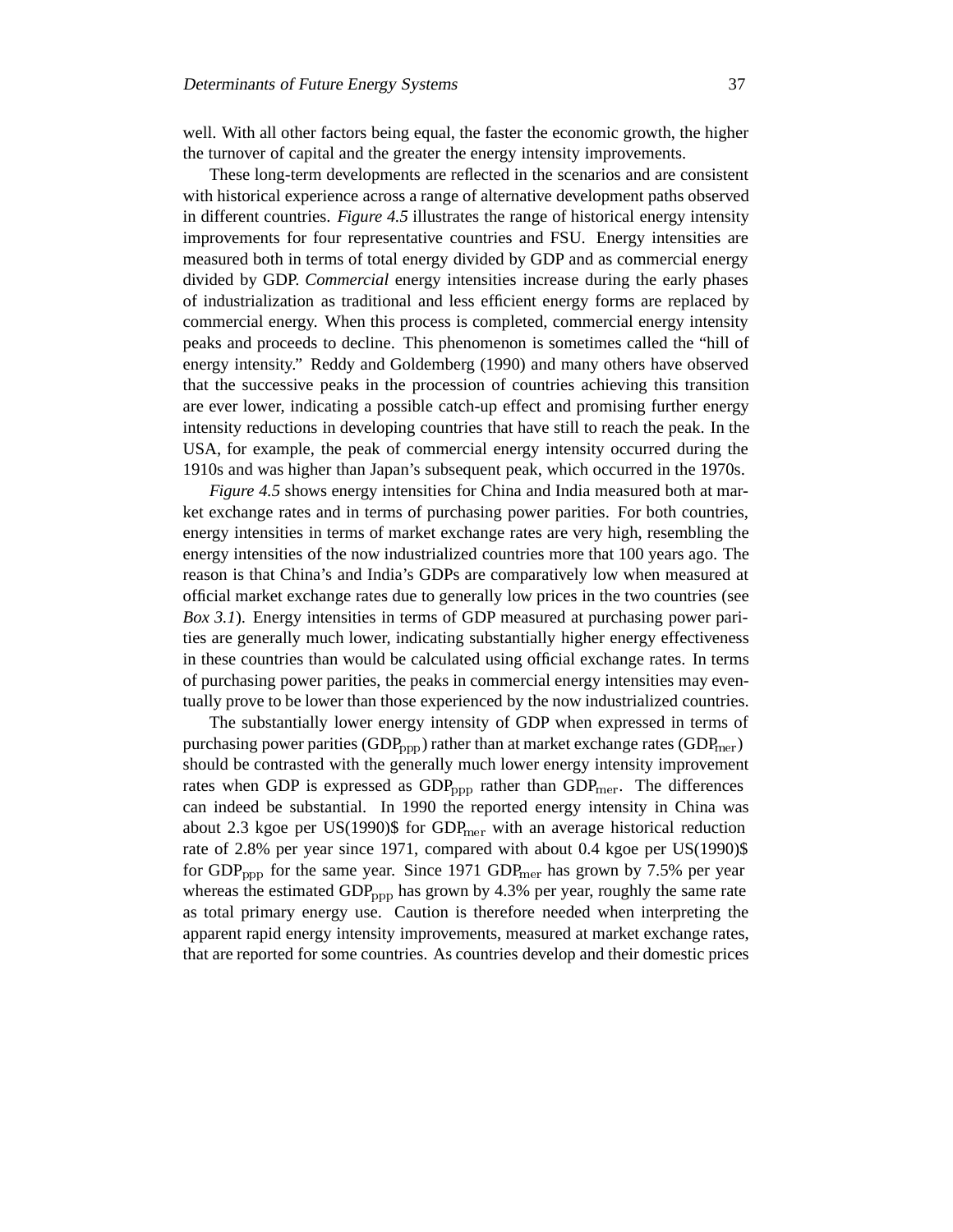well. With all other factors being equal, the faster the economic growth, the higher the turnover of capital and the greater the energy intensity improvements.

These long-term developments are reflected in the scenarios and are consistent with historical experience across a range of alternative development paths observed in different countries. *Figure 4.5* illustrates the range of historical energy intensity improvements for four representative countries and FSU. Energy intensities are measured both in terms of total energy divided by GDP and as commercial energy divided by GDP. *Commercial* energy intensities increase during the early phases of industrialization as traditional and less efficient energy forms are replaced by commercial energy. When this process is completed, commercial energy intensity peaks and proceeds to decline. This phenomenon is sometimes called the "hill of energy intensity." Reddy and Goldemberg (1990) and many others have observed that the successive peaks in the procession of countries achieving this transition are ever lower, indicating a possible catch-up effect and promising further energy intensity reductions in developing countries that have still to reach the peak. In the USA, for example, the peak of commercial energy intensity occurred during the 1910s and was higher than Japan's subsequent peak, which occurred in the 1970s.

*Figure 4.5* shows energy intensities for China and India measured both at market exchange rates and in terms of purchasing power parities. For both countries, energy intensities in terms of market exchange rates are very high, resembling the energy intensities of the now industrialized countries more that 100 years ago. The reason is that China's and India's GDPs are comparatively low when measured at official market exchange rates due to generally low prices in the two countries (see *Box 3.1*). Energy intensities in terms of GDP measured at purchasing power parities are generally much lower, indicating substantially higher energy effectiveness in these countries than would be calculated using official exchange rates. In terms of purchasing power parities, the peaks in commercial energy intensities may eventually prove to be lower than those experienced by the now industrialized countries.

The substantially lower energy intensity of GDP when expressed in terms of purchasing power parities ($GDP_{ppp}$) rather than at market exchange rates ($GDP_{mer}$) should be contrasted with the generally much lower energy intensity improvement rates when GDP is expressed as $GDP_{ppp}$ rather than $GDP_{mer}$. The differences can indeed be substantial. In 1990 the reported energy intensity in China was about 2.3 kgoe per US(1990)$ for $GDP_{mer}$ with an average historical reduction rate of 2.8% per year since 1971, compared with about 0.4 kgoe per US(1990)$ for $GDP_{ppp}$ for the same year. Since 1971 $GDP_{mer}$ has grown by 7.5% per year whereas the estimated $GDP_{ppp}$ has grown by 4.3% per year, roughly the same rate as total primary energy use. Caution is therefore needed when interpreting the apparent rapid energy intensity improvements, measured at market exchange rates, that are reported for some countries. As countries develop and their domestic prices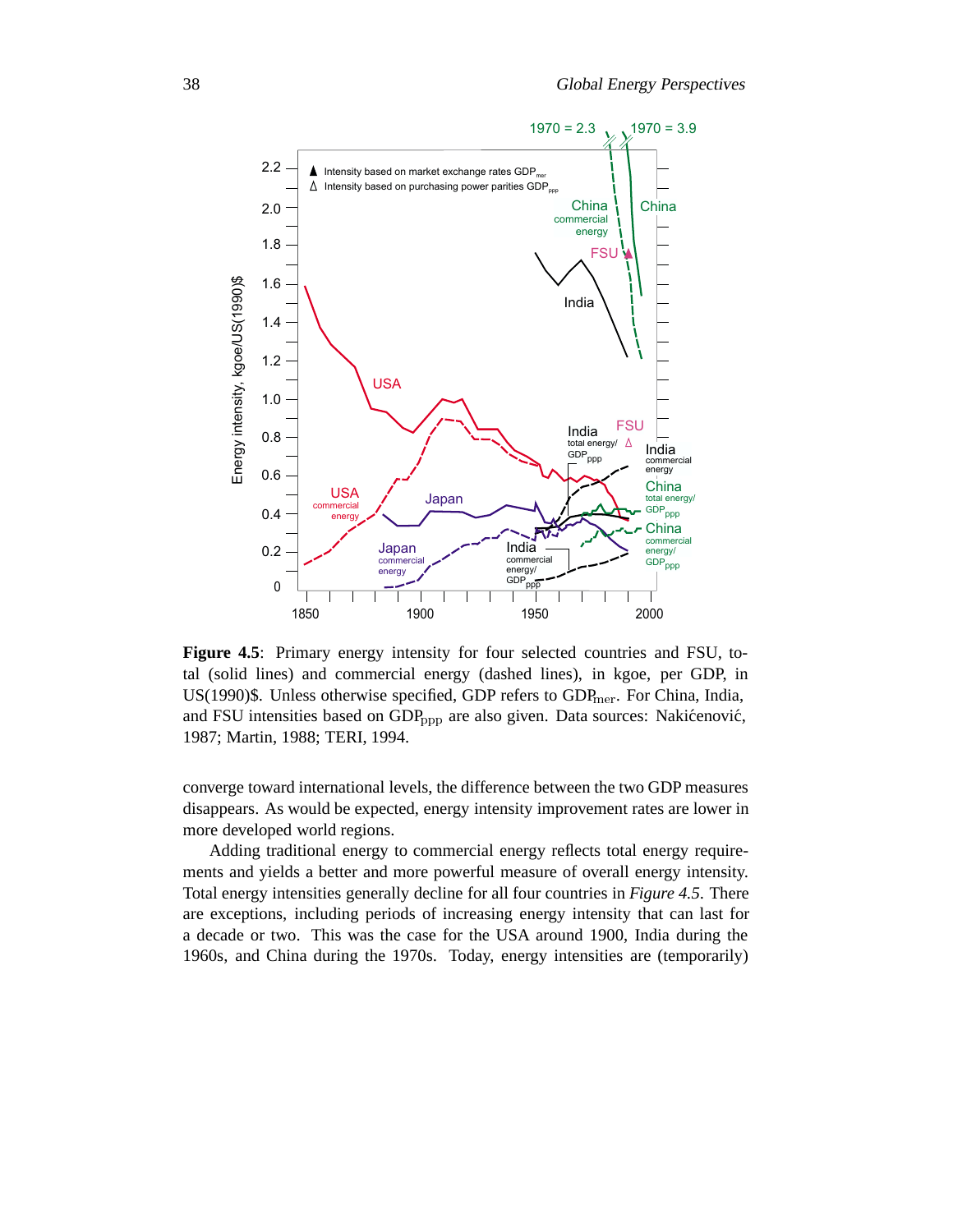**Figure 4.5**: Primary energy intensity for four selected countries and FSU, total (solid lines) and commercial energy (dashed lines), in kgoe, per GDP, in US(1990)$. Unless otherwise specified, GDP refers to $GDP_{mer}$. For China, India, and FSU intensities based on $GDP_{ppp}$ are also given. Data sources: Nakićenović, 1987; Martin, 1988; TERI, 1994.

converge toward international levels, the difference between the two GDP measures disappears. As would be expected, energy intensity improvement rates are lower in more developed world regions.

Adding traditional energy to commercial energy reflects total energy requirements and yields a better and more powerful measure of overall energy intensity. Total energy intensities generally decline for all four countries in *Figure 4.5*. There are exceptions, including periods of increasing energy intensity that can last for a decade or two. This was the case for the USA around 1900, India during the 1960s, and China during the 1970s. Today, energy intensities are (temporarily)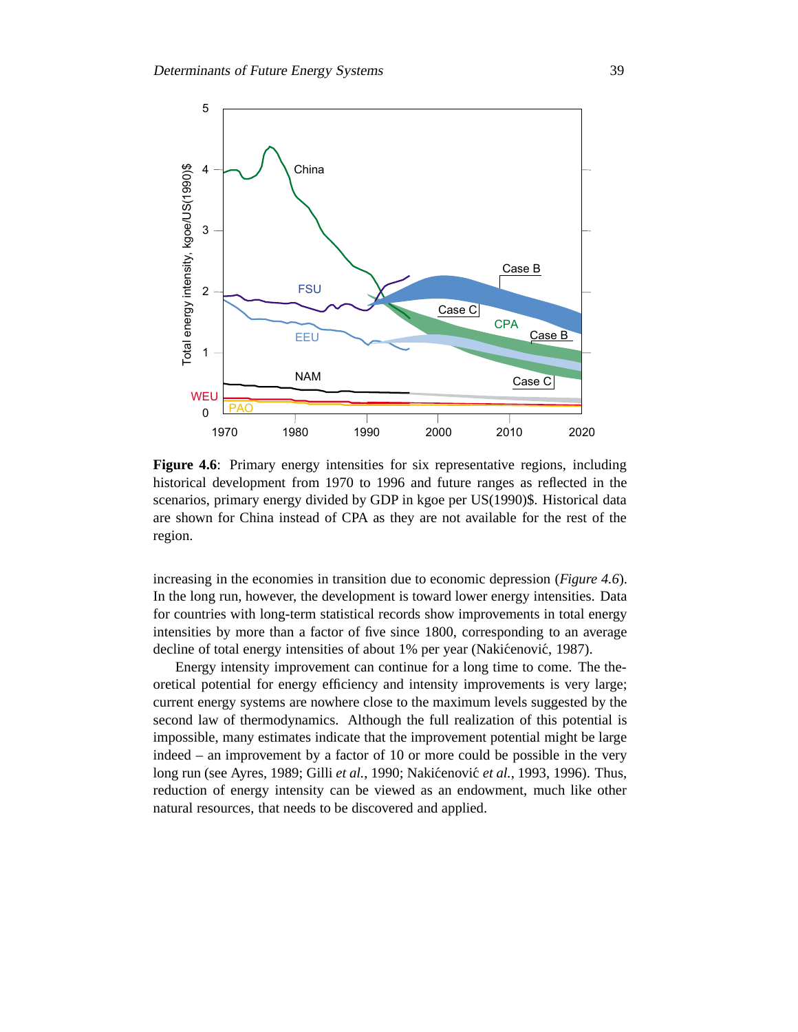**Figure 4.6**: Primary energy intensities for six representative regions, including historical development from 1970 to 1996 and future ranges as reflected in the scenarios, primary energy divided by GDP in kgoe per US(1990)$. Historical data are shown for China instead of CPA as they are not available for the rest of the region.

increasing in the economies in transition due to economic depression (*Figure 4.6*). In the long run, however, the development is toward lower energy intensities. Data for countries with long-term statistical records show improvements in total energy intensities by more than a factor of five since 1800, corresponding to an average decline of total energy intensities of about 1% per year (Nakićenović, 1987).

Energy intensity improvement can continue for a long time to come. The theoretical potential for energy efficiency and intensity improvements is very large; current energy systems are nowhere close to the maximum levels suggested by the second law of thermodynamics. Although the full realization of this potential is impossible, many estimates indicate that the improvement potential might be large indeed – an improvement by a factor of 10 or more could be possible in the very long run (see Ayres, 1989; Gilli *et al.*, 1990; Nakićenović *et al.*, 1993, 1996). Thus, reduction of energy intensity can be viewed as an endowment, much like other natural resources, that needs to be discovered and applied.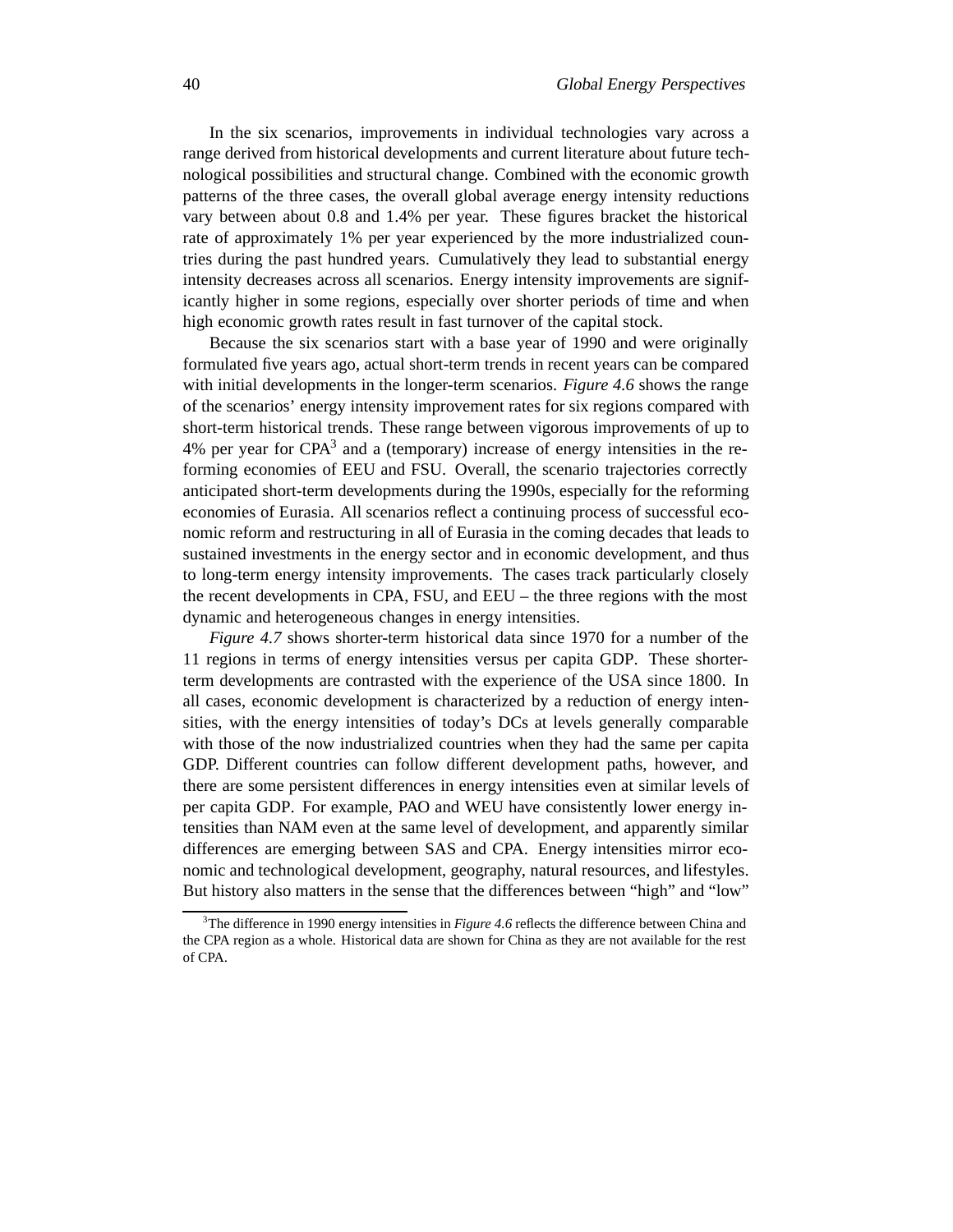In the six scenarios, improvements in individual technologies vary across a range derived from historical developments and current literature about future technological possibilities and structural change. Combined with the economic growth patterns of the three cases, the overall global average energy intensity reductions vary between about 0.8 and 1.4% per year. These figures bracket the historical rate of approximately 1% per year experienced by the more industrialized countries during the past hundred years. Cumulatively they lead to substantial energy intensity decreases across all scenarios. Energy intensity improvements are significantly higher in some regions, especially over shorter periods of time and when high economic growth rates result in fast turnover of the capital stock.

Because the six scenarios start with a base year of 1990 and were originally formulated five years ago, actual short-term trends in recent years can be compared with initial developments in the longer-term scenarios. *Figure 4.6* shows the range of the scenarios' energy intensity improvement rates for six regions compared with short-term historical trends. These range between vigorous improvements of up to 4% per year for CPA[3] and a (temporary) increase of energy intensities in the reforming economies of EEU and FSU. Overall, the scenario trajectories correctly anticipated short-term developments during the 1990s, especially for the reforming economies of Eurasia. All scenarios reflect a continuing process of successful economic reform and restructuring in all of Eurasia in the coming decades that leads to sustained investments in the energy sector and in economic development, and thus to long-term energy intensity improvements. The cases track particularly closely the recent developments in CPA, FSU, and EEU – the three regions with the most dynamic and heterogeneous changes in energy intensities.

*Figure 4.7* shows shorter-term historical data since 1970 for a number of the 11 regions in terms of energy intensities versus per capita GDP. These shorter-term developments are contrasted with the experience of the USA since 1800. In all cases, economic development is characterized by a reduction of energy intensities, with the energy intensities of today's DCs at levels generally comparable with those of the now industrialized countries when they had the same per capita GDP. Different countries can follow different development paths, however, and there are some persistent differences in energy intensities even at similar levels of per capita GDP. For example, PAO and WEU have consistently lower energy intensities than NAM even at the same level of development, and apparently similar differences are emerging between SAS and CPA. Energy intensities mirror economic and technological development, geography, natural resources, and lifestyles. But history also matters in the sense that the differences between "high" and "low"

[3]The difference in 1990 energy intensities in *Figure 4.6* reflects the difference between China and the CPA region as a whole. Historical data are shown for China as they are not available for the rest of CPA.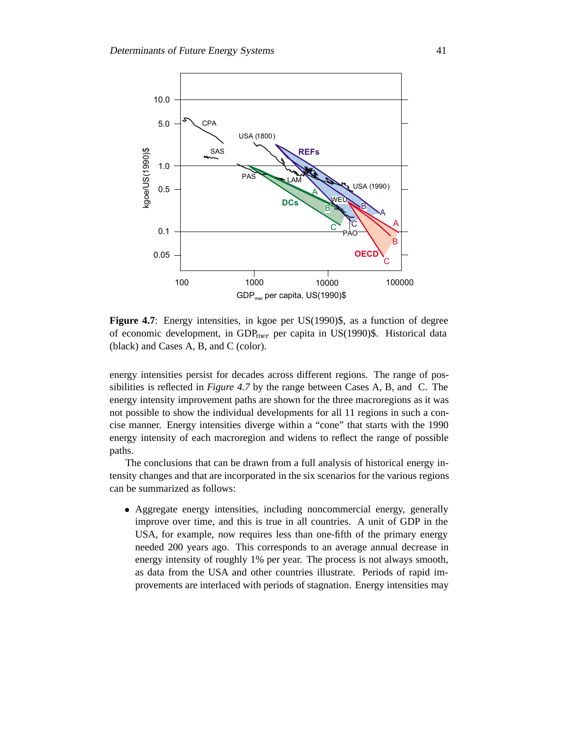**Figure 4.7**: Energy intensities, in kgoe per US(1990)$, as a function of degree of economic development, in $GDP_{mer}$ per capita in US(1990)$. Historical data (black) and Cases A, B, and C (color).

energy intensities persist for decades across different regions. The range of possibilities is reflected in *Figure 4.7* by the range between Cases A, B, and C. The energy intensity improvement paths are shown for the three macroregions as it was not possible to show the individual developments for all 11 regions in such a concise manner. Energy intensities diverge within a "cone" that starts with the 1990 energy intensity of each macroregion and widens to reflect the range of possible paths.

The conclusions that can be drawn from a full analysis of historical energy intensity changes and that are incorporated in the six scenarios for the various regions can be summarized as follows:

- Aggregate energy intensities, including noncommercial energy, generally improve over time, and this is true in all countries. A unit of GDP in the USA, for example, now requires less than one-fifth of the primary energy needed 200 years ago. This corresponds to an average annual decrease in energy intensity of roughly 1% per year. The process is not always smooth, as data from the USA and other countries illustrate. Periods of rapid improvements are interlaced with periods of stagnation. Energy intensities may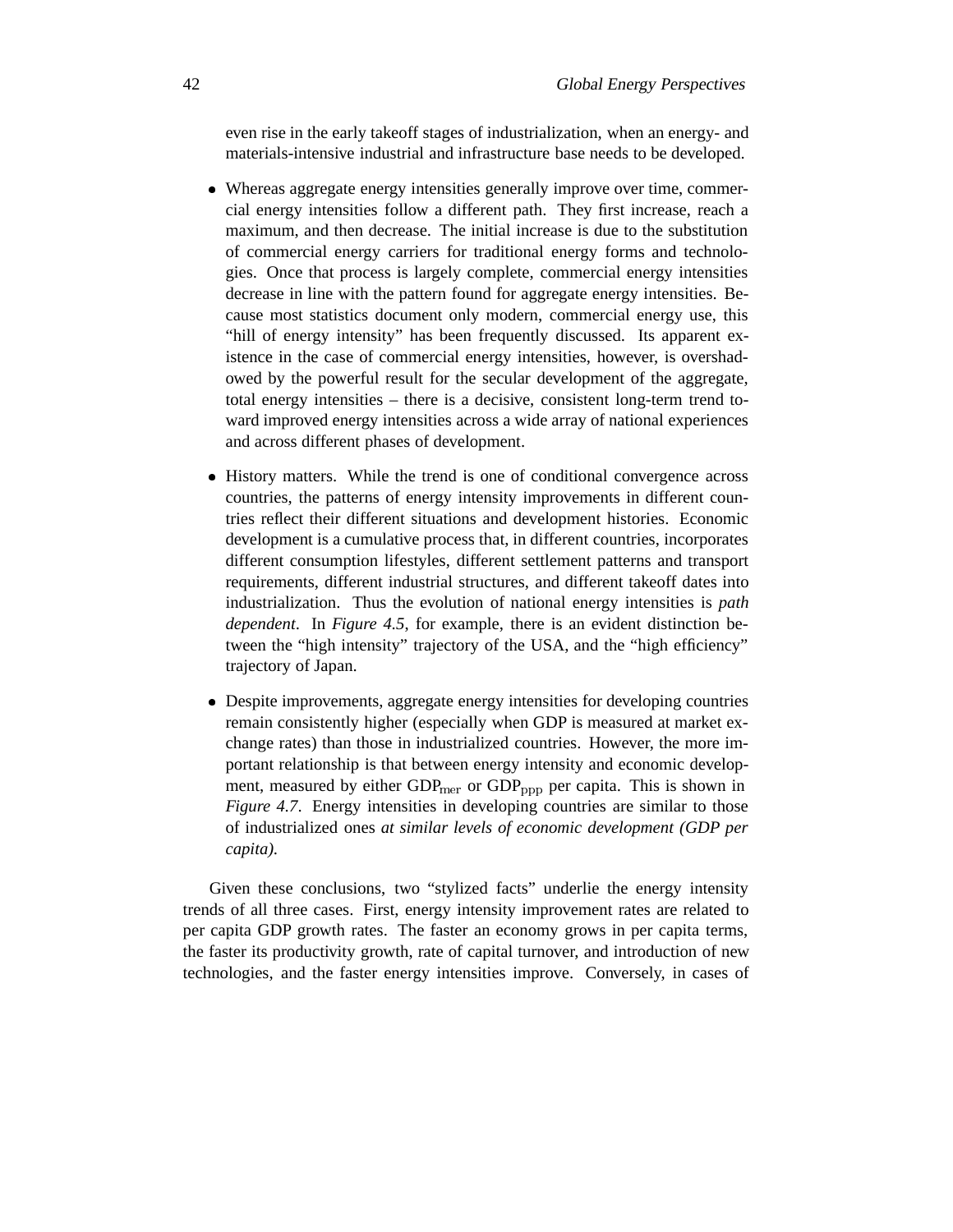even rise in the early takeoff stages of industrialization, when an energy- and materials-intensive industrial and infrastructure base needs to be developed.

- Whereas aggregate energy intensities generally improve over time, commercial energy intensities follow a different path. They first increase, reach a maximum, and then decrease. The initial increase is due to the substitution of commercial energy carriers for traditional energy forms and technologies. Once that process is largely complete, commercial energy intensities decrease in line with the pattern found for aggregate energy intensities. Because most statistics document only modern, commercial energy use, this "hill of energy intensity" has been frequently discussed. Its apparent existence in the case of commercial energy intensities, however, is overshadowed by the powerful result for the secular development of the aggregate, total energy intensities – there is a decisive, consistent long-term trend toward improved energy intensities across a wide array of national experiences and across different phases of development.

- History matters. While the trend is one of conditional convergence across countries, the patterns of energy intensity improvements in different countries reflect their different situations and development histories. Economic development is a cumulative process that, in different countries, incorporates different consumption lifestyles, different settlement patterns and transport requirements, different industrial structures, and different takeoff dates into industrialization. Thus the evolution of national energy intensities is *path dependent*. In *Figure 4.5*, for example, there is an evident distinction between the "high intensity" trajectory of the USA, and the "high efficiency" trajectory of Japan.

- Despite improvements, aggregate energy intensities for developing countries remain consistently higher (especially when GDP is measured at market exchange rates) than those in industrialized countries. However, the more important relationship is that between energy intensity and economic development, measured by either $GDP_{mer}$ or $GDP_{ppp}$ per capita. This is shown in *Figure 4.7*. Energy intensities in developing countries are similar to those of industrialized ones *at similar levels of economic development (GDP per capita).*

Given these conclusions, two "stylized facts" underlie the energy intensity trends of all three cases. First, energy intensity improvement rates are related to per capita GDP growth rates. The faster an economy grows in per capita terms, the faster its productivity growth, rate of capital turnover, and introduction of new technologies, and the faster energy intensities improve. Conversely, in cases of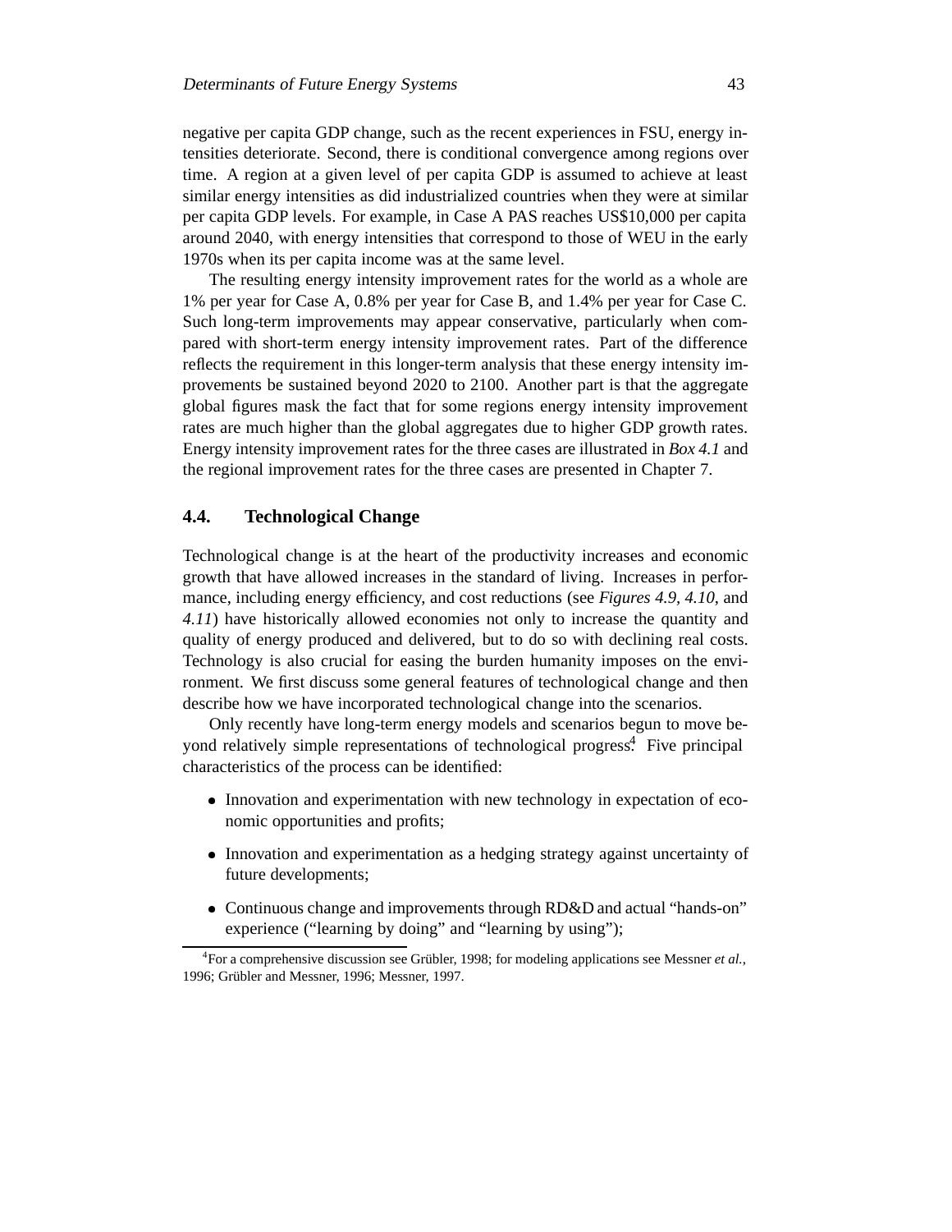negative per capita GDP change, such as the recent experiences in FSU, energy intensities deteriorate. Second, there is conditional convergence among regions over time. A region at a given level of per capita GDP is assumed to achieve at least similar energy intensities as did industrialized countries when they were at similar per capita GDP levels. For example, in Case A PAS reaches US$10,000 per capita around 2040, with energy intensities that correspond to those of WEU in the early 1970s when its per capita income was at the same level.

The resulting energy intensity improvement rates for the world as a whole are 1% per year for Case A, 0.8% per year for Case B, and 1.4% per year for Case C. Such long-term improvements may appear conservative, particularly when compared with short-term energy intensity improvement rates. Part of the difference reflects the requirement in this longer-term analysis that these energy intensity improvements be sustained beyond 2020 to 2100. Another part is that the aggregate global figures mask the fact that for some regions energy intensity improvement rates are much higher than the global aggregates due to higher GDP growth rates. Energy intensity improvement rates for the three cases are illustrated in *Box 4.1* and the regional improvement rates for the three cases are presented in Chapter 7.

## 4.4. Technological Change

Technological change is at the heart of the productivity increases and economic growth that have allowed increases in the standard of living. Increases in performance, including energy efficiency, and cost reductions (see *Figures 4.9*, *4.10*, and *4.11*) have historically allowed economies not only to increase the quantity and quality of energy produced and delivered, but to do so with declining real costs. Technology is also crucial for easing the burden humanity imposes on the environment. We first discuss some general features of technological change and then describe how we have incorporated technological change into the scenarios.

Only recently have long-term energy models and scenarios begun to move beyond relatively simple representations of technological progress.[4] Five principal characteristics of the process can be identified:

- Innovation and experimentation with new technology in expectation of economic opportunities and profits;
- Innovation and experimentation as a hedging strategy against uncertainty of future developments;
- Continuous change and improvements through RD&D and actual "hands-on" experience ("learning by doing" and "learning by using");

[4] For a comprehensive discussion see Grübler, 1998; for modeling applications see Messner *et al.*, 1996; Grübler and Messner, 1996; Messner, 1997.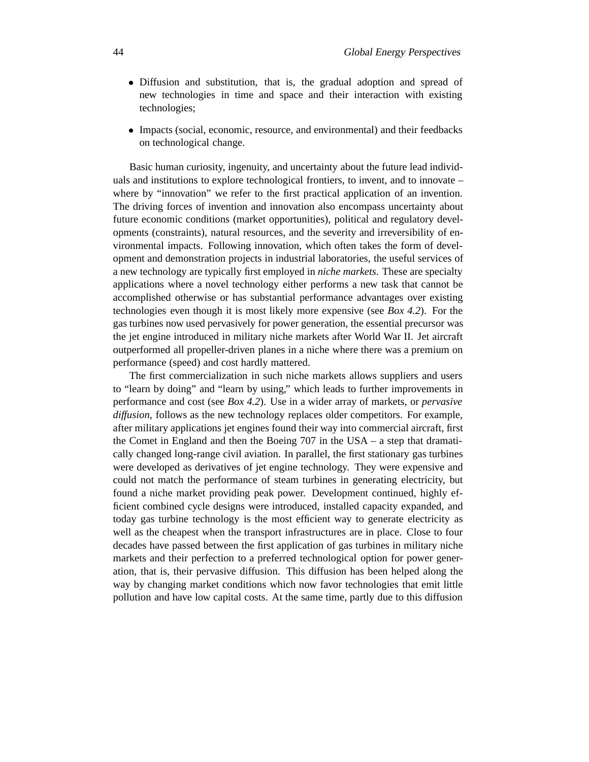- Diffusion and substitution, that is, the gradual adoption and spread of new technologies in time and space and their interaction with existing technologies;
- Impacts (social, economic, resource, and environmental) and their feedbacks on technological change.

Basic human curiosity, ingenuity, and uncertainty about the future lead individuals and institutions to explore technological frontiers, to invent, and to innovate – where by "innovation" we refer to the first practical application of an invention. The driving forces of invention and innovation also encompass uncertainty about future economic conditions (market opportunities), political and regulatory developments (constraints), natural resources, and the severity and irreversibility of environmental impacts. Following innovation, which often takes the form of development and demonstration projects in industrial laboratories, the useful services of a new technology are typically first employed in *niche markets*. These are specialty applications where a novel technology either performs a new task that cannot be accomplished otherwise or has substantial performance advantages over existing technologies even though it is most likely more expensive (see *Box 4.2*). For the gas turbines now used pervasively for power generation, the essential precursor was the jet engine introduced in military niche markets after World War II. Jet aircraft outperformed all propeller-driven planes in a niche where there was a premium on performance (speed) and cost hardly mattered.

The first commercialization in such niche markets allows suppliers and users to "learn by doing" and "learn by using," which leads to further improvements in performance and cost (see *Box 4.2*). Use in a wider array of markets, or *pervasive diffusion*, follows as the new technology replaces older competitors. For example, after military applications jet engines found their way into commercial aircraft, first the Comet in England and then the Boeing 707 in the USA – a step that dramatically changed long-range civil aviation. In parallel, the first stationary gas turbines were developed as derivatives of jet engine technology. They were expensive and could not match the performance of steam turbines in generating electricity, but found a niche market providing peak power. Development continued, highly efficient combined cycle designs were introduced, installed capacity expanded, and today gas turbine technology is the most efficient way to generate electricity as well as the cheapest when the transport infrastructures are in place. Close to four decades have passed between the first application of gas turbines in military niche markets and their perfection to a preferred technological option for power generation, that is, their pervasive diffusion. This diffusion has been helped along the way by changing market conditions which now favor technologies that emit little pollution and have low capital costs. At the same time, partly due to this diffusion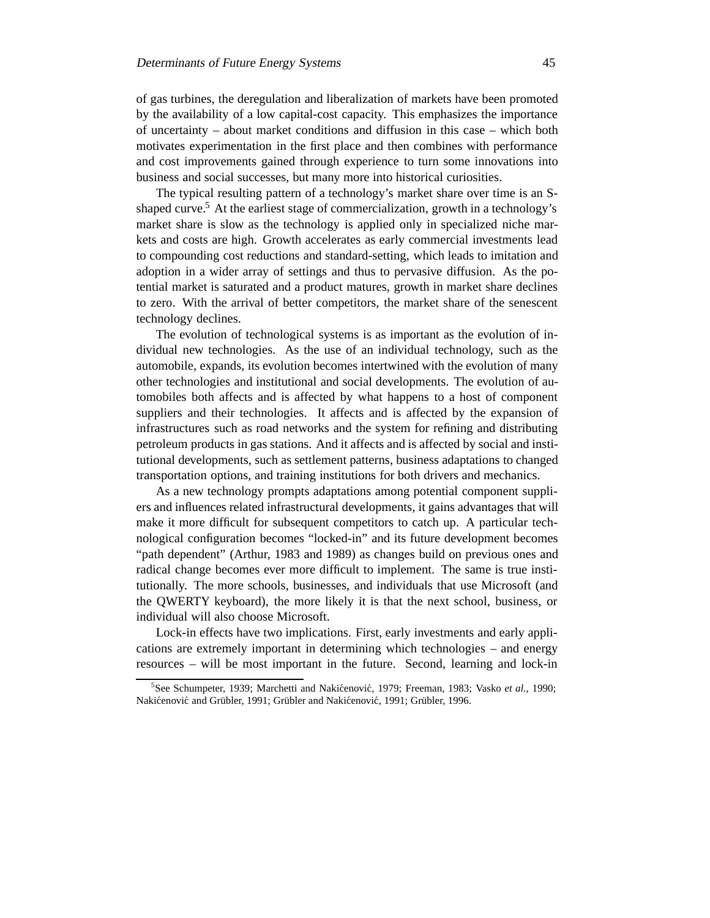of gas turbines, the deregulation and liberalization of markets have been promoted by the availability of a low capital-cost capacity. This emphasizes the importance of uncertainty – about market conditions and diffusion in this case – which both motivates experimentation in the first place and then combines with performance and cost improvements gained through experience to turn some innovations into business and social successes, but many more into historical curiosities.

The typical resulting pattern of a technology's market share over time is an S-shaped curve.[5] At the earliest stage of commercialization, growth in a technology's market share is slow as the technology is applied only in specialized niche markets and costs are high. Growth accelerates as early commercial investments lead to compounding cost reductions and standard-setting, which leads to imitation and adoption in a wider array of settings and thus to pervasive diffusion. As the potential market is saturated and a product matures, growth in market share declines to zero. With the arrival of better competitors, the market share of the senescent technology declines.

The evolution of technological systems is as important as the evolution of individual new technologies. As the use of an individual technology, such as the automobile, expands, its evolution becomes intertwined with the evolution of many other technologies and institutional and social developments. The evolution of automobiles both affects and is affected by what happens to a host of component suppliers and their technologies. It affects and is affected by the expansion of infrastructures such as road networks and the system for refining and distributing petroleum products in gas stations. And it affects and is affected by social and institutional developments, such as settlement patterns, business adaptations to changed transportation options, and training institutions for both drivers and mechanics.

As a new technology prompts adaptations among potential component suppliers and influences related infrastructural developments, it gains advantages that will make it more difficult for subsequent competitors to catch up. A particular technological configuration becomes "locked-in" and its future development becomes "path dependent" (Arthur, 1983 and 1989) as changes build on previous ones and radical change becomes ever more difficult to implement. The same is true institutionally. The more schools, businesses, and individuals that use Microsoft (and the QWERTY keyboard), the more likely it is that the next school, business, or individual will also choose Microsoft.

Lock-in effects have two implications. First, early investments and early applications are extremely important in determining which technologies – and energy resources – will be most important in the future. Second, learning and lock-in

[5]See Schumpeter, 1939; Marchetti and Nakićenović, 1979; Freeman, 1983; Vasko *et al.*, 1990; Nakićenović and Grübler, 1991; Grübler and Nakićenović, 1991; Grübler, 1996.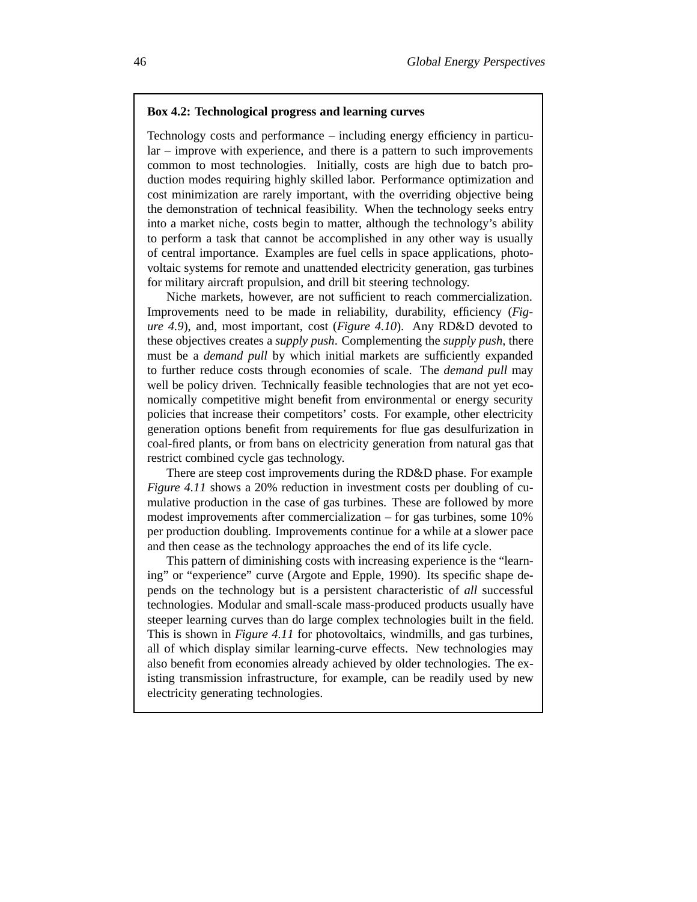**Box 4.2: Technological progress and learning curves**

Technology costs and performance – including energy efficiency in particular – improve with experience, and there is a pattern to such improvements common to most technologies. Initially, costs are high due to batch production modes requiring highly skilled labor. Performance optimization and cost minimization are rarely important, with the overriding objective being the demonstration of technical feasibility. When the technology seeks entry into a market niche, costs begin to matter, although the technology's ability to perform a task that cannot be accomplished in any other way is usually of central importance. Examples are fuel cells in space applications, photovoltaic systems for remote and unattended electricity generation, gas turbines for military aircraft propulsion, and drill bit steering technology.

Niche markets, however, are not sufficient to reach commercialization. Improvements need to be made in reliability, durability, efficiency (*Figure 4.9*), and, most important, cost (*Figure 4.10*). Any RD&D devoted to these objectives creates a *supply push*. Complementing the *supply push*, there must be a *demand pull* by which initial markets are sufficiently expanded to further reduce costs through economies of scale. The *demand pull* may well be policy driven. Technically feasible technologies that are not yet economically competitive might benefit from environmental or energy security policies that increase their competitors' costs. For example, other electricity generation options benefit from requirements for flue gas desulfurization in coal-fired plants, or from bans on electricity generation from natural gas that restrict combined cycle gas technology.

There are steep cost improvements during the RD&D phase. For example *Figure 4.11* shows a 20% reduction in investment costs per doubling of cumulative production in the case of gas turbines. These are followed by more modest improvements after commercialization – for gas turbines, some 10% per production doubling. Improvements continue for a while at a slower pace and then cease as the technology approaches the end of its life cycle.

This pattern of diminishing costs with increasing experience is the "learning" or "experience" curve (Argote and Epple, 1990). Its specific shape depends on the technology but is a persistent characteristic of *all* successful technologies. Modular and small-scale mass-produced products usually have steeper learning curves than do large complex technologies built in the field. This is shown in *Figure 4.11* for photovoltaics, windmills, and gas turbines, all of which display similar learning-curve effects. New technologies may also benefit from economies already achieved by older technologies. The existing transmission infrastructure, for example, can be readily used by new electricity generating technologies.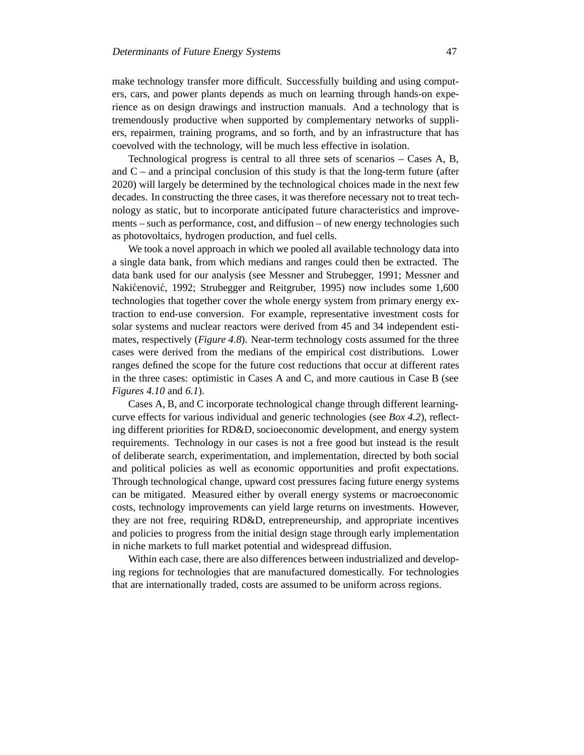make technology transfer more difficult. Successfully building and using computers, cars, and power plants depends as much on learning through hands-on experience as on design drawings and instruction manuals. And a technology that is tremendously productive when supported by complementary networks of suppliers, repairmen, training programs, and so forth, and by an infrastructure that has coevolved with the technology, will be much less effective in isolation.

Technological progress is central to all three sets of scenarios – Cases A, B, and C – and a principal conclusion of this study is that the long-term future (after 2020) will largely be determined by the technological choices made in the next few decades. In constructing the three cases, it was therefore necessary not to treat technology as static, but to incorporate anticipated future characteristics and improvements – such as performance, cost, and diffusion – of new energy technologies such as photovoltaics, hydrogen production, and fuel cells.

We took a novel approach in which we pooled all available technology data into a single data bank, from which medians and ranges could then be extracted. The data bank used for our analysis (see Messner and Strubegger, 1991; Messner and Nakićenović, 1992; Strubegger and Reitgruber, 1995) now includes some 1,600 technologies that together cover the whole energy system from primary energy extraction to end-use conversion. For example, representative investment costs for solar systems and nuclear reactors were derived from 45 and 34 independent estimates, respectively (*Figure 4.8*). Near-term technology costs assumed for the three cases were derived from the medians of the empirical cost distributions. Lower ranges defined the scope for the future cost reductions that occur at different rates in the three cases: optimistic in Cases A and C, and more cautious in Case B (see *Figures 4.10* and *6.1*).

Cases A, B, and C incorporate technological change through different learning-curve effects for various individual and generic technologies (see *Box 4.2*), reflecting different priorities for RD&D, socioeconomic development, and energy system requirements. Technology in our cases is not a free good but instead is the result of deliberate search, experimentation, and implementation, directed by both social and political policies as well as economic opportunities and profit expectations. Through technological change, upward cost pressures facing future energy systems can be mitigated. Measured either by overall energy systems or macroeconomic costs, technology improvements can yield large returns on investments. However, they are not free, requiring RD&D, entrepreneurship, and appropriate incentives and policies to progress from the initial design stage through early implementation in niche markets to full market potential and widespread diffusion.

Within each case, there are also differences between industrialized and developing regions for technologies that are manufactured domestically. For technologies that are internationally traded, costs are assumed to be uniform across regions.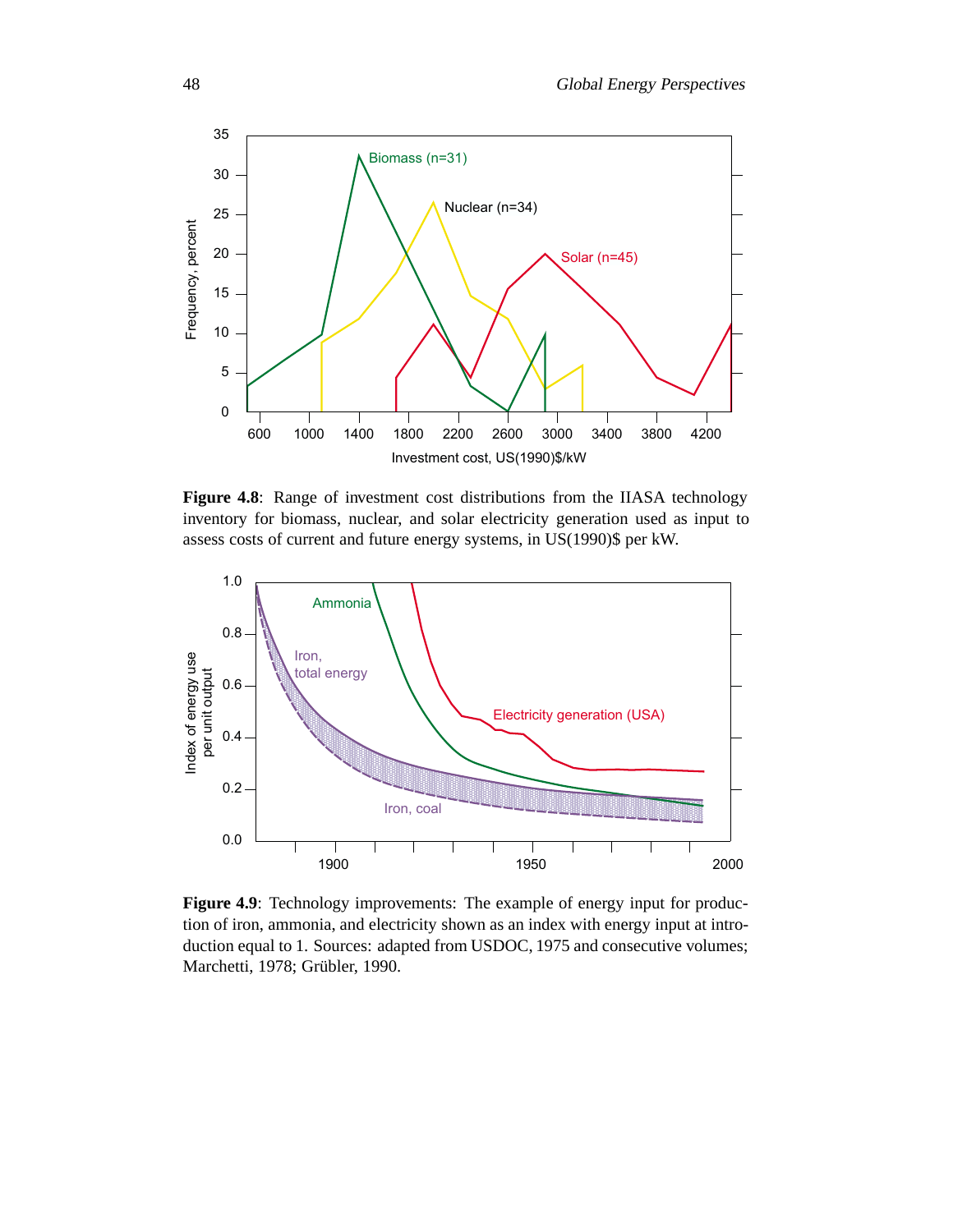**Figure 4.8**: Range of investment cost distributions from the IIASA technology inventory for biomass, nuclear, and solar electricity generation used as input to assess costs of current and future energy systems, in US(1990)$ per kW.

**Figure 4.9**: Technology improvements: The example of energy input for production of iron, ammonia, and electricity shown as an index with energy input at introduction equal to 1. Sources: adapted from USDOC, 1975 and consecutive volumes; Marchetti, 1978; Grübler, 1990.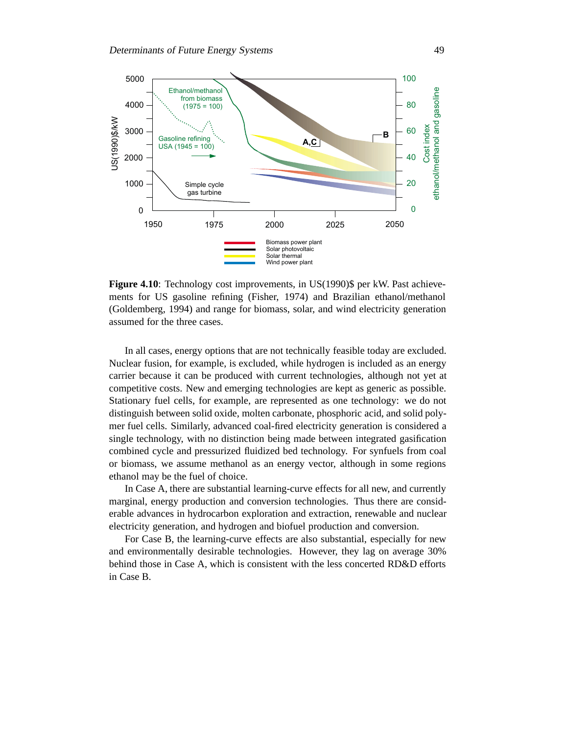**Figure 4.10**: Technology cost improvements, in US(1990)$ per kW. Past achievements for US gasoline refining (Fisher, 1974) and Brazilian ethanol/methanol (Goldemberg, 1994) and range for biomass, solar, and wind electricity generation assumed for the three cases.

In all cases, energy options that are not technically feasible today are excluded. Nuclear fusion, for example, is excluded, while hydrogen is included as an energy carrier because it can be produced with current technologies, although not yet at competitive costs. New and emerging technologies are kept as generic as possible. Stationary fuel cells, for example, are represented as one technology: we do not distinguish between solid oxide, molten carbonate, phosphoric acid, and solid polymer fuel cells. Similarly, advanced coal-fired electricity generation is considered a single technology, with no distinction being made between integrated gasification combined cycle and pressurized fluidized bed technology. For synfuels from coal or biomass, we assume methanol as an energy vector, although in some regions ethanol may be the fuel of choice.

In Case A, there are substantial learning-curve effects for all new, and currently marginal, energy production and conversion technologies. Thus there are considerable advances in hydrocarbon exploration and extraction, renewable and nuclear electricity generation, and hydrogen and biofuel production and conversion.

For Case B, the learning-curve effects are also substantial, especially for new and environmentally desirable technologies. However, they lag on average 30% behind those in Case A, which is consistent with the less concerted RD&D efforts in Case B.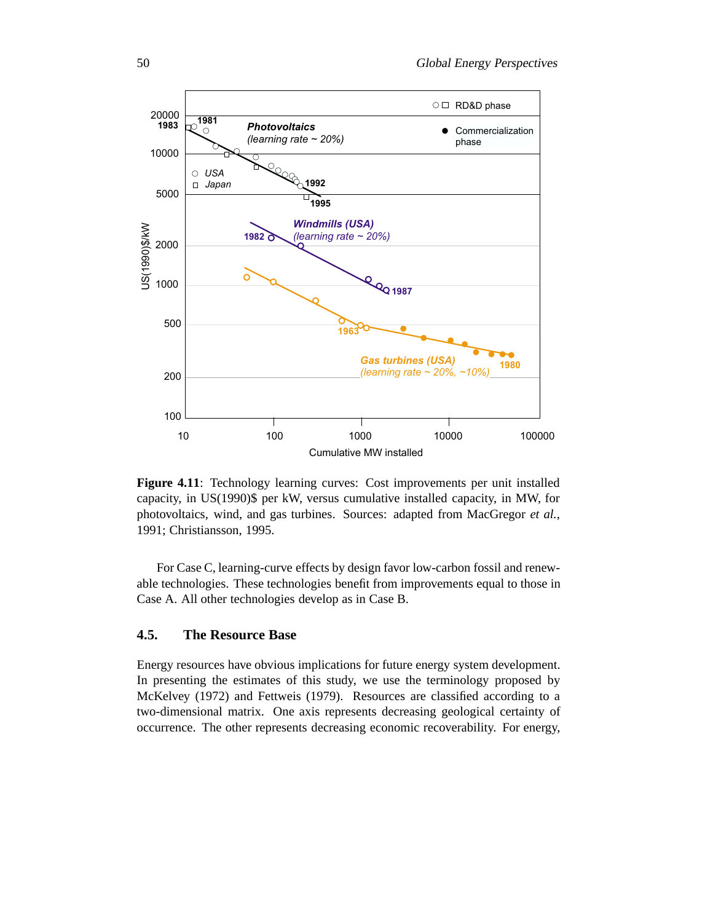**Figure 4.11**: Technology learning curves: Cost improvements per unit installed capacity, in US(1990)$ per kW, versus cumulative installed capacity, in MW, for photovoltaics, wind, and gas turbines. Sources: adapted from MacGregor *et al.*, 1991; Christiansson, 1995.

For Case C, learning-curve effects by design favor low-carbon fossil and renewable technologies. These technologies benefit from improvements equal to those in Case A. All other technologies develop as in Case B.

## 4.5. The Resource Base

Energy resources have obvious implications for future energy system development. In presenting the estimates of this study, we use the terminology proposed by McKelvey (1972) and Fettweis (1979). Resources are classified according to a two-dimensional matrix. One axis represents decreasing geological certainty of occurrence. The other represents decreasing economic recoverability. For energy,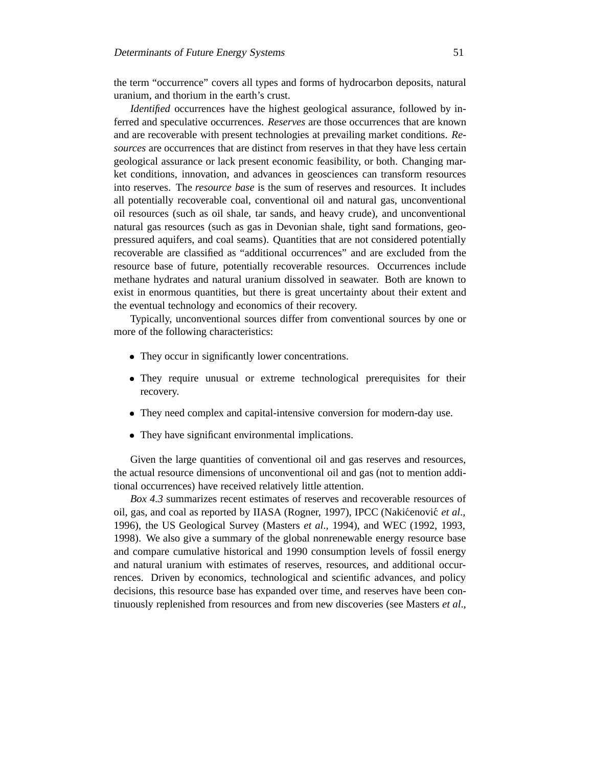the term "occurrence" covers all types and forms of hydrocarbon deposits, natural uranium, and thorium in the earth's crust.

*Identified* occurrences have the highest geological assurance, followed by inferred and speculative occurrences. *Reserves* are those occurrences that are known and are recoverable with present technologies at prevailing market conditions. *Resources* are occurrences that are distinct from reserves in that they have less certain geological assurance or lack present economic feasibility, or both. Changing market conditions, innovation, and advances in geosciences can transform resources into reserves. The *resource base* is the sum of reserves and resources. It includes all potentially recoverable coal, conventional oil and natural gas, unconventional oil resources (such as oil shale, tar sands, and heavy crude), and unconventional natural gas resources (such as gas in Devonian shale, tight sand formations, geopressured aquifers, and coal seams). Quantities that are not considered potentially recoverable are classified as "additional occurrences" and are excluded from the resource base of future, potentially recoverable resources. Occurrences include methane hydrates and natural uranium dissolved in seawater. Both are known to exist in enormous quantities, but there is great uncertainty about their extent and the eventual technology and economics of their recovery.

Typically, unconventional sources differ from conventional sources by one or more of the following characteristics:

- They occur in significantly lower concentrations.
- They require unusual or extreme technological prerequisites for their recovery.
- They need complex and capital-intensive conversion for modern-day use.
- They have significant environmental implications.

Given the large quantities of conventional oil and gas reserves and resources, the actual resource dimensions of unconventional oil and gas (not to mention additional occurrences) have received relatively little attention.

*Box 4.3* summarizes recent estimates of reserves and recoverable resources of oil, gas, and coal as reported by IIASA (Rogner, 1997), IPCC (Nakićenović *et al*., 1996), the US Geological Survey (Masters *et al*., 1994), and WEC (1992, 1993, 1998). We also give a summary of the global nonrenewable energy resource base and compare cumulative historical and 1990 consumption levels of fossil energy and natural uranium with estimates of reserves, resources, and additional occurrences. Driven by economics, technological and scientific advances, and policy decisions, this resource base has expanded over time, and reserves have been continuously replenished from resources and from new discoveries (see Masters *et al*.,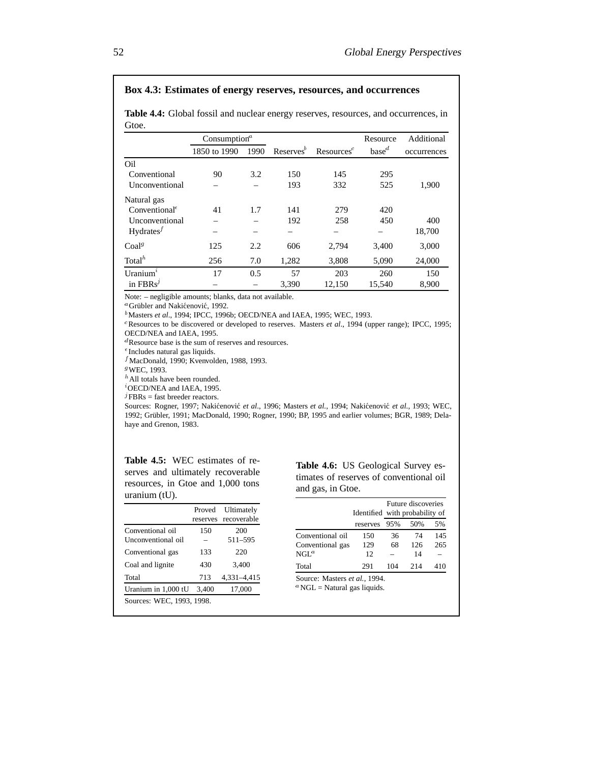### Box 4.3: Estimates of energy reserves, resources, and occurrences

**Table 4.4:** Global fossil and nuclear energy reserves, resources, and occurrences, in Gtoe.

| | Consumption[a] | | | | Resource | Additional |
|---|---|---|---|---|---|---|
| | 1850 to 1990 | 1990 | Reserves[b] | Resources[c] | base[d] | occurrences |
| Oil | | | | | | |
| Conventional | 90 | 3.2 | 150 | 145 | 295 | |
| Unconventional | – | – | 193 | 332 | 525 | 1,900 |
| Natural gas | | | | | | |
| Conventional[e] | 41 | 1.7 | 141 | 279 | 420 | |
| Unconventional | – | – | 192 | 258 | 450 | 400 |
| Hydrates[f] | – | – | – | – | – | 18,700 |
| Coal[g] | 125 | 2.2 | 606 | 2,794 | 3,400 | 3,000 |
| Total[h] | 256 | 7.0 | 1,282 | 3,808 | 5,090 | 24,000 |
| Uranium[i] | 17 | 0.5 | 57 | 203 | 260 | 150 |
| in FBRs[j] | – | – | 3,390 | 12,150 | 15,540 | 8,900 |

Note: – negligible amounts; blanks, data not available.
[a] Grübler and Nakićenović, 1992.
[b] Masters *et al*., 1994; IPCC, 1996b; OECD/NEA and IAEA, 1995; WEC, 1993.
[c] Resources to be discovered or developed to reserves. Masters *et al*., 1994 (upper range); IPCC, 1995; OECD/NEA and IAEA, 1995.
[d] Resource base is the sum of reserves and resources.
[e] Includes natural gas liquids.
[f] MacDonald, 1990; Kvenvolden, 1988, 1993.
[g] WEC, 1993.
[h] All totals have been rounded.
[i] OECD/NEA and IAEA, 1995.
[j] FBRs = fast breeder reactors.
Sources: Rogner, 1997; Nakićenović *et al*., 1996; Masters *et al.*, 1994; Nakićenović *et al.*, 1993; WEC, 1992; Grübler, 1991; MacDonald, 1990; Rogner, 1990; BP, 1995 and earlier volumes; BGR, 1989; Delahaye and Grenon, 1983.

**Table 4.5:** WEC estimates of reserves and ultimately recoverable resources, in Gtoe and 1,000 tons uranium (tU).

| | Proved reserves | Ultimately recoverable |
|---|---|---|
| Conventional oil | 150 | 200 |
| Unconventional oil | – | 511–595 |
| Conventional gas | 133 | 220 |
| Coal and lignite | 430 | 3,400 |
| Total | 713 | 4,331–4,415 |
| Uranium in 1,000 tU | 3,400 | 17,000 |

Sources: WEC, 1993, 1998.

**Table 4.6:** US Geological Survey estimates of reserves of conventional oil and gas, in Gtoe.

| | Identified | Future discoveries with probability of | | |
|---|---|---|---|---|
| | reserves | 95% | 50% | 5% |
| Conventional oil | 150 | 36 | 74 | 145 |
| Conventional gas | 129 | 68 | 126 | 265 |
| NGL[a] | 12 | – | 14 | – |
| Total | 291 | 104 | 214 | 410 |

Source: Masters *et al.*, 1994.
[a] NGL = Natural gas liquids.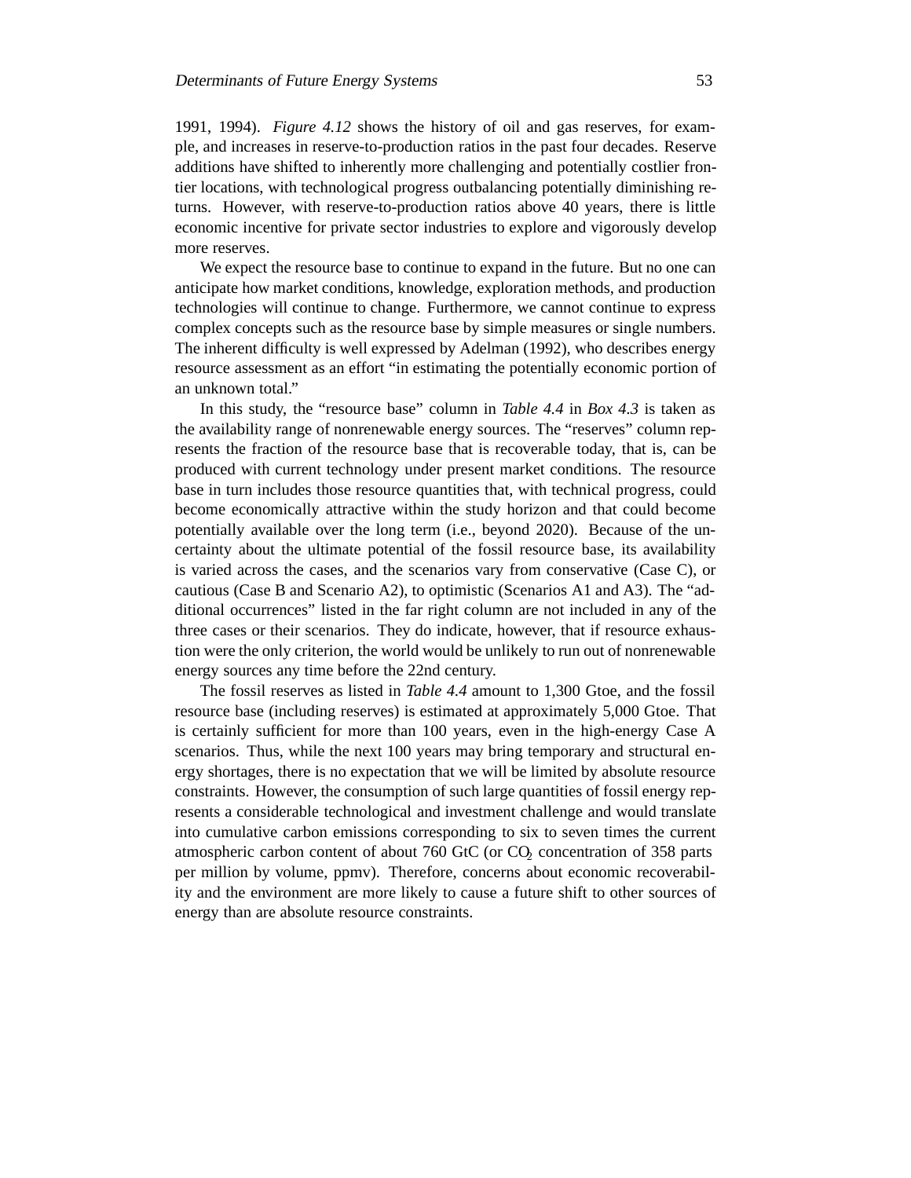1991, 1994). *Figure 4.12* shows the history of oil and gas reserves, for example, and increases in reserve-to-production ratios in the past four decades. Reserve additions have shifted to inherently more challenging and potentially costlier frontier locations, with technological progress outbalancing potentially diminishing returns. However, with reserve-to-production ratios above 40 years, there is little economic incentive for private sector industries to explore and vigorously develop more reserves.

We expect the resource base to continue to expand in the future. But no one can anticipate how market conditions, knowledge, exploration methods, and production technologies will continue to change. Furthermore, we cannot continue to express complex concepts such as the resource base by simple measures or single numbers. The inherent difficulty is well expressed by Adelman (1992), who describes energy resource assessment as an effort "in estimating the potentially economic portion of an unknown total."

In this study, the "resource base" column in *Table 4.4* in *Box 4.3* is taken as the availability range of nonrenewable energy sources. The "reserves" column represents the fraction of the resource base that is recoverable today, that is, can be produced with current technology under present market conditions. The resource base in turn includes those resource quantities that, with technical progress, could become economically attractive within the study horizon and that could become potentially available over the long term (i.e., beyond 2020). Because of the uncertainty about the ultimate potential of the fossil resource base, its availability is varied across the cases, and the scenarios vary from conservative (Case C), or cautious (Case B and Scenario A2), to optimistic (Scenarios A1 and A3). The "additional occurrences" listed in the far right column are not included in any of the three cases or their scenarios. They do indicate, however, that if resource exhaustion were the only criterion, the world would be unlikely to run out of nonrenewable energy sources any time before the 22nd century.

The fossil reserves as listed in *Table 4.4* amount to 1,300 Gtoe, and the fossil resource base (including reserves) is estimated at approximately 5,000 Gtoe. That is certainly sufficient for more than 100 years, even in the high-energy Case A scenarios. Thus, while the next 100 years may bring temporary and structural energy shortages, there is no expectation that we will be limited by absolute resource constraints. However, the consumption of such large quantities of fossil energy represents a considerable technological and investment challenge and would translate into cumulative carbon emissions corresponding to six to seven times the current atmospheric carbon content of about 760 GtC (or $CO_2$ concentration of 358 parts per million by volume, ppmv). Therefore, concerns about economic recoverability and the environment are more likely to cause a future shift to other sources of energy than are absolute resource constraints.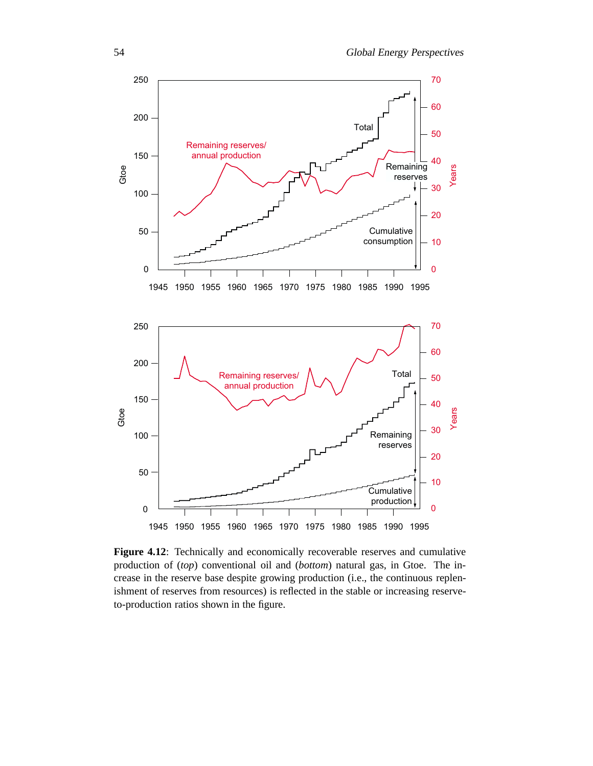**Figure 4.12**: Technically and economically recoverable reserves and cumulative production of (*top*) conventional oil and (*bottom*) natural gas, in Gtoe. The increase in the reserve base despite growing production (i.e., the continuous replenishment of reserves from resources) is reflected in the stable or increasing reserve-to-production ratios shown in the figure.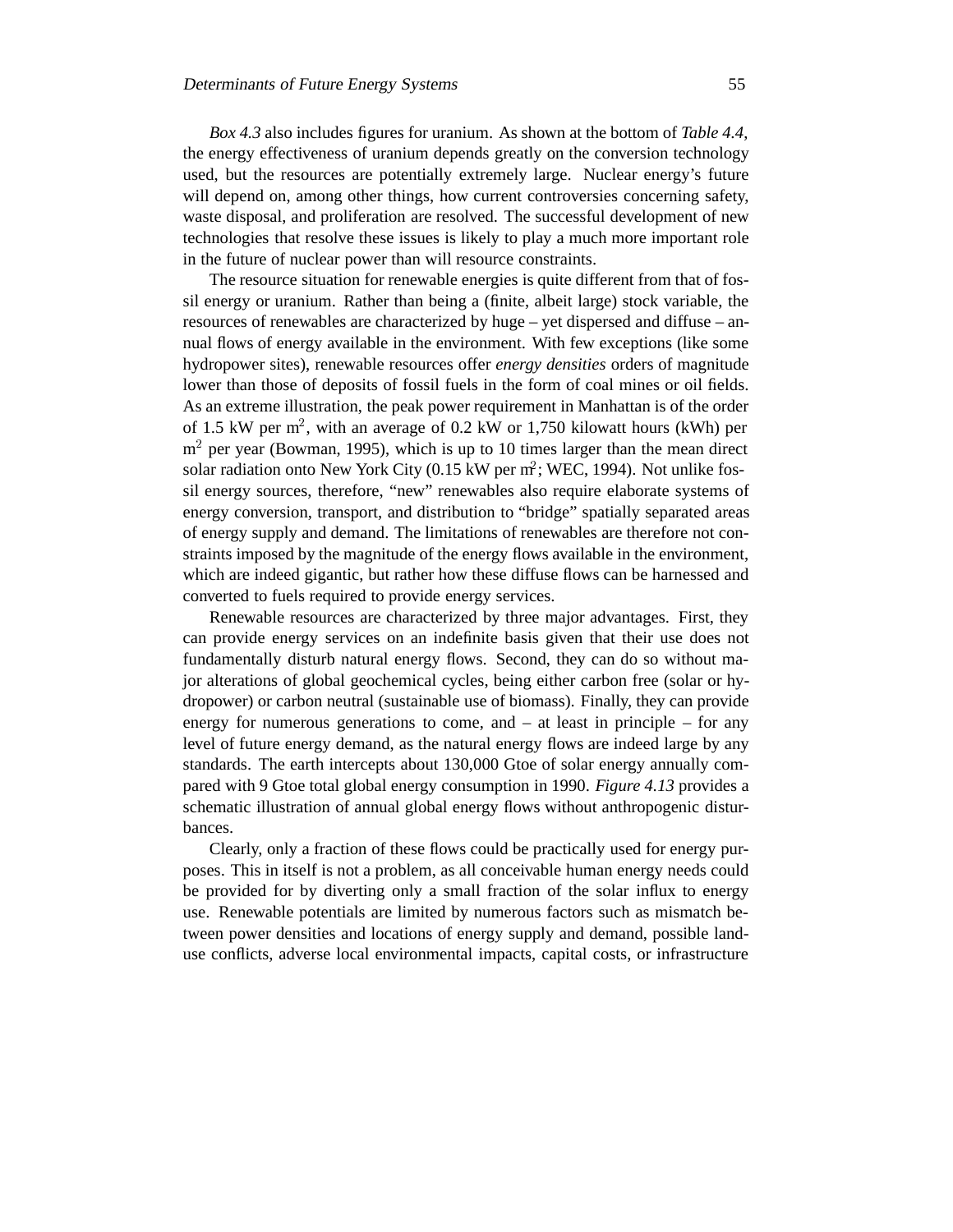*Box 4.3* also includes figures for uranium. As shown at the bottom of *Table 4.4*, the energy effectiveness of uranium depends greatly on the conversion technology used, but the resources are potentially extremely large. Nuclear energy's future will depend on, among other things, how current controversies concerning safety, waste disposal, and proliferation are resolved. The successful development of new technologies that resolve these issues is likely to play a much more important role in the future of nuclear power than will resource constraints.

The resource situation for renewable energies is quite different from that of fossil energy or uranium. Rather than being a (finite, albeit large) stock variable, the resources of renewables are characterized by huge – yet dispersed and diffuse – annual flows of energy available in the environment. With few exceptions (like some hydropower sites), renewable resources offer *energy densities* orders of magnitude lower than those of deposits of fossil fuels in the form of coal mines or oil fields. As an extreme illustration, the peak power requirement in Manhattan is of the order of 1.5 kW per $m^2$, with an average of 0.2 kW or 1,750 kilowatt hours (kWh) per $m^2$ per year (Bowman, 1995), which is up to 10 times larger than the mean direct solar radiation onto New York City (0.15 kW per $m^2$; WEC, 1994). Not unlike fossil energy sources, therefore, "new" renewables also require elaborate systems of energy conversion, transport, and distribution to "bridge" spatially separated areas of energy supply and demand. The limitations of renewables are therefore not constraints imposed by the magnitude of the energy flows available in the environment, which are indeed gigantic, but rather how these diffuse flows can be harnessed and converted to fuels required to provide energy services.

Renewable resources are characterized by three major advantages. First, they can provide energy services on an indefinite basis given that their use does not fundamentally disturb natural energy flows. Second, they can do so without major alterations of global geochemical cycles, being either carbon free (solar or hydropower) or carbon neutral (sustainable use of biomass). Finally, they can provide energy for numerous generations to come, and – at least in principle – for any level of future energy demand, as the natural energy flows are indeed large by any standards. The earth intercepts about 130,000 Gtoe of solar energy annually compared with 9 Gtoe total global energy consumption in 1990. *Figure 4.13* provides a schematic illustration of annual global energy flows without anthropogenic disturbances.

Clearly, only a fraction of these flows could be practically used for energy purposes. This in itself is not a problem, as all conceivable human energy needs could be provided for by diverting only a small fraction of the solar influx to energy use. Renewable potentials are limited by numerous factors such as mismatch between power densities and locations of energy supply and demand, possible land-use conflicts, adverse local environmental impacts, capital costs, or infrastructure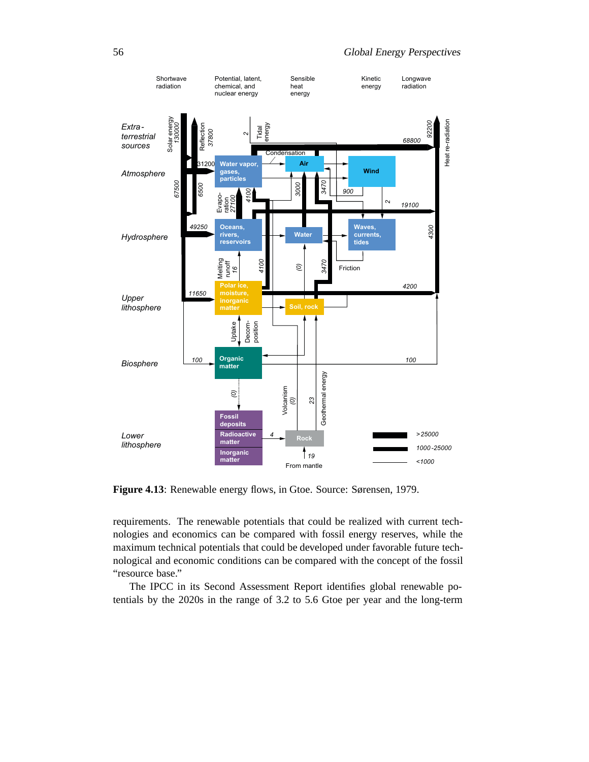**Figure 4.13**: Renewable energy flows, in Gtoe. Source: Sørensen, 1979.

requirements. The renewable potentials that could be realized with current technologies and economics can be compared with fossil energy reserves, while the maximum technical potentials that could be developed under favorable future technological and economic conditions can be compared with the concept of the fossil "resource base."

The IPCC in its Second Assessment Report identifies global renewable potentials by the 2020s in the range of 3.2 to 5.6 Gtoe per year and the long-term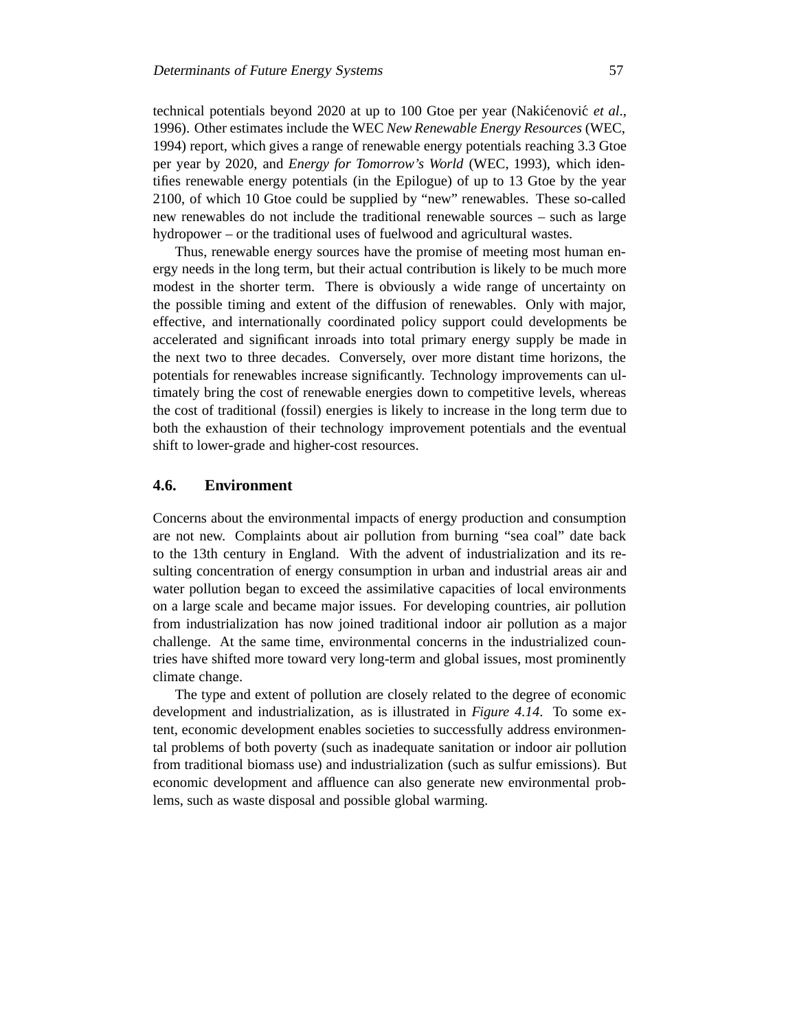technical potentials beyond 2020 at up to 100 Gtoe per year (Nakićenović *et al.*, 1996). Other estimates include the WEC *New Renewable Energy Resources* (WEC, 1994) report, which gives a range of renewable energy potentials reaching 3.3 Gtoe per year by 2020, and *Energy for Tomorrow's World* (WEC, 1993), which identifies renewable energy potentials (in the Epilogue) of up to 13 Gtoe by the year 2100, of which 10 Gtoe could be supplied by "new" renewables. These so-called new renewables do not include the traditional renewable sources – such as large hydropower – or the traditional uses of fuelwood and agricultural wastes.

Thus, renewable energy sources have the promise of meeting most human energy needs in the long term, but their actual contribution is likely to be much more modest in the shorter term. There is obviously a wide range of uncertainty on the possible timing and extent of the diffusion of renewables. Only with major, effective, and internationally coordinated policy support could developments be accelerated and significant inroads into total primary energy supply be made in the next two to three decades. Conversely, over more distant time horizons, the potentials for renewables increase significantly. Technology improvements can ultimately bring the cost of renewable energies down to competitive levels, whereas the cost of traditional (fossil) energies is likely to increase in the long term due to both the exhaustion of their technology improvement potentials and the eventual shift to lower-grade and higher-cost resources.

## 4.6. Environment

Concerns about the environmental impacts of energy production and consumption are not new. Complaints about air pollution from burning "sea coal" date back to the 13th century in England. With the advent of industrialization and its resulting concentration of energy consumption in urban and industrial areas air and water pollution began to exceed the assimilative capacities of local environments on a large scale and became major issues. For developing countries, air pollution from industrialization has now joined traditional indoor air pollution as a major challenge. At the same time, environmental concerns in the industrialized countries have shifted more toward very long-term and global issues, most prominently climate change.

The type and extent of pollution are closely related to the degree of economic development and industrialization, as is illustrated in *Figure 4.14*. To some extent, economic development enables societies to successfully address environmental problems of both poverty (such as inadequate sanitation or indoor air pollution from traditional biomass use) and industrialization (such as sulfur emissions). But economic development and affluence can also generate new environmental problems, such as waste disposal and possible global warming.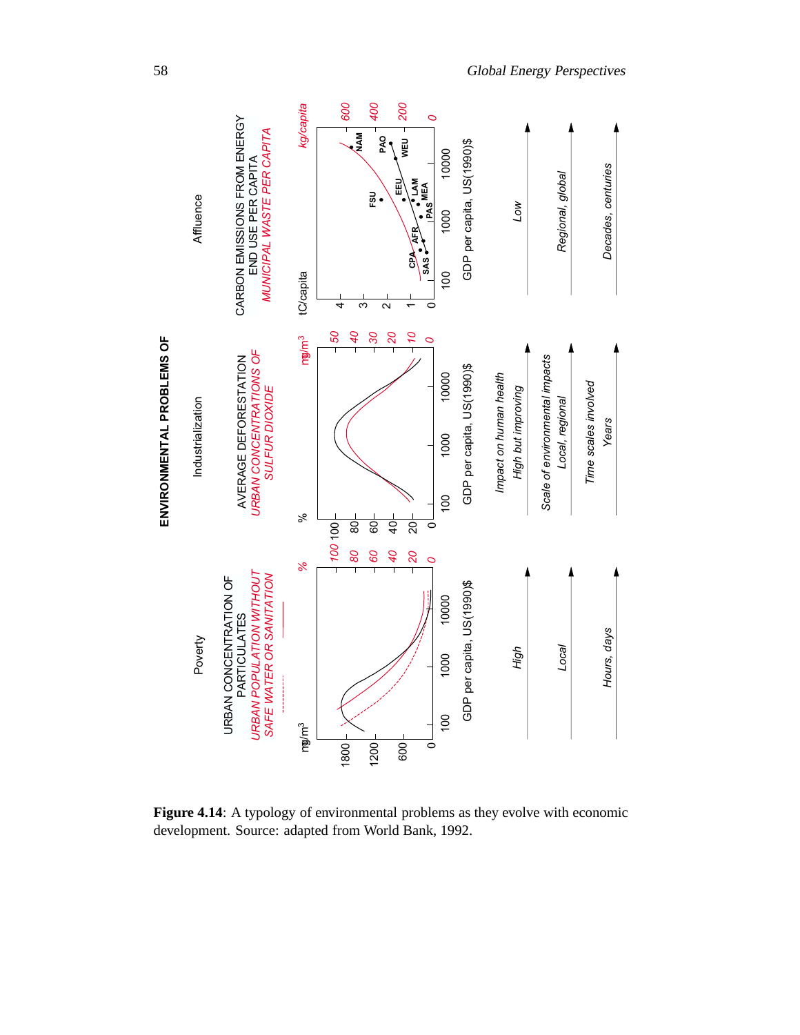**ENVIRONMENTAL PROBLEMS OF**

| | Poverty | Industrialization | Affluence |
| --- | --- | --- | --- |
| | URBAN CONCENTRATION OF PARTICULATES / *URBAN POPULATION WITHOUT SAFE WATER OR SANITATION* | AVERAGE DEFORESTATION / *URBAN CONCENTRATIONS OF SULFUR DIOXIDE* | CARBON EMISSIONS FROM ENERGY END USE PER CAPITA / *MUNICIPAL WASTE PER CAPITA* |
| *Impact on human health* | *High* | *High but improving* | *Low* |
| *Scale of environmental impacts* | *Local* | *Local, regional* | *Regional, global* |
| *Time scales involved* | *Hours, days* | *Years* | *Decades, centuries* |

**Figure 4.14**: A typology of environmental problems as they evolve with economic development. Source: adapted from World Bank, 1992.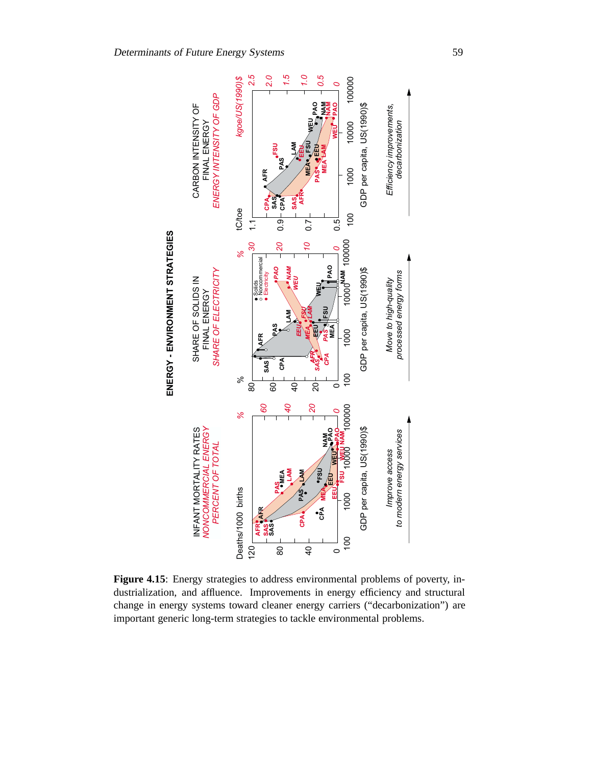**Figure 4.15**: Energy strategies to address environmental problems of poverty, industrialization, and affluence. Improvements in energy efficiency and structural change in energy systems toward cleaner energy carriers ("decarbonization") are important generic long-term strategies to tackle environmental problems.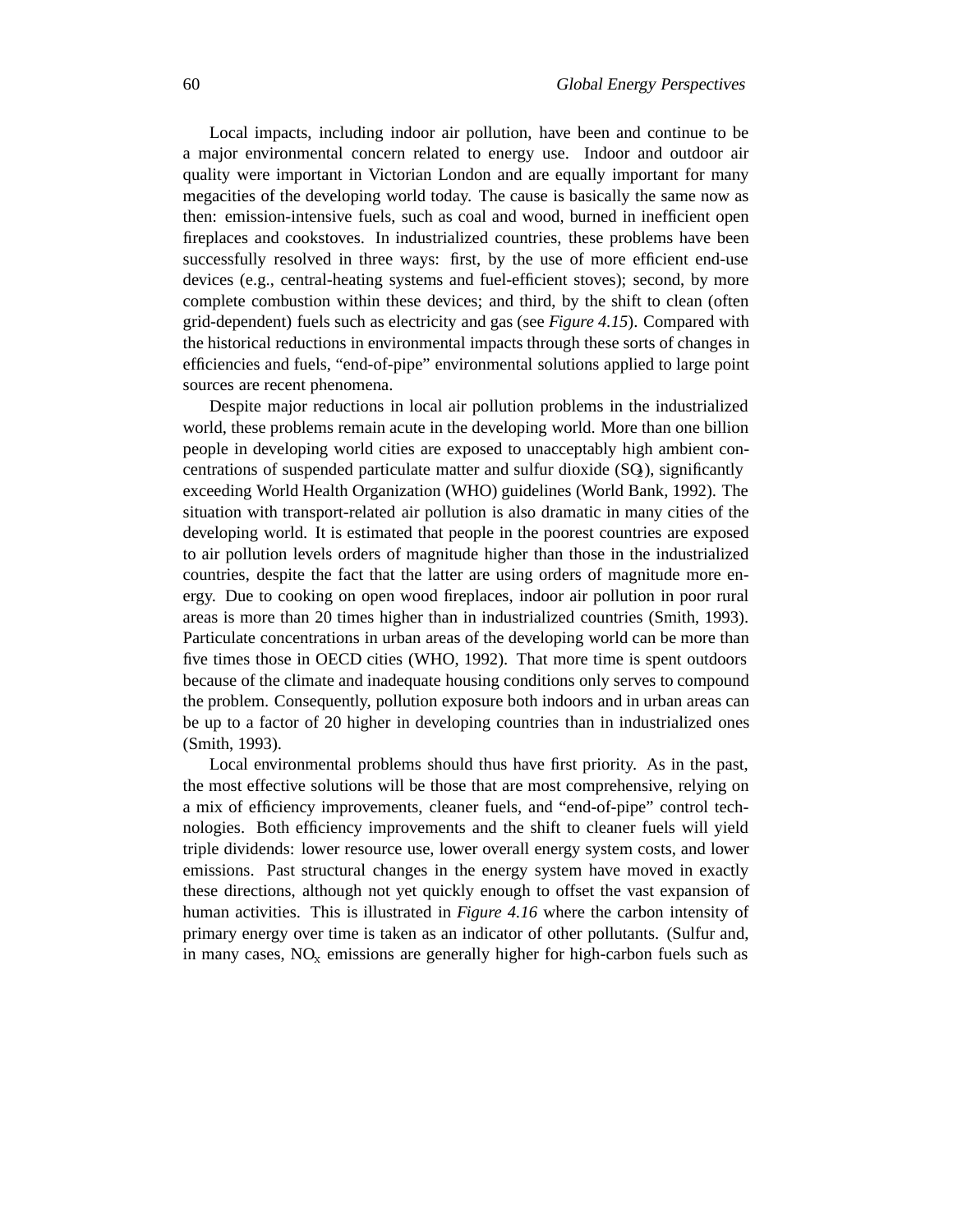Local impacts, including indoor air pollution, have been and continue to be a major environmental concern related to energy use. Indoor and outdoor air quality were important in Victorian London and are equally important for many megacities of the developing world today. The cause is basically the same now as then: emission-intensive fuels, such as coal and wood, burned in inefficient open fireplaces and cookstoves. In industrialized countries, these problems have been successfully resolved in three ways: first, by the use of more efficient end-use devices (e.g., central-heating systems and fuel-efficient stoves); second, by more complete combustion within these devices; and third, by the shift to clean (often grid-dependent) fuels such as electricity and gas (see *Figure 4.15*). Compared with the historical reductions in environmental impacts through these sorts of changes in efficiencies and fuels, "end-of-pipe" environmental solutions applied to large point sources are recent phenomena.

Despite major reductions in local air pollution problems in the industrialized world, these problems remain acute in the developing world. More than one billion people in developing world cities are exposed to unacceptably high ambient concentrations of suspended particulate matter and sulfur dioxide ($SO_2$), significantly exceeding World Health Organization (WHO) guidelines (World Bank, 1992). The situation with transport-related air pollution is also dramatic in many cities of the developing world. It is estimated that people in the poorest countries are exposed to air pollution levels orders of magnitude higher than those in the industrialized countries, despite the fact that the latter are using orders of magnitude more energy. Due to cooking on open wood fireplaces, indoor air pollution in poor rural areas is more than 20 times higher than in industrialized countries (Smith, 1993). Particulate concentrations in urban areas of the developing world can be more than five times those in OECD cities (WHO, 1992). That more time is spent outdoors because of the climate and inadequate housing conditions only serves to compound the problem. Consequently, pollution exposure both indoors and in urban areas can be up to a factor of 20 higher in developing countries than in industrialized ones (Smith, 1993).

Local environmental problems should thus have first priority. As in the past, the most effective solutions will be those that are most comprehensive, relying on a mix of efficiency improvements, cleaner fuels, and "end-of-pipe" control technologies. Both efficiency improvements and the shift to cleaner fuels will yield triple dividends: lower resource use, lower overall energy system costs, and lower emissions. Past structural changes in the energy system have moved in exactly these directions, although not yet quickly enough to offset the vast expansion of human activities. This is illustrated in *Figure 4.16* where the carbon intensity of primary energy over time is taken as an indicator of other pollutants. (Sulfur and, in many cases, $NO_x$ emissions are generally higher for high-carbon fuels such as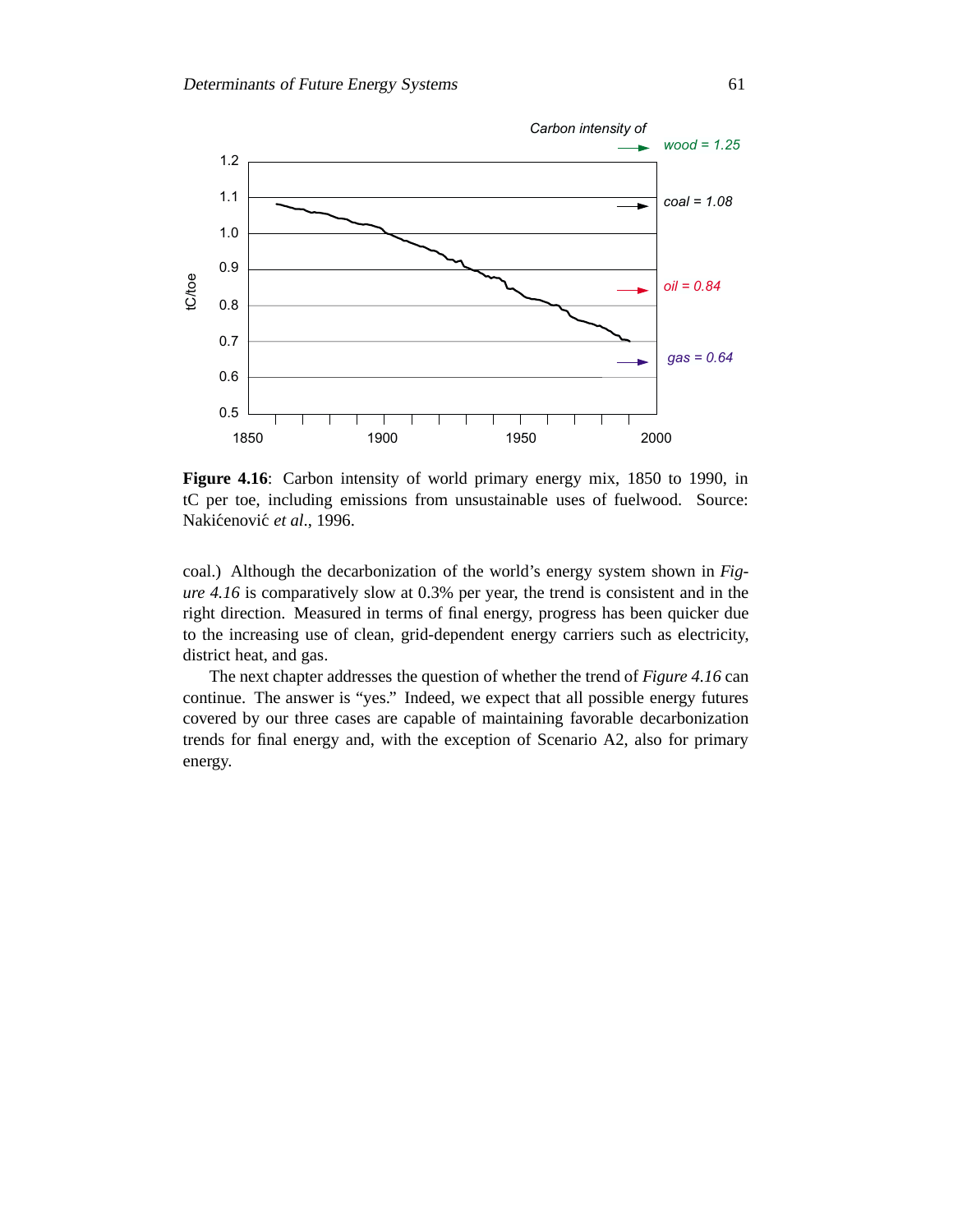Carbon intensity of

wood = 1.25

coal = 1.08

oil = 0.84

gas = 0.64

tC/toe

1.2
1.1
1.0
0.9
0.8
0.7
0.6
0.5

1850 1900 1950 2000

**Figure 4.16**: Carbon intensity of world primary energy mix, 1850 to 1990, in tC per toe, including emissions from unsustainable uses of fuelwood. Source: Nakićenović *et al*., 1996.

coal.) Although the decarbonization of the world's energy system shown in *Figure 4.16* is comparatively slow at 0.3% per year, the trend is consistent and in the right direction. Measured in terms of final energy, progress has been quicker due to the increasing use of clean, grid-dependent energy carriers such as electricity, district heat, and gas.

The next chapter addresses the question of whether the trend of *Figure 4.16* can continue. The answer is "yes." Indeed, we expect that all possible energy futures covered by our three cases are capable of maintaining favorable decarbonization trends for final energy and, with the exception of Scenario A2, also for primary energy.